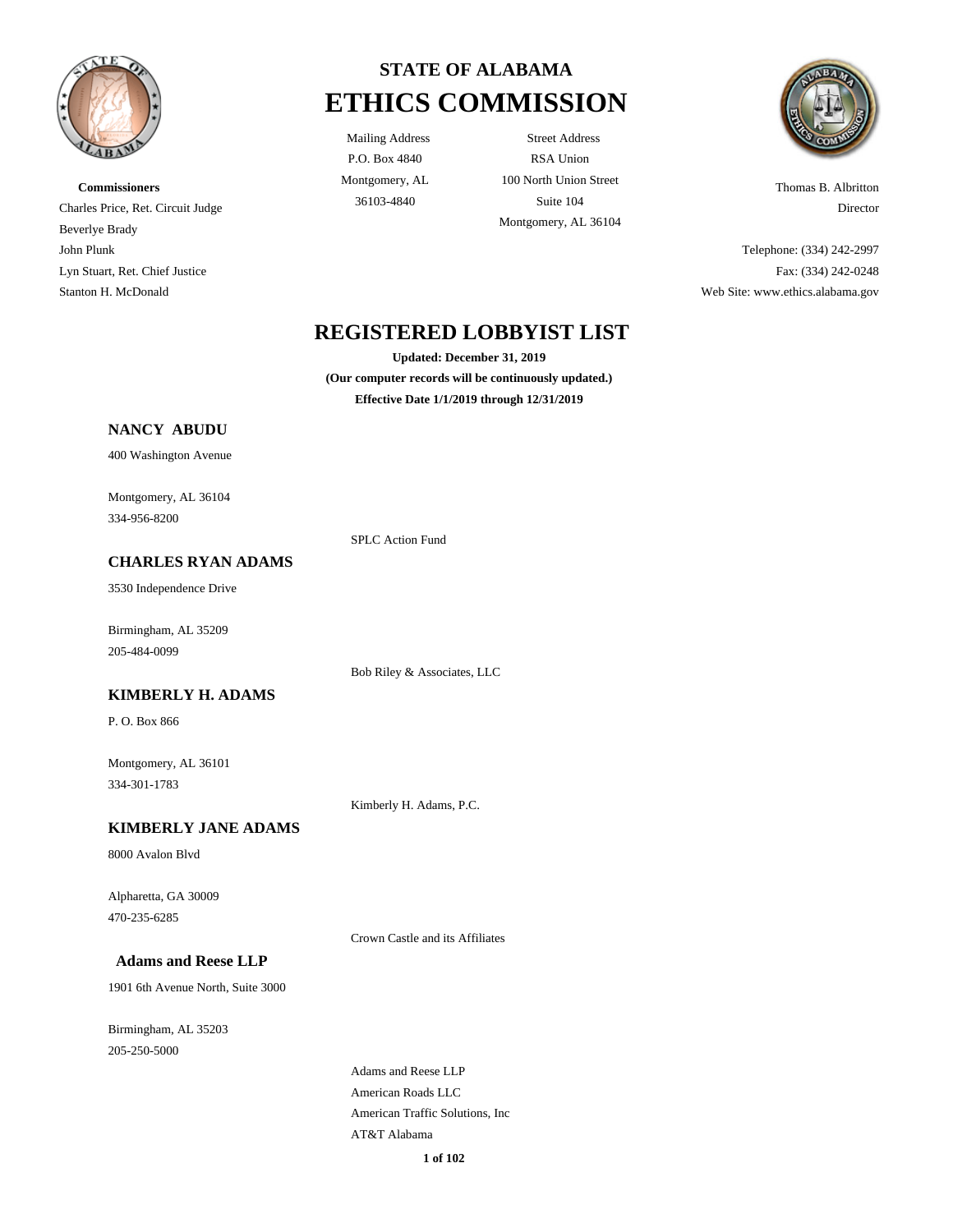# STATE OF ALABAMA
# ETHICS COMMISSION

Mailing Address
P.O. Box 4840
Montgomery, AL
36103-4840

Street Address
RSA Union
100 North Union Street
Suite 104
Montgomery, AL 36104

**Commissioners**
Charles Price, Ret. Circuit Judge
Beverlye Brady
John Plunk
Lyn Stuart, Ret. Chief Justice
Stanton H. McDonald

Thomas B. Albritton
Director

Telephone: (334) 242-2997
Fax: (334) 242-0248
Web Site: www.ethics.alabama.gov

## REGISTERED LOBBYIST LIST

**Updated: December 31, 2019**
**(Our computer records will be continuously updated.)**
**Effective Date 1/1/2019 through 12/31/2019**

### NANCY ABUDU

400 Washington Avenue

Montgomery, AL 36104
334-956-8200

SPLC Action Fund

### CHARLES RYAN ADAMS

3530 Independence Drive

Birmingham, AL 35209
205-484-0099

Bob Riley & Associates, LLC

### KIMBERLY H. ADAMS

P. O. Box 866

Montgomery, AL 36101
334-301-1783

Kimberly H. Adams, P.C.

### KIMBERLY JANE ADAMS

8000 Avalon Blvd

Alpharetta, GA 30009
470-235-6285

Crown Castle and its Affiliates

### Adams and Reese LLP

1901 6th Avenue North, Suite 3000

Birmingham, AL 35203
205-250-5000

Adams and Reese LLP
American Roads LLC
American Traffic Solutions, Inc
AT&T Alabama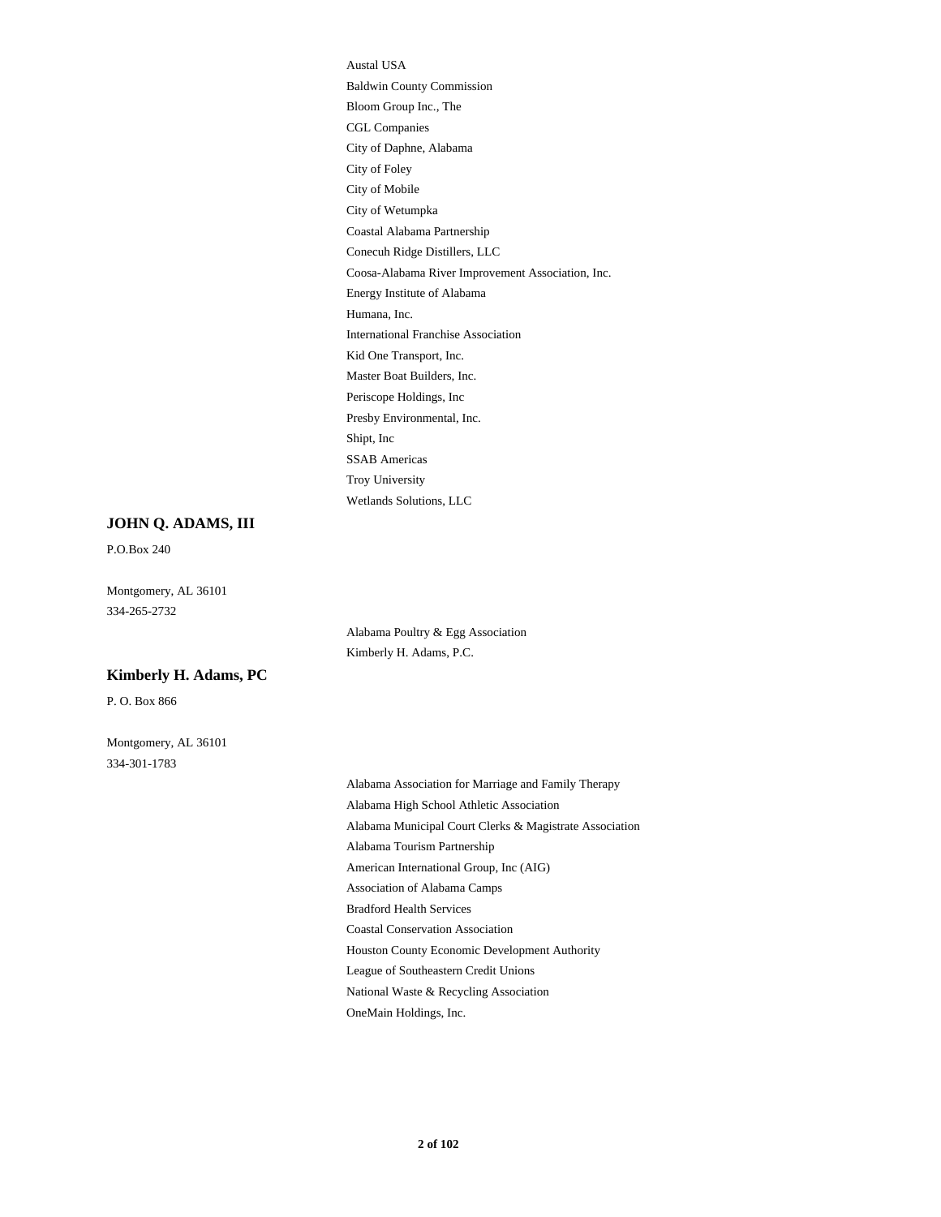Austal USA
Baldwin County Commission
Bloom Group Inc., The
CGL Companies
City of Daphne, Alabama
City of Foley
City of Mobile
City of Wetumpka
Coastal Alabama Partnership
Conecuh Ridge Distillers, LLC
Coosa-Alabama River Improvement Association, Inc.
Energy Institute of Alabama
Humana, Inc.
International Franchise Association
Kid One Transport, Inc.
Master Boat Builders, Inc.
Periscope Holdings, Inc
Presby Environmental, Inc.
Shipt, Inc
SSAB Americas
Troy University
Wetlands Solutions, LLC

**JOHN Q. ADAMS, III**

P.O.Box 240

Montgomery, AL 36101
334-265-2732

Alabama Poultry & Egg Association
Kimberly H. Adams, P.C.

**Kimberly H. Adams, PC**

P. O. Box 866

Montgomery, AL 36101
334-301-1783

Alabama Association for Marriage and Family Therapy
Alabama High School Athletic Association
Alabama Municipal Court Clerks & Magistrate Association
Alabama Tourism Partnership
American International Group, Inc (AIG)
Association of Alabama Camps
Bradford Health Services
Coastal Conservation Association
Houston County Economic Development Authority
League of Southeastern Credit Unions
National Waste & Recycling Association
OneMain Holdings, Inc.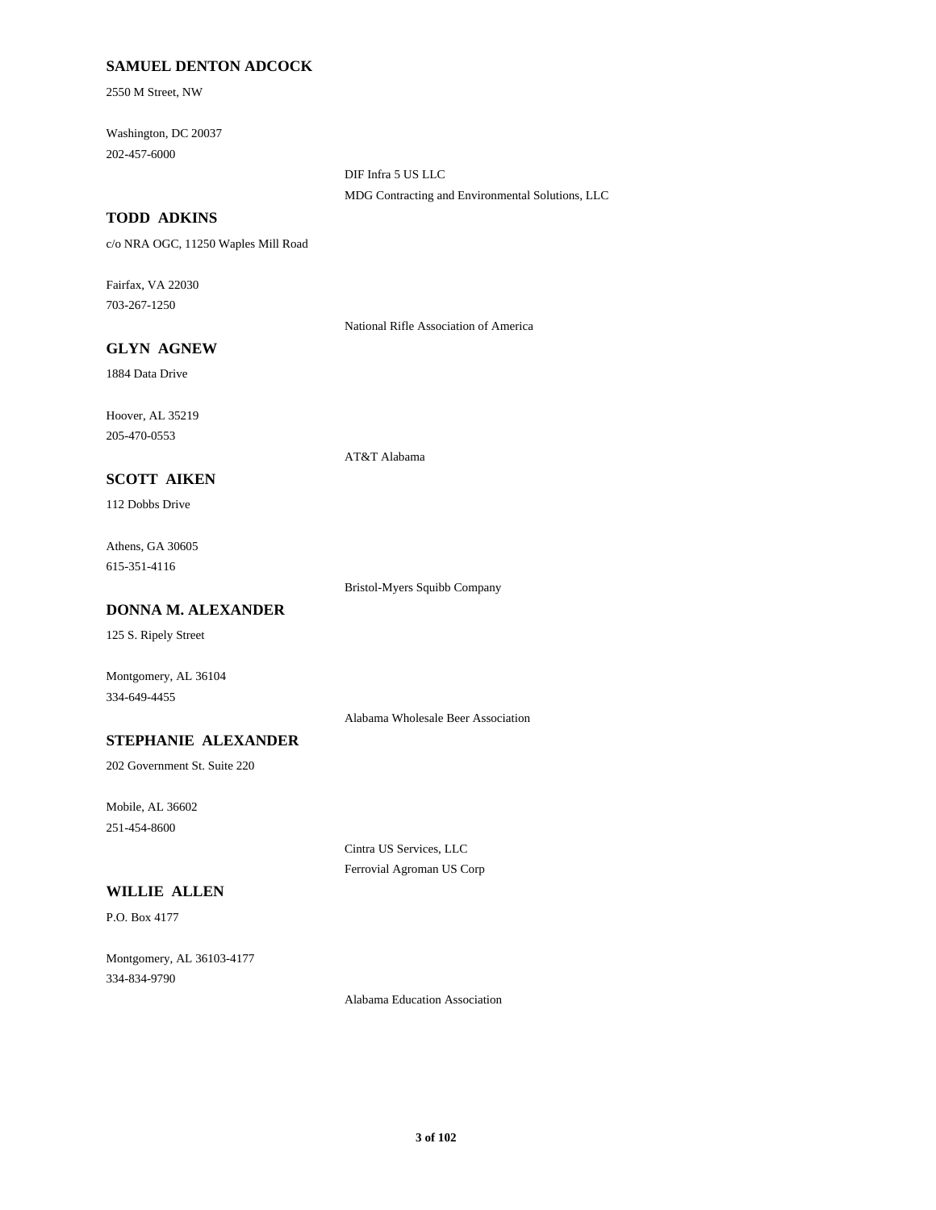**SAMUEL DENTON ADCOCK**

2550 M Street, NW

Washington, DC 20037
202-457-6000

DIF Infra 5 US LLC
MDG Contracting and Environmental Solutions, LLC

**TODD ADKINS**

c/o NRA OGC, 11250 Waples Mill Road

Fairfax, VA 22030
703-267-1250

National Rifle Association of America

**GLYN AGNEW**

1884 Data Drive

Hoover, AL 35219
205-470-0553

AT&T Alabama

**SCOTT AIKEN**

112 Dobbs Drive

Athens, GA 30605
615-351-4116

Bristol-Myers Squibb Company

**DONNA M. ALEXANDER**

125 S. Ripely Street

Montgomery, AL 36104
334-649-4455

Alabama Wholesale Beer Association

**STEPHANIE ALEXANDER**

202 Government St. Suite 220

Mobile, AL 36602
251-454-8600

Cintra US Services, LLC
Ferrovial Agroman US Corp

**WILLIE ALLEN**

P.O. Box 4177

Montgomery, AL 36103-4177
334-834-9790

Alabama Education Association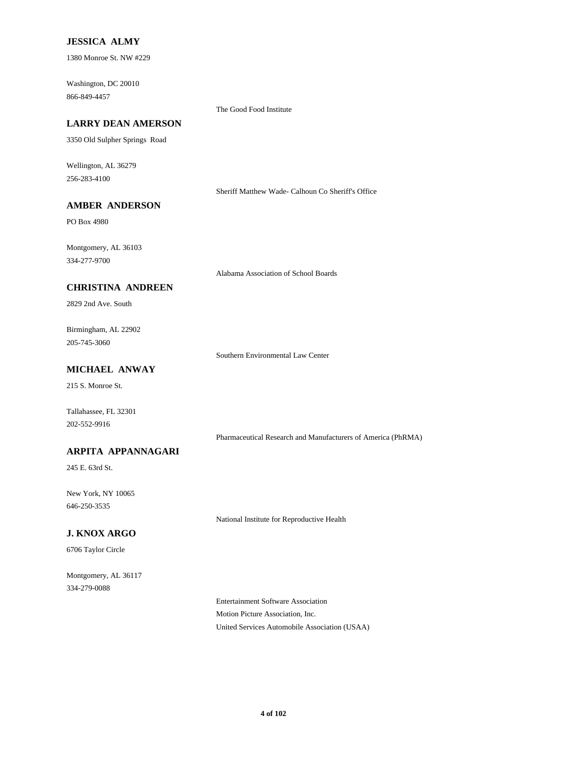**JESSICA ALMY**

1380 Monroe St. NW #229

Washington, DC 20010
866-849-4457

The Good Food Institute

**LARRY DEAN AMERSON**

3350 Old Sulpher Springs Road

Wellington, AL 36279
256-283-4100

Sheriff Matthew Wade- Calhoun Co Sheriff's Office

**AMBER ANDERSON**

PO Box 4980

Montgomery, AL 36103
334-277-9700

Alabama Association of School Boards

**CHRISTINA ANDREEN**

2829 2nd Ave. South

Birmingham, AL 22902
205-745-3060

Southern Environmental Law Center

**MICHAEL ANWAY**

215 S. Monroe St.

Tallahassee, FL 32301
202-552-9916

Pharmaceutical Research and Manufacturers of America (PhRMA)

**ARPITA APPANNAGARI**

245 E. 63rd St.

New York, NY 10065
646-250-3535

National Institute for Reproductive Health

**J. KNOX ARGO**

6706 Taylor Circle

Montgomery, AL 36117
334-279-0088

Entertainment Software Association
Motion Picture Association, Inc.
United Services Automobile Association (USAA)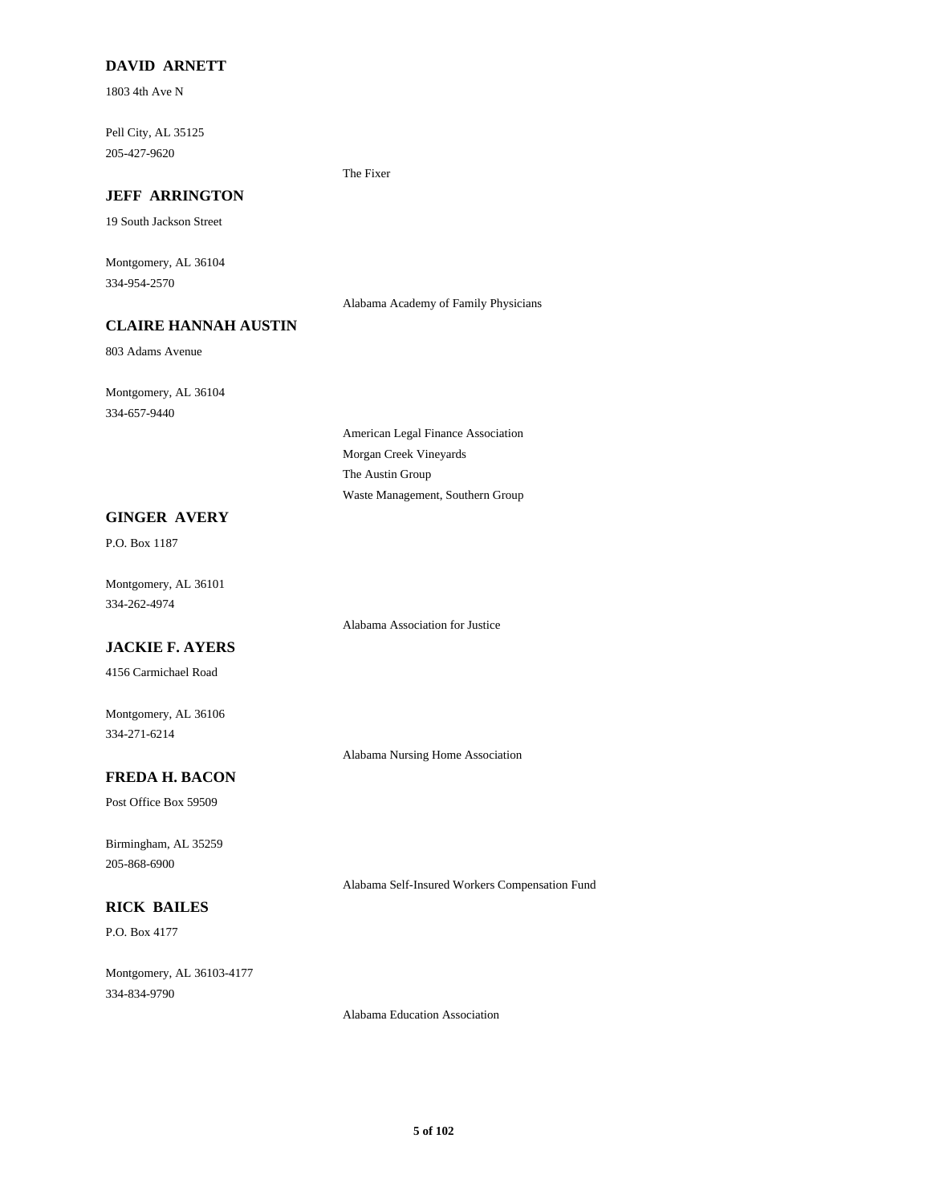**DAVID ARNETT**

1803 4th Ave N

Pell City, AL 35125
205-427-9620

The Fixer

**JEFF ARRINGTON**

19 South Jackson Street

Montgomery, AL 36104
334-954-2570

Alabama Academy of Family Physicians

**CLAIRE HANNAH AUSTIN**

803 Adams Avenue

Montgomery, AL 36104
334-657-9440

American Legal Finance Association
Morgan Creek Vineyards
The Austin Group
Waste Management, Southern Group

**GINGER AVERY**

P.O. Box 1187

Montgomery, AL 36101
334-262-4974

Alabama Association for Justice

**JACKIE F. AYERS**

4156 Carmichael Road

Montgomery, AL 36106
334-271-6214

Alabama Nursing Home Association

**FREDA H. BACON**

Post Office Box 59509

Birmingham, AL 35259
205-868-6900

Alabama Self-Insured Workers Compensation Fund

**RICK BAILES**

P.O. Box 4177

Montgomery, AL 36103-4177
334-834-9790

Alabama Education Association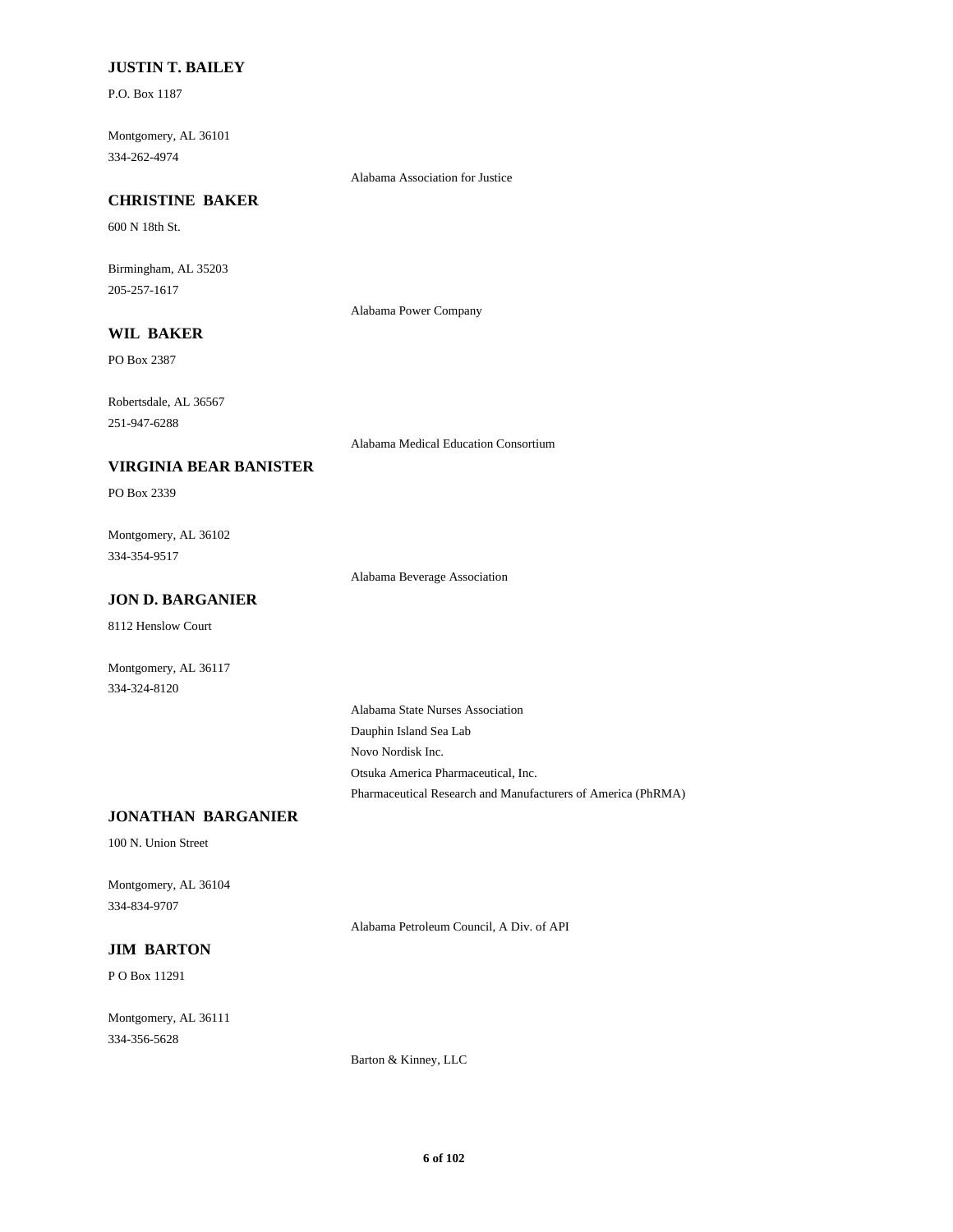**JUSTIN T. BAILEY**

P.O. Box 1187

Montgomery, AL 36101
334-262-4974

Alabama Association for Justice

**CHRISTINE BAKER**

600 N 18th St.

Birmingham, AL 35203
205-257-1617

Alabama Power Company

**WIL BAKER**

PO Box 2387

Robertsdale, AL 36567
251-947-6288

Alabama Medical Education Consortium

**VIRGINIA BEAR BANISTER**

PO Box 2339

Montgomery, AL 36102
334-354-9517

Alabama Beverage Association

**JON D. BARGANIER**

8112 Henslow Court

Montgomery, AL 36117
334-324-8120

Alabama State Nurses Association
Dauphin Island Sea Lab
Novo Nordisk Inc.
Otsuka America Pharmaceutical, Inc.
Pharmaceutical Research and Manufacturers of America (PhRMA)

**JONATHAN BARGANIER**

100 N. Union Street

Montgomery, AL 36104
334-834-9707

Alabama Petroleum Council, A Div. of API

**JIM BARTON**

P O Box 11291

Montgomery, AL 36111
334-356-5628

Barton & Kinney, LLC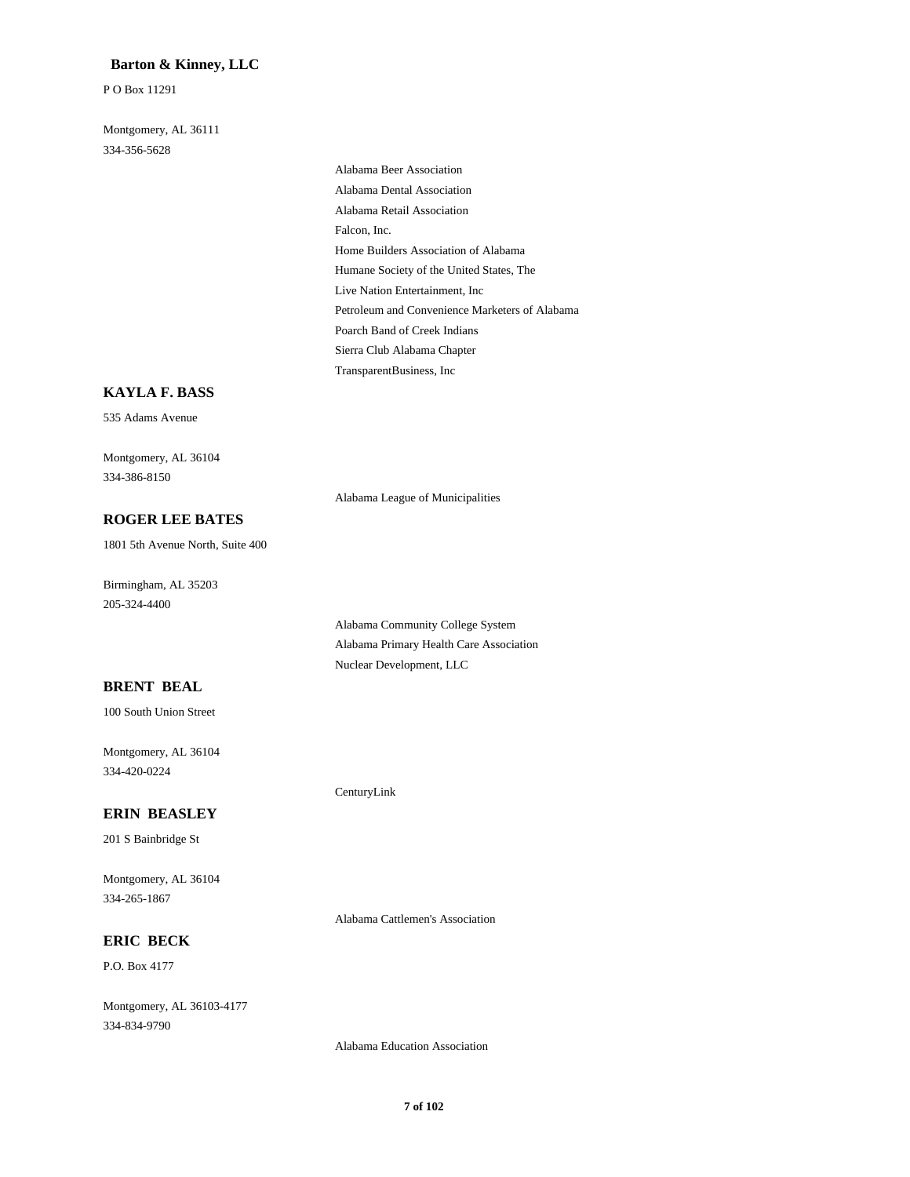**Barton & Kinney, LLC**

P O Box 11291

Montgomery, AL 36111
334-356-5628

- Alabama Beer Association
- Alabama Dental Association
- Alabama Retail Association
- Falcon, Inc.
- Home Builders Association of Alabama
- Humane Society of the United States, The
- Live Nation Entertainment, Inc
- Petroleum and Convenience Marketers of Alabama
- Poarch Band of Creek Indians
- Sierra Club Alabama Chapter
- TransparentBusiness, Inc

**KAYLA F. BASS**

535 Adams Avenue

Montgomery, AL 36104
334-386-8150

- Alabama League of Municipalities

**ROGER LEE BATES**

1801 5th Avenue North, Suite 400

Birmingham, AL 35203
205-324-4400

- Alabama Community College System
- Alabama Primary Health Care Association
- Nuclear Development, LLC

**BRENT BEAL**

100 South Union Street

Montgomery, AL 36104
334-420-0224

- CenturyLink

**ERIN BEASLEY**

201 S Bainbridge St

Montgomery, AL 36104
334-265-1867

- Alabama Cattlemen's Association

**ERIC BECK**

P.O. Box 4177

Montgomery, AL 36103-4177
334-834-9790

- Alabama Education Association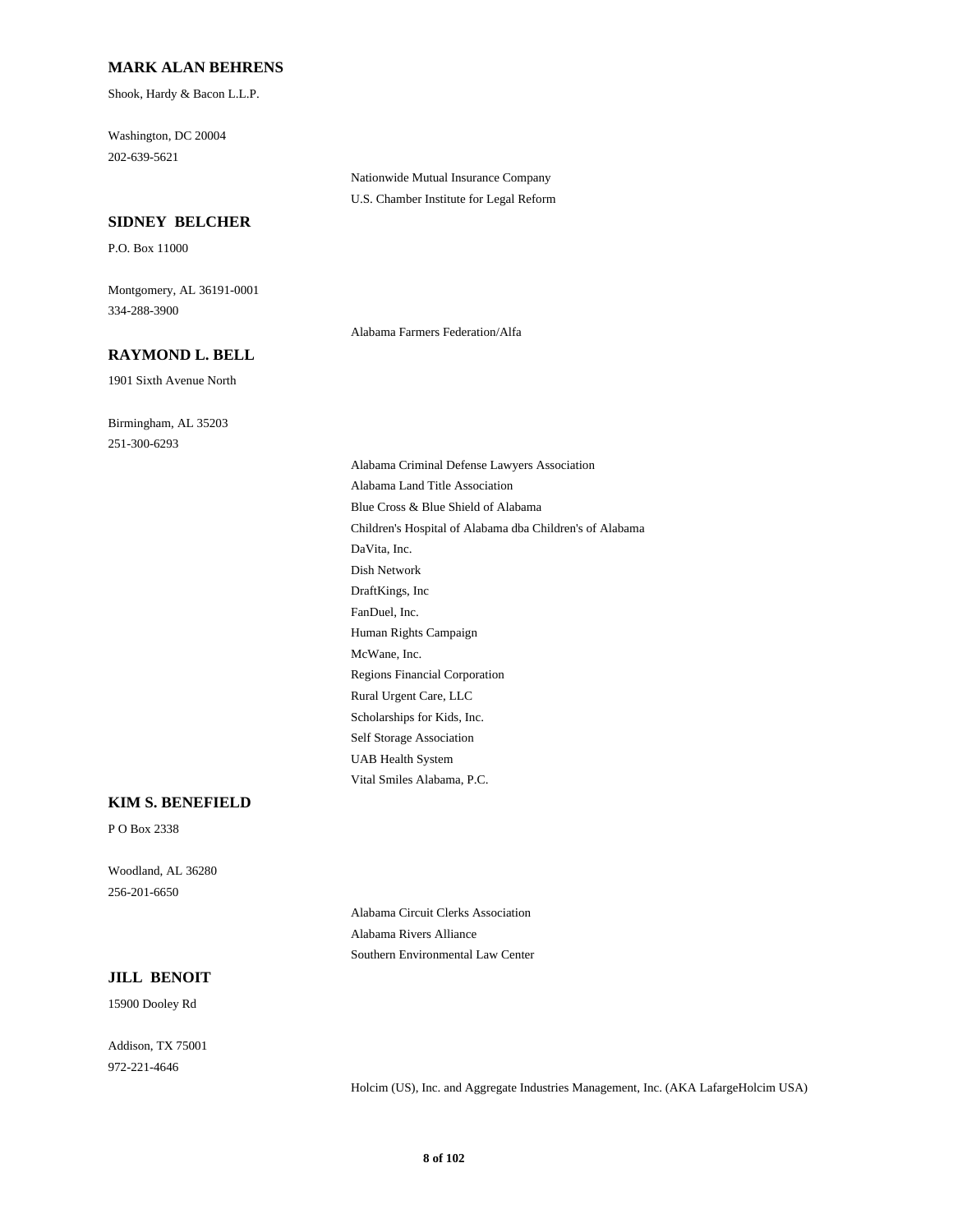**MARK ALAN BEHRENS**

Shook, Hardy & Bacon L.L.P.

Washington, DC 20004

202-639-5621

Nationwide Mutual Insurance Company

U.S. Chamber Institute for Legal Reform

**SIDNEY BELCHER**

P.O. Box 11000

Montgomery, AL 36191-0001

334-288-3900

Alabama Farmers Federation/Alfa

**RAYMOND L. BELL**

1901 Sixth Avenue North

Birmingham, AL 35203

251-300-6293

Alabama Criminal Defense Lawyers Association

Alabama Land Title Association

Blue Cross & Blue Shield of Alabama

Children's Hospital of Alabama dba Children's of Alabama

DaVita, Inc.

Dish Network

DraftKings, Inc

FanDuel, Inc.

Human Rights Campaign

McWane, Inc.

Regions Financial Corporation

Rural Urgent Care, LLC

Scholarships for Kids, Inc.

Self Storage Association

UAB Health System

Vital Smiles Alabama, P.C.

**KIM S. BENEFIELD**

P O Box 2338

Woodland, AL 36280

256-201-6650

Alabama Circuit Clerks Association

Alabama Rivers Alliance

Southern Environmental Law Center

**JILL BENOIT**

15900 Dooley Rd

Addison, TX 75001

972-221-4646

Holcim (US), Inc. and Aggregate Industries Management, Inc. (AKA LafargeHolcim USA)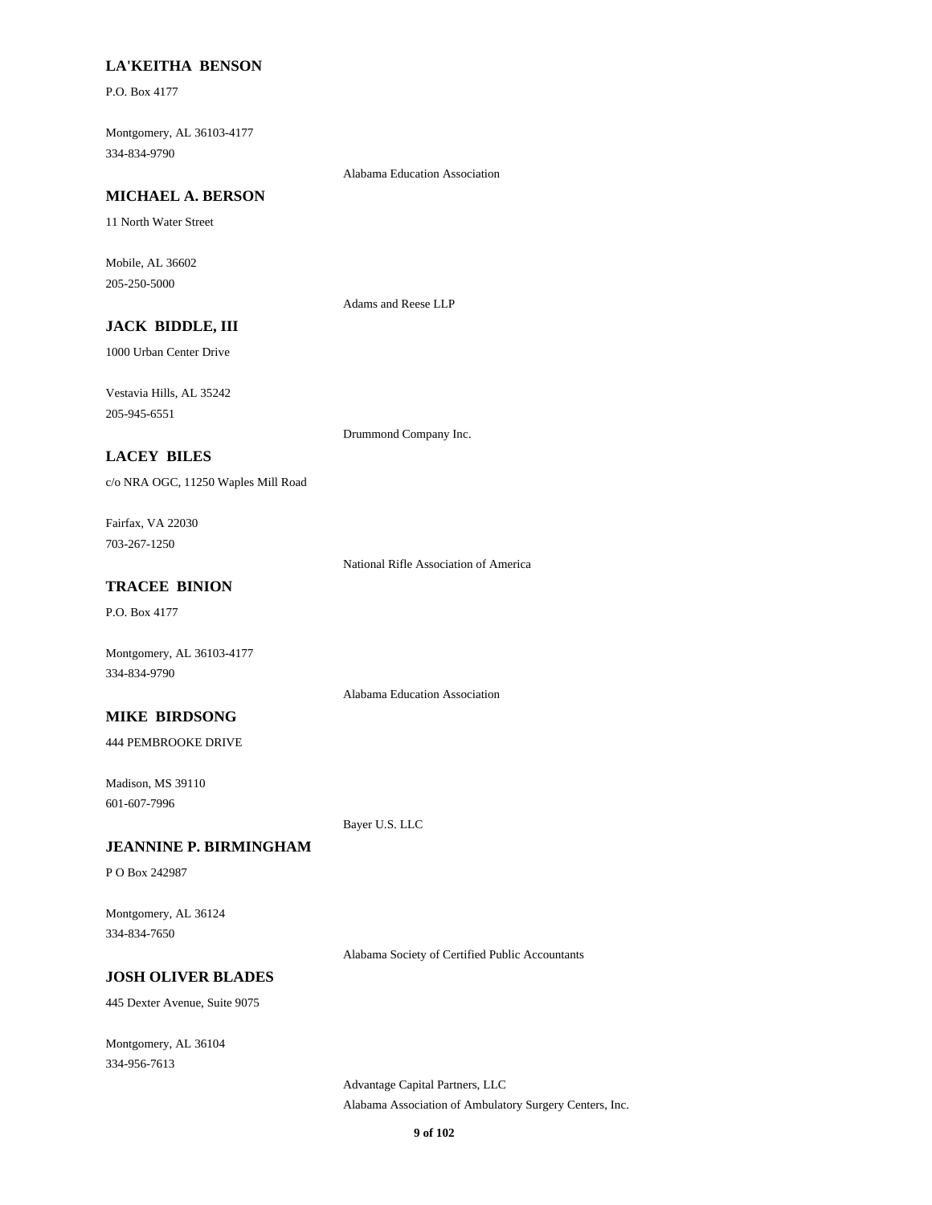**LA'KEITHA BENSON**

P.O. Box 4177

Montgomery, AL 36103-4177
334-834-9790

Alabama Education Association

**MICHAEL A. BERSON**

11 North Water Street

Mobile, AL 36602
205-250-5000

Adams and Reese LLP

**JACK BIDDLE, III**

1000 Urban Center Drive

Vestavia Hills, AL 35242
205-945-6551

Drummond Company Inc.

**LACEY BILES**

c/o NRA OGC, 11250 Waples Mill Road

Fairfax, VA 22030
703-267-1250

National Rifle Association of America

**TRACEE BINION**

P.O. Box 4177

Montgomery, AL 36103-4177
334-834-9790

Alabama Education Association

**MIKE BIRDSONG**

444 PEMBROOKE DRIVE

Madison, MS 39110
601-607-7996

Bayer U.S. LLC

**JEANNINE P. BIRMINGHAM**

P O Box 242987

Montgomery, AL 36124
334-834-7650

Alabama Society of Certified Public Accountants

**JOSH OLIVER BLADES**

445 Dexter Avenue, Suite 9075

Montgomery, AL 36104
334-956-7613

Advantage Capital Partners, LLC
Alabama Association of Ambulatory Surgery Centers, Inc.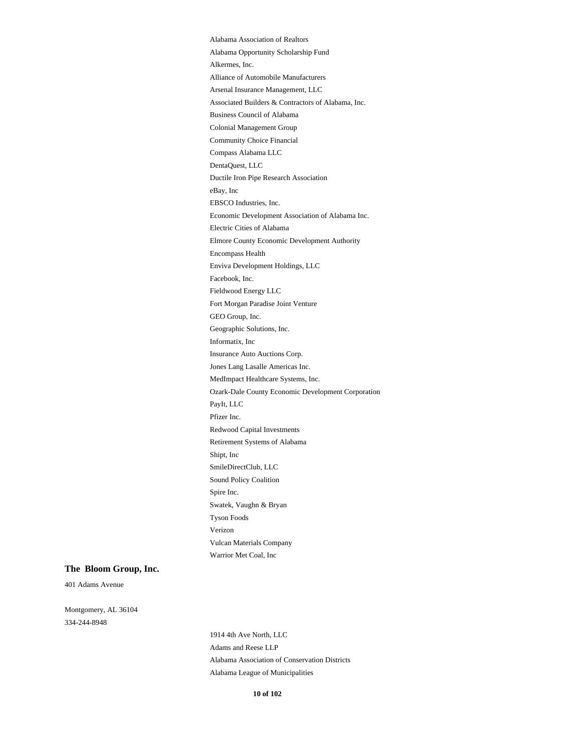Alabama Association of Realtors
Alabama Opportunity Scholarship Fund
Alkermes, Inc.
Alliance of Automobile Manufacturers
Arsenal Insurance Management, LLC
Associated Builders & Contractors of Alabama, Inc.
Business Council of Alabama
Colonial Management Group
Community Choice Financial
Compass Alabama LLC
DentaQuest, LLC
Ductile Iron Pipe Research Association
eBay, Inc
EBSCO Industries, Inc.
Economic Development Association of Alabama Inc.
Electric Cities of Alabama
Elmore County Economic Development Authority
Encompass Health
Enviva Development Holdings, LLC
Facebook, Inc.
Fieldwood Energy LLC
Fort Morgan Paradise Joint Venture
GEO Group, Inc.
Geographic Solutions, Inc.
Informatix, Inc
Insurance Auto Auctions Corp.
Jones Lang Lasalle Americas Inc.
MedImpact Healthcare Systems, Inc.
Ozark-Dale County Economic Development Corporation
PayIt, LLC
Pfizer Inc.
Redwood Capital Investments
Retirement Systems of Alabama
Shipt, Inc
SmileDirectClub, LLC
Sound Policy Coalition
Spire Inc.
Swatek, Vaughn & Bryan
Tyson Foods
Verizon
Vulcan Materials Company
Warrior Met Coal, Inc

**The Bloom Group, Inc.**

401 Adams Avenue

Montgomery, AL 36104
334-244-8948

1914 4th Ave North, LLC
Adams and Reese LLP
Alabama Association of Conservation Districts
Alabama League of Municipalities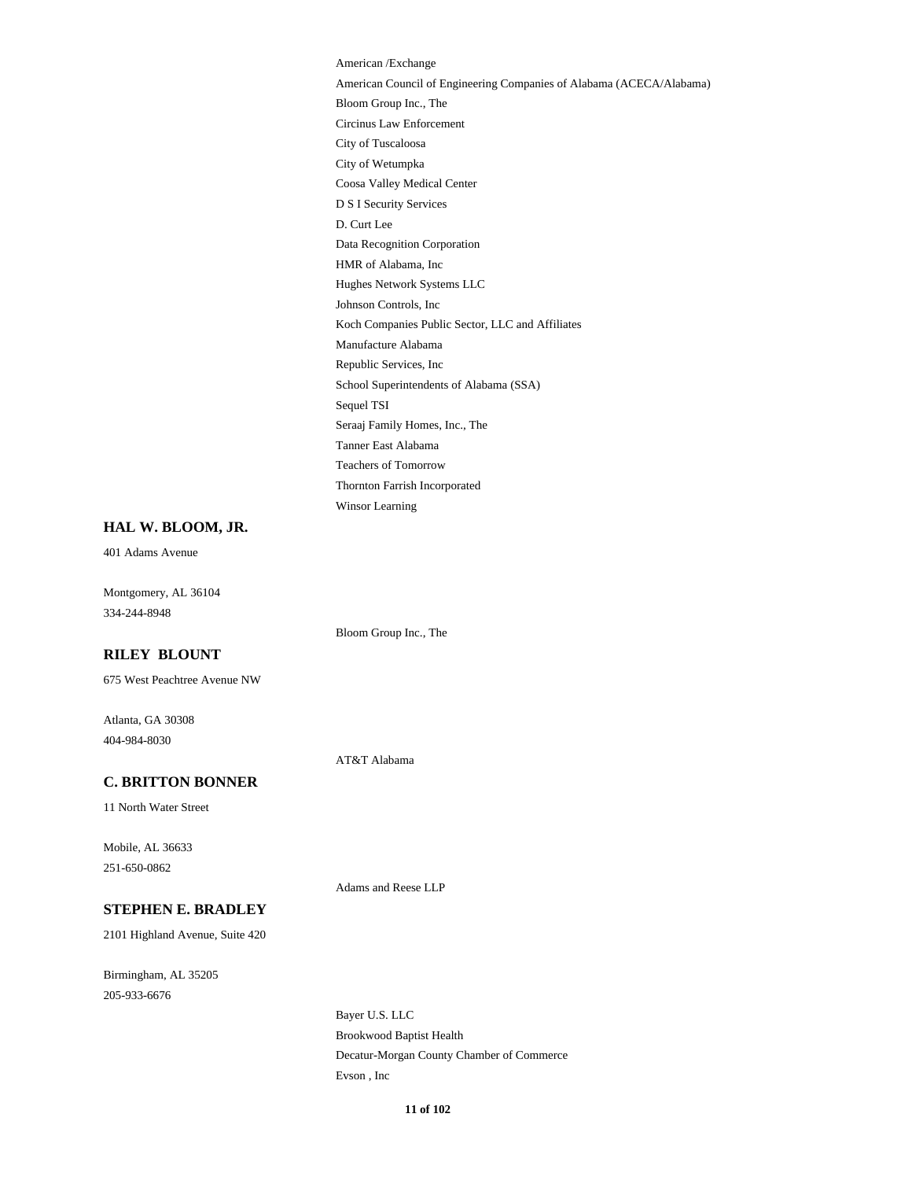American /Exchange
American Council of Engineering Companies of Alabama (ACECA/Alabama)
Bloom Group Inc., The
Circinus Law Enforcement
City of Tuscaloosa
City of Wetumpka
Coosa Valley Medical Center
D S I Security Services
D. Curt Lee
Data Recognition Corporation
HMR of Alabama, Inc
Hughes Network Systems LLC
Johnson Controls, Inc
Koch Companies Public Sector, LLC and Affiliates
Manufacture Alabama
Republic Services, Inc
School Superintendents of Alabama (SSA)
Sequel TSI
Seraaj Family Homes, Inc., The
Tanner East Alabama
Teachers of Tomorrow
Thornton Farrish Incorporated
Winsor Learning

**HAL W. BLOOM, JR.**

401 Adams Avenue

Montgomery, AL 36104
334-244-8948

Bloom Group Inc., The

**RILEY BLOUNT**

675 West Peachtree Avenue NW

Atlanta, GA 30308
404-984-8030

AT&T Alabama

**C. BRITTON BONNER**

11 North Water Street

Mobile, AL 36633
251-650-0862

Adams and Reese LLP

**STEPHEN E. BRADLEY**

2101 Highland Avenue, Suite 420

Birmingham, AL 35205
205-933-6676

Bayer U.S. LLC
Brookwood Baptist Health
Decatur-Morgan County Chamber of Commerce
Evson , Inc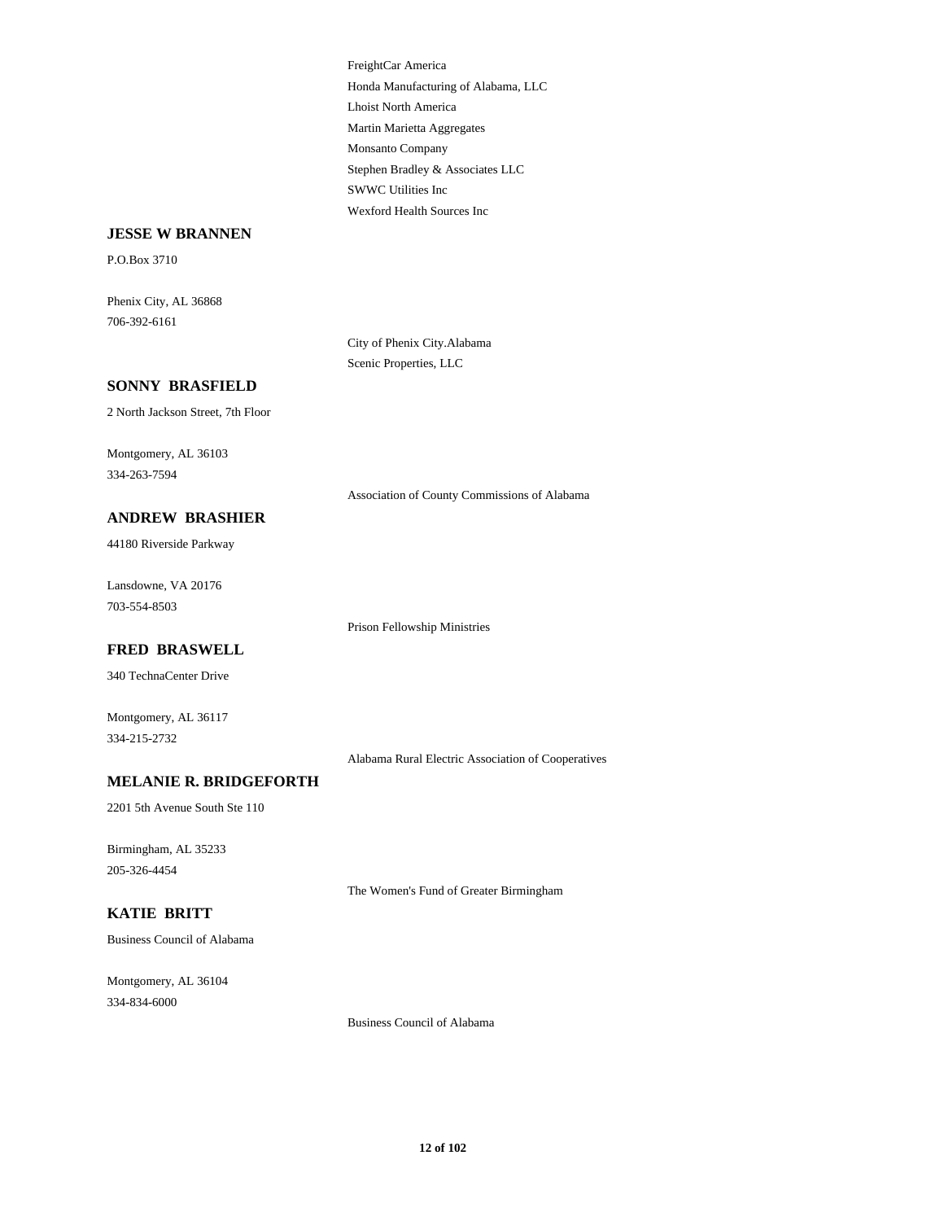FreightCar America
Honda Manufacturing of Alabama, LLC
Lhoist North America
Martin Marietta Aggregates
Monsanto Company
Stephen Bradley & Associates LLC
SWWC Utilities Inc
Wexford Health Sources Inc

**JESSE W BRANNEN**

P.O.Box 3710

Phenix City, AL 36868
706-392-6161

City of Phenix City.Alabama
Scenic Properties, LLC

**SONNY BRASFIELD**

2 North Jackson Street, 7th Floor

Montgomery, AL 36103
334-263-7594

Association of County Commissions of Alabama

**ANDREW BRASHIER**

44180 Riverside Parkway

Lansdowne, VA 20176
703-554-8503

Prison Fellowship Ministries

**FRED BRASWELL**

340 TechnaCenter Drive

Montgomery, AL 36117
334-215-2732

Alabama Rural Electric Association of Cooperatives

**MELANIE R. BRIDGEFORTH**

2201 5th Avenue South Ste 110

Birmingham, AL 35233
205-326-4454

The Women's Fund of Greater Birmingham

**KATIE BRITT**

Business Council of Alabama

Montgomery, AL 36104
334-834-6000

Business Council of Alabama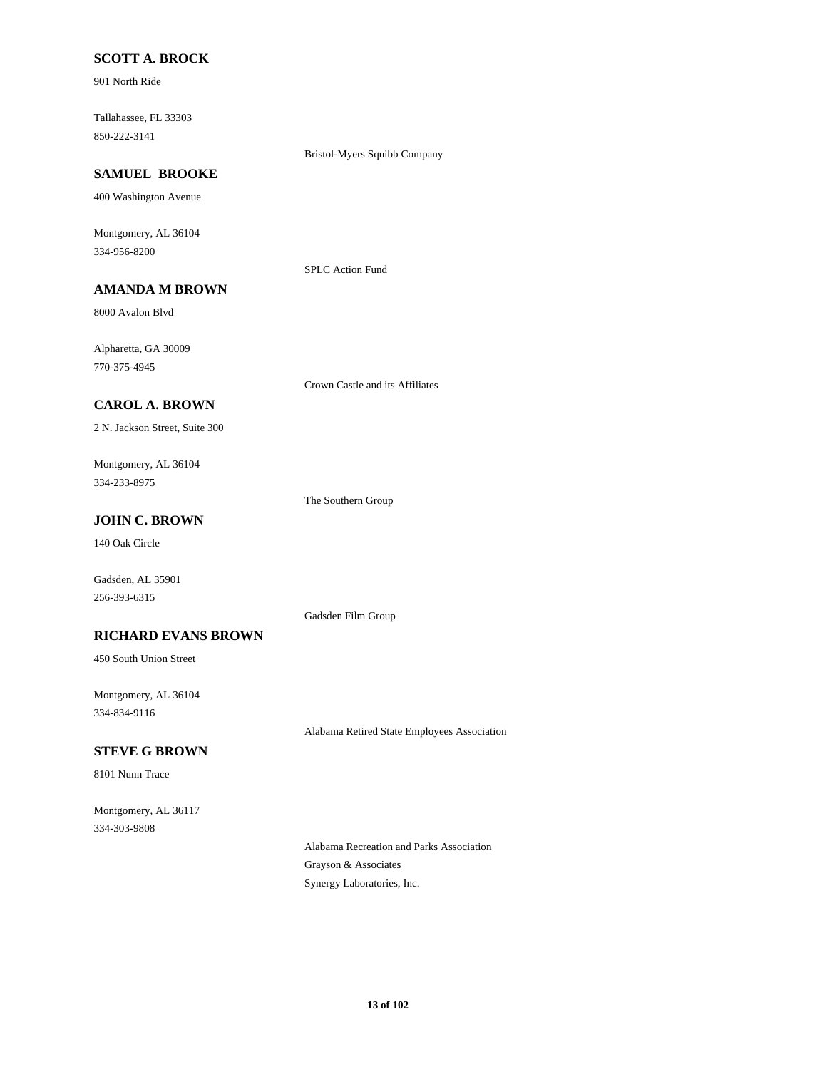**SCOTT A. BROCK**

901 North Ride

Tallahassee, FL 33303
850-222-3141

Bristol-Myers Squibb Company

**SAMUEL BROOKE**

400 Washington Avenue

Montgomery, AL 36104
334-956-8200

SPLC Action Fund

**AMANDA M BROWN**

8000 Avalon Blvd

Alpharetta, GA 30009
770-375-4945

Crown Castle and its Affiliates

**CAROL A. BROWN**

2 N. Jackson Street, Suite 300

Montgomery, AL 36104
334-233-8975

The Southern Group

**JOHN C. BROWN**

140 Oak Circle

Gadsden, AL 35901
256-393-6315

Gadsden Film Group

**RICHARD EVANS BROWN**

450 South Union Street

Montgomery, AL 36104
334-834-9116

Alabama Retired State Employees Association

**STEVE G BROWN**

8101 Nunn Trace

Montgomery, AL 36117
334-303-9808

Alabama Recreation and Parks Association
Grayson & Associates
Synergy Laboratories, Inc.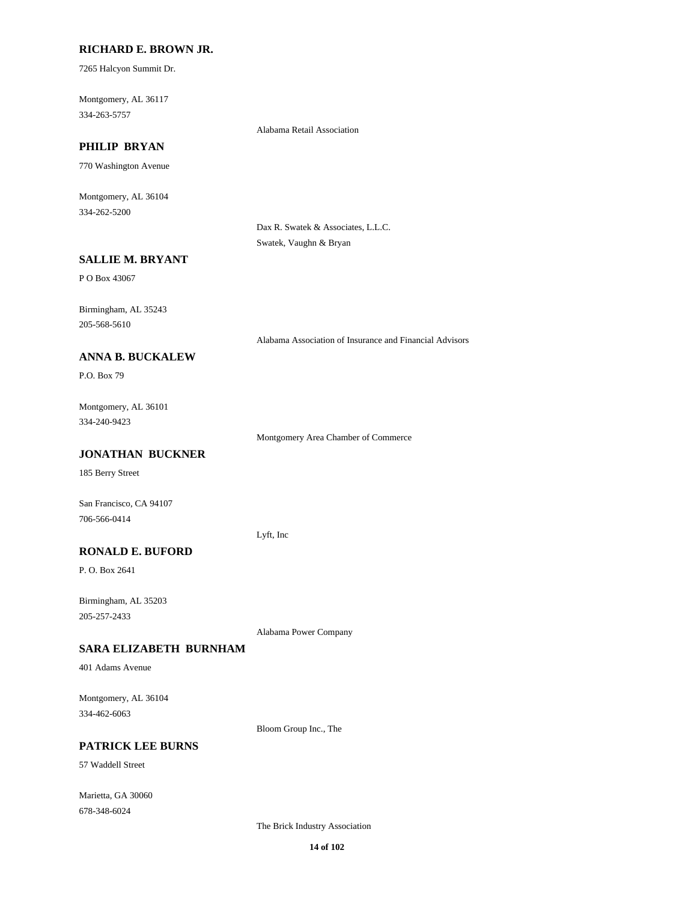**RICHARD E. BROWN JR.**

7265 Halcyon Summit Dr.

Montgomery, AL 36117
334-263-5757

Alabama Retail Association

**PHILIP BRYAN**

770 Washington Avenue

Montgomery, AL 36104
334-262-5200

Dax R. Swatek & Associates, L.L.C.
Swatek, Vaughn & Bryan

**SALLIE M. BRYANT**

P O Box 43067

Birmingham, AL 35243
205-568-5610

Alabama Association of Insurance and Financial Advisors

**ANNA B. BUCKALEW**

P.O. Box 79

Montgomery, AL 36101
334-240-9423

Montgomery Area Chamber of Commerce

**JONATHAN BUCKNER**

185 Berry Street

San Francisco, CA 94107
706-566-0414

Lyft, Inc

**RONALD E. BUFORD**

P. O. Box 2641

Birmingham, AL 35203
205-257-2433

Alabama Power Company

**SARA ELIZABETH BURNHAM**

401 Adams Avenue

Montgomery, AL 36104
334-462-6063

Bloom Group Inc., The

**PATRICK LEE BURNS**

57 Waddell Street

Marietta, GA 30060
678-348-6024

The Brick Industry Association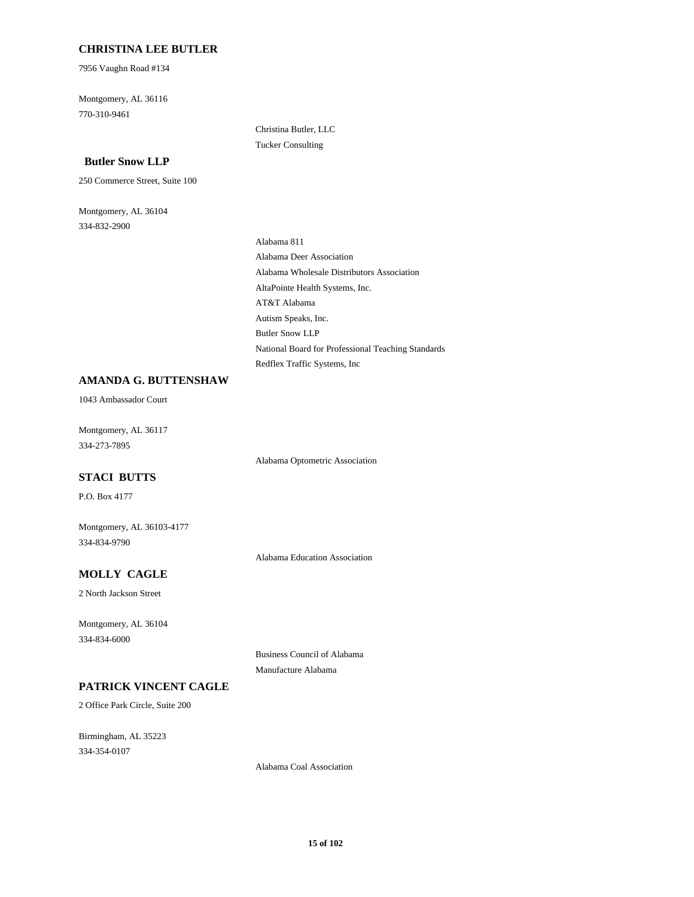**CHRISTINA LEE BUTLER**

7956 Vaughn Road #134

Montgomery, AL 36116
770-310-9461

- Christina Butler, LLC
- Tucker Consulting

**Butler Snow LLP**

250 Commerce Street, Suite 100

Montgomery, AL 36104
334-832-2900

- Alabama 811
- Alabama Deer Association
- Alabama Wholesale Distributors Association
- AltaPointe Health Systems, Inc.
- AT&T Alabama
- Autism Speaks, Inc.
- Butler Snow LLP
- National Board for Professional Teaching Standards
- Redflex Traffic Systems, Inc

**AMANDA G. BUTTENSHAW**

1043 Ambassador Court

Montgomery, AL 36117
334-273-7895

- Alabama Optometric Association

**STACI BUTTS**

P.O. Box 4177

Montgomery, AL 36103-4177
334-834-9790

- Alabama Education Association

**MOLLY CAGLE**

2 North Jackson Street

Montgomery, AL 36104
334-834-6000

- Business Council of Alabama
- Manufacture Alabama

**PATRICK VINCENT CAGLE**

2 Office Park Circle, Suite 200

Birmingham, AL 35223
334-354-0107

- Alabama Coal Association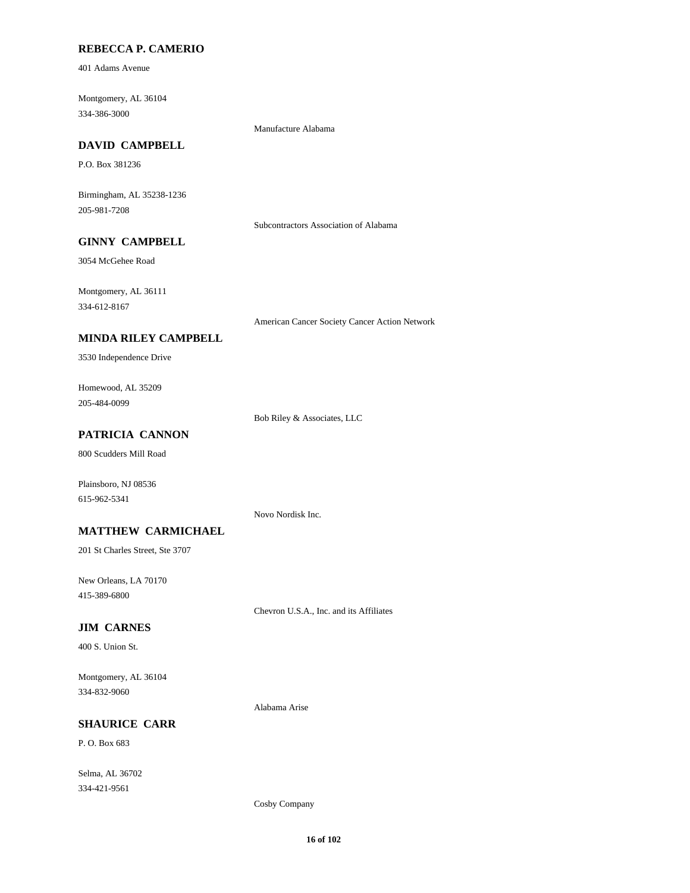**REBECCA P. CAMERIO**

401 Adams Avenue

Montgomery, AL 36104
334-386-3000

Manufacture Alabama

**DAVID CAMPBELL**

P.O. Box 381236

Birmingham, AL 35238-1236
205-981-7208

Subcontractors Association of Alabama

**GINNY CAMPBELL**

3054 McGehee Road

Montgomery, AL 36111
334-612-8167

American Cancer Society Cancer Action Network

**MINDA RILEY CAMPBELL**

3530 Independence Drive

Homewood, AL 35209
205-484-0099

Bob Riley & Associates, LLC

**PATRICIA CANNON**

800 Scudders Mill Road

Plainsboro, NJ 08536
615-962-5341

Novo Nordisk Inc.

**MATTHEW CARMICHAEL**

201 St Charles Street, Ste 3707

New Orleans, LA 70170
415-389-6800

Chevron U.S.A., Inc. and its Affiliates

**JIM CARNES**

400 S. Union St.

Montgomery, AL 36104
334-832-9060

Alabama Arise

**SHAURICE CARR**

P. O. Box 683

Selma, AL 36702
334-421-9561

Cosby Company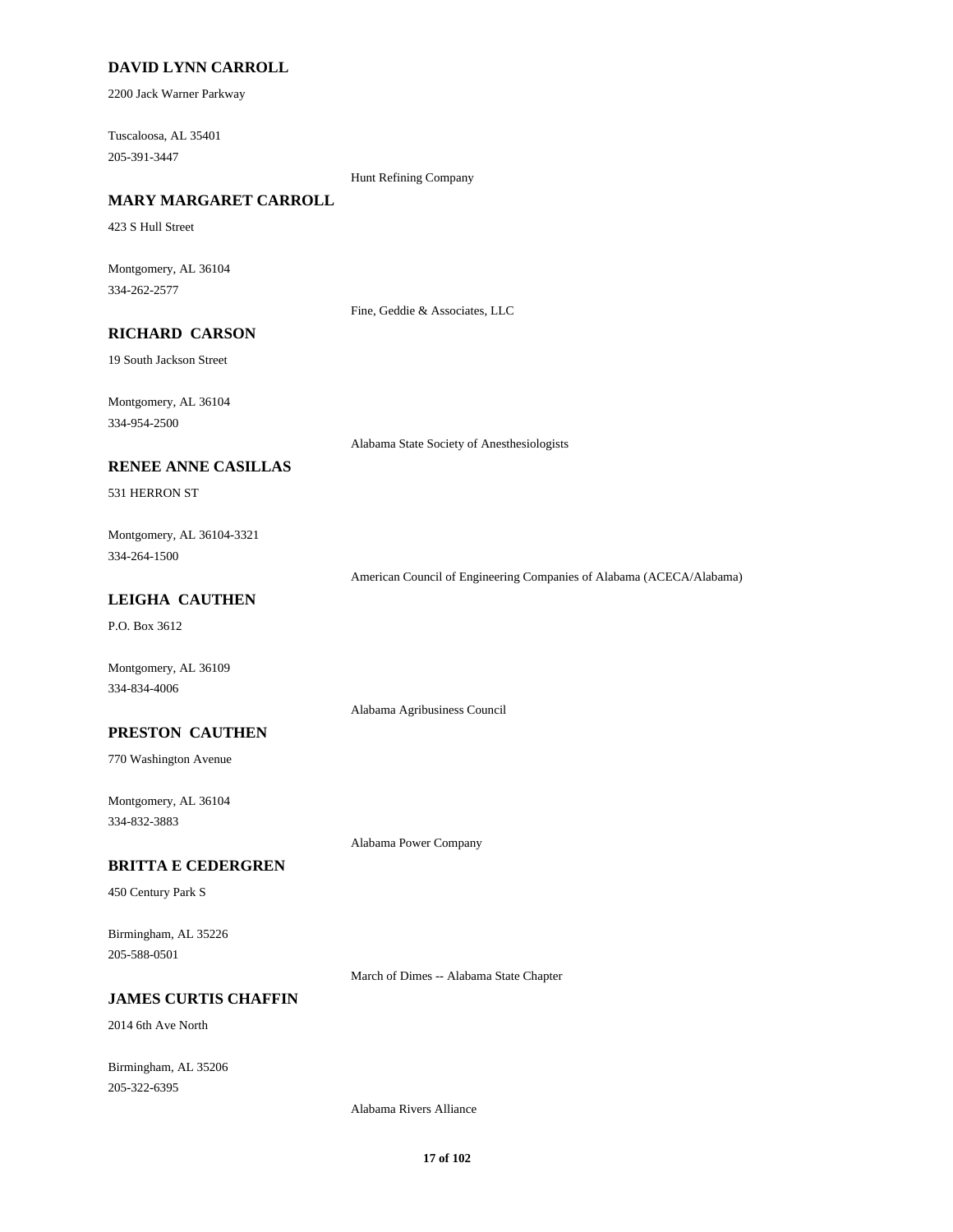### DAVID LYNN CARROLL

2200 Jack Warner Parkway

Tuscaloosa, AL 35401
205-391-3447

Hunt Refining Company

### MARY MARGARET CARROLL

423 S Hull Street

Montgomery, AL 36104
334-262-2577

Fine, Geddie & Associates, LLC

### RICHARD CARSON

19 South Jackson Street

Montgomery, AL 36104
334-954-2500

Alabama State Society of Anesthesiologists

### RENEE ANNE CASILLAS

531 HERRON ST

Montgomery, AL 36104-3321
334-264-1500

American Council of Engineering Companies of Alabama (ACECA/Alabama)

### LEIGHA CAUTHEN

P.O. Box 3612

Montgomery, AL 36109
334-834-4006

Alabama Agribusiness Council

### PRESTON CAUTHEN

770 Washington Avenue

Montgomery, AL 36104
334-832-3883

Alabama Power Company

### BRITTA E CEDERGREN

450 Century Park S

Birmingham, AL 35226
205-588-0501

March of Dimes -- Alabama State Chapter

### JAMES CURTIS CHAFFIN

2014 6th Ave North

Birmingham, AL 35206
205-322-6395

Alabama Rivers Alliance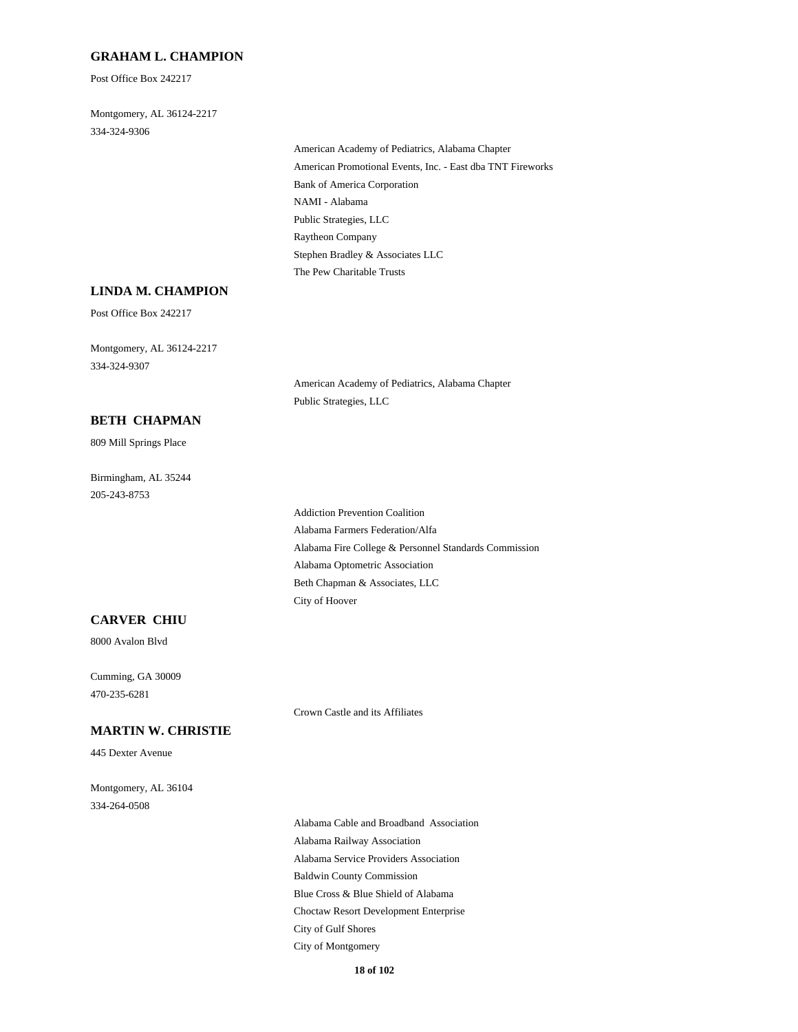**GRAHAM L. CHAMPION**

Post Office Box 242217

Montgomery, AL 36124-2217
334-324-9306

- American Academy of Pediatrics, Alabama Chapter
- American Promotional Events, Inc. - East dba TNT Fireworks
- Bank of America Corporation
- NAMI - Alabama
- Public Strategies, LLC
- Raytheon Company
- Stephen Bradley & Associates LLC
- The Pew Charitable Trusts

**LINDA M. CHAMPION**

Post Office Box 242217

Montgomery, AL 36124-2217
334-324-9307

- American Academy of Pediatrics, Alabama Chapter
- Public Strategies, LLC

**BETH CHAPMAN**

809 Mill Springs Place

Birmingham, AL 35244
205-243-8753

- Addiction Prevention Coalition
- Alabama Farmers Federation/Alfa
- Alabama Fire College & Personnel Standards Commission
- Alabama Optometric Association
- Beth Chapman & Associates, LLC
- City of Hoover

**CARVER CHIU**

8000 Avalon Blvd

Cumming, GA 30009
470-235-6281

- Crown Castle and its Affiliates

**MARTIN W. CHRISTIE**

445 Dexter Avenue

Montgomery, AL 36104
334-264-0508

- Alabama Cable and Broadband Association
- Alabama Railway Association
- Alabama Service Providers Association
- Baldwin County Commission
- Blue Cross & Blue Shield of Alabama
- Choctaw Resort Development Enterprise
- City of Gulf Shores
- City of Montgomery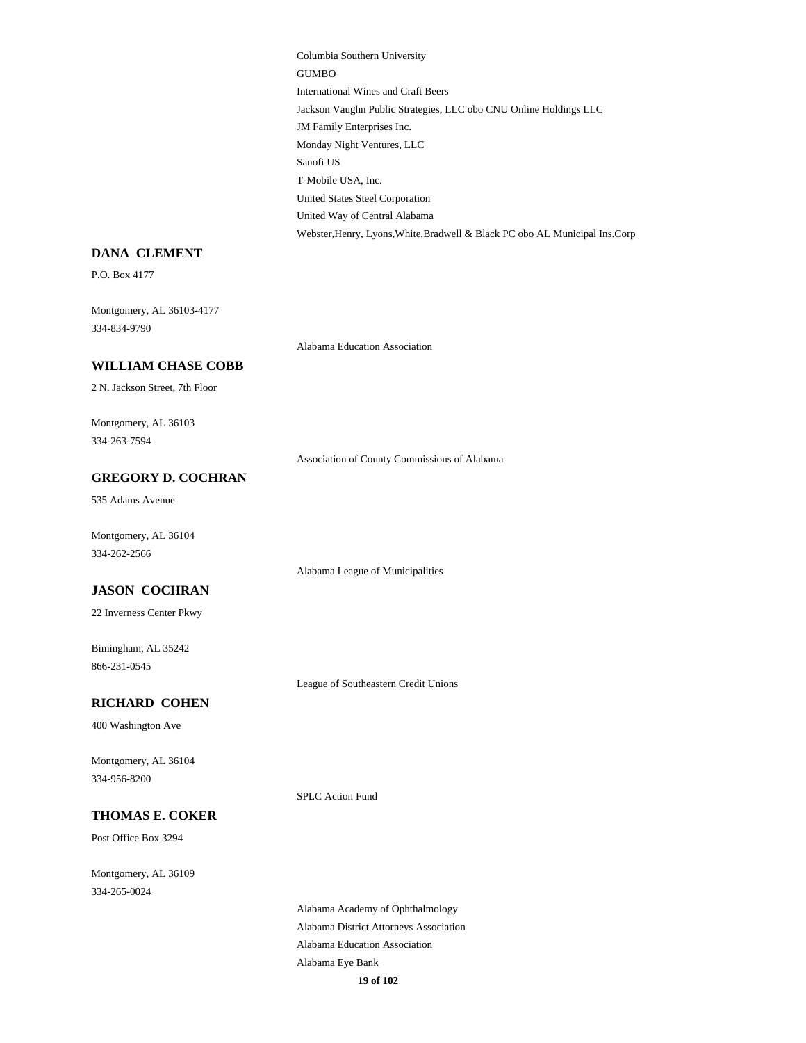Columbia Southern University
GUMBO
International Wines and Craft Beers
Jackson Vaughn Public Strategies, LLC obo CNU Online Holdings LLC
JM Family Enterprises Inc.
Monday Night Ventures, LLC
Sanofi US
T-Mobile USA, Inc.
United States Steel Corporation
United Way of Central Alabama
Webster,Henry, Lyons,White,Bradwell & Black PC obo AL Municipal Ins.Corp

### DANA CLEMENT

P.O. Box 4177

Montgomery, AL 36103-4177
334-834-9790

Alabama Education Association

### WILLIAM CHASE COBB

2 N. Jackson Street, 7th Floor

Montgomery, AL 36103
334-263-7594

Association of County Commissions of Alabama

### GREGORY D. COCHRAN

535 Adams Avenue

Montgomery, AL 36104
334-262-2566

Alabama League of Municipalities

### JASON COCHRAN

22 Inverness Center Pkwy

Bimingham, AL 35242
866-231-0545

League of Southeastern Credit Unions

### RICHARD COHEN

400 Washington Ave

Montgomery, AL 36104
334-956-8200

SPLC Action Fund

### THOMAS E. COKER

Post Office Box 3294

Montgomery, AL 36109
334-265-0024

Alabama Academy of Ophthalmology
Alabama District Attorneys Association
Alabama Education Association
Alabama Eye Bank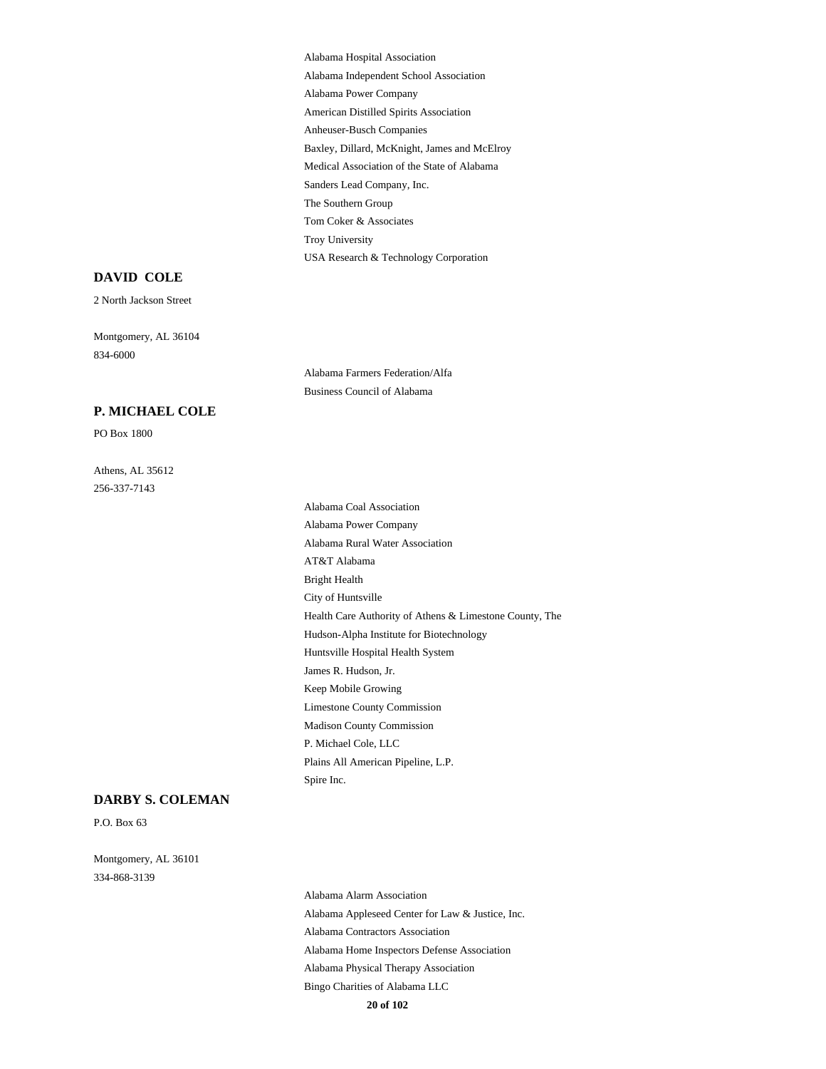Alabama Hospital Association
Alabama Independent School Association
Alabama Power Company
American Distilled Spirits Association
Anheuser-Busch Companies
Baxley, Dillard, McKnight, James and McElroy
Medical Association of the State of Alabama
Sanders Lead Company, Inc.
The Southern Group
Tom Coker & Associates
Troy University
USA Research & Technology Corporation

**DAVID COLE**

2 North Jackson Street

Montgomery, AL 36104
834-6000

Alabama Farmers Federation/Alfa
Business Council of Alabama

**P. MICHAEL COLE**

PO Box 1800

Athens, AL 35612
256-337-7143

Alabama Coal Association
Alabama Power Company
Alabama Rural Water Association
AT&T Alabama
Bright Health
City of Huntsville
Health Care Authority of Athens & Limestone County, The
Hudson-Alpha Institute for Biotechnology
Huntsville Hospital Health System
James R. Hudson, Jr.
Keep Mobile Growing
Limestone County Commission
Madison County Commission
P. Michael Cole, LLC
Plains All American Pipeline, L.P.
Spire Inc.

**DARBY S. COLEMAN**

P.O. Box 63

Montgomery, AL 36101
334-868-3139

Alabama Alarm Association
Alabama Appleseed Center for Law & Justice, Inc.
Alabama Contractors Association
Alabama Home Inspectors Defense Association
Alabama Physical Therapy Association
Bingo Charities of Alabama LLC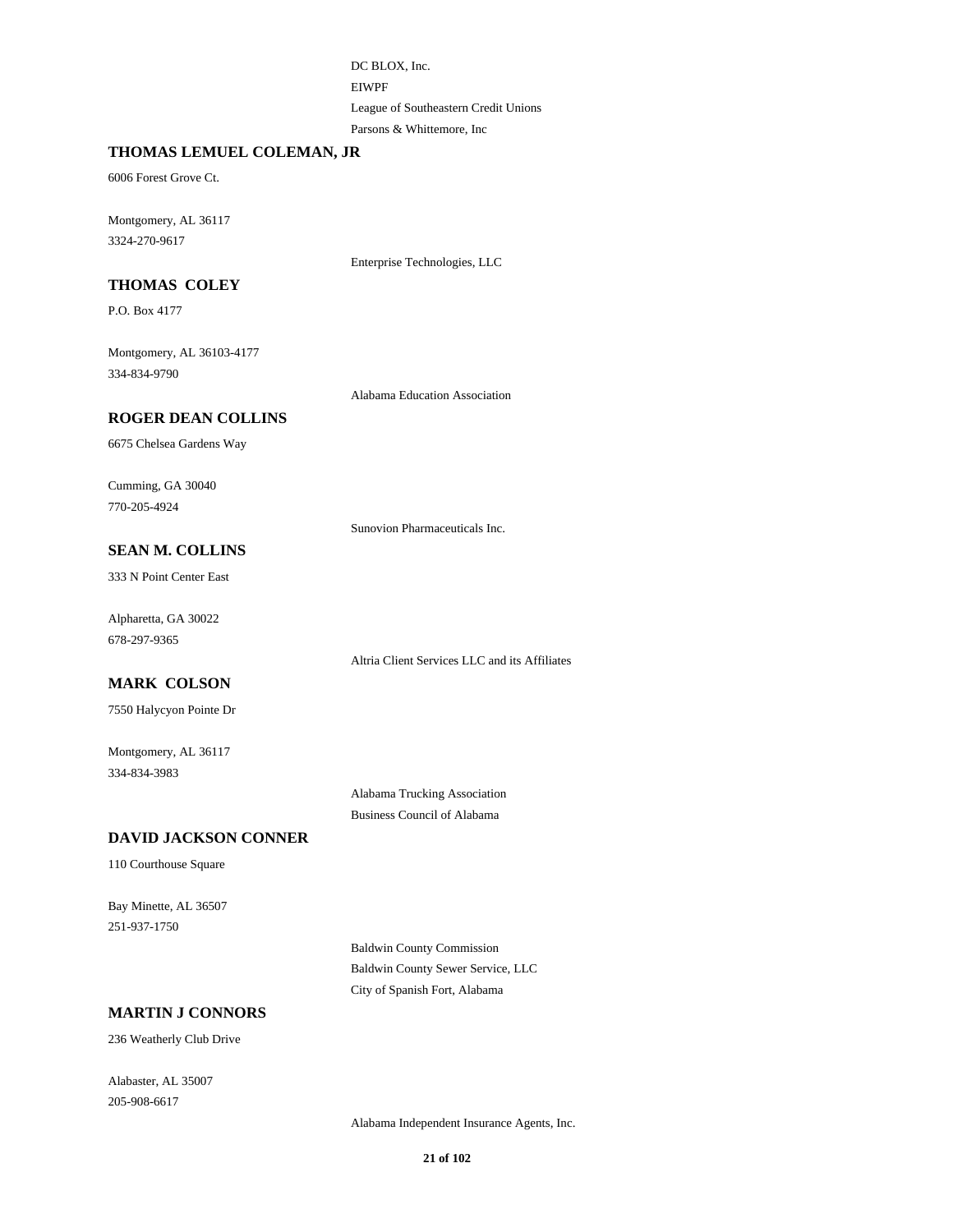DC BLOX, Inc.
EIWPF
League of Southeastern Credit Unions
Parsons & Whittemore, Inc

**THOMAS LEMUEL COLEMAN, JR**

6006 Forest Grove Ct.

Montgomery, AL 36117
3324-270-9617

Enterprise Technologies, LLC

**THOMAS COLEY**

P.O. Box 4177

Montgomery, AL 36103-4177
334-834-9790

Alabama Education Association

**ROGER DEAN COLLINS**

6675 Chelsea Gardens Way

Cumming, GA 30040
770-205-4924

Sunovion Pharmaceuticals Inc.

**SEAN M. COLLINS**

333 N Point Center East

Alpharetta, GA 30022
678-297-9365

Altria Client Services LLC and its Affiliates

**MARK COLSON**

7550 Halycyon Pointe Dr

Montgomery, AL 36117
334-834-3983

Alabama Trucking Association
Business Council of Alabama

**DAVID JACKSON CONNER**

110 Courthouse Square

Bay Minette, AL 36507
251-937-1750

Baldwin County Commission
Baldwin County Sewer Service, LLC
City of Spanish Fort, Alabama

**MARTIN J CONNORS**

236 Weatherly Club Drive

Alabaster, AL 35007
205-908-6617

Alabama Independent Insurance Agents, Inc.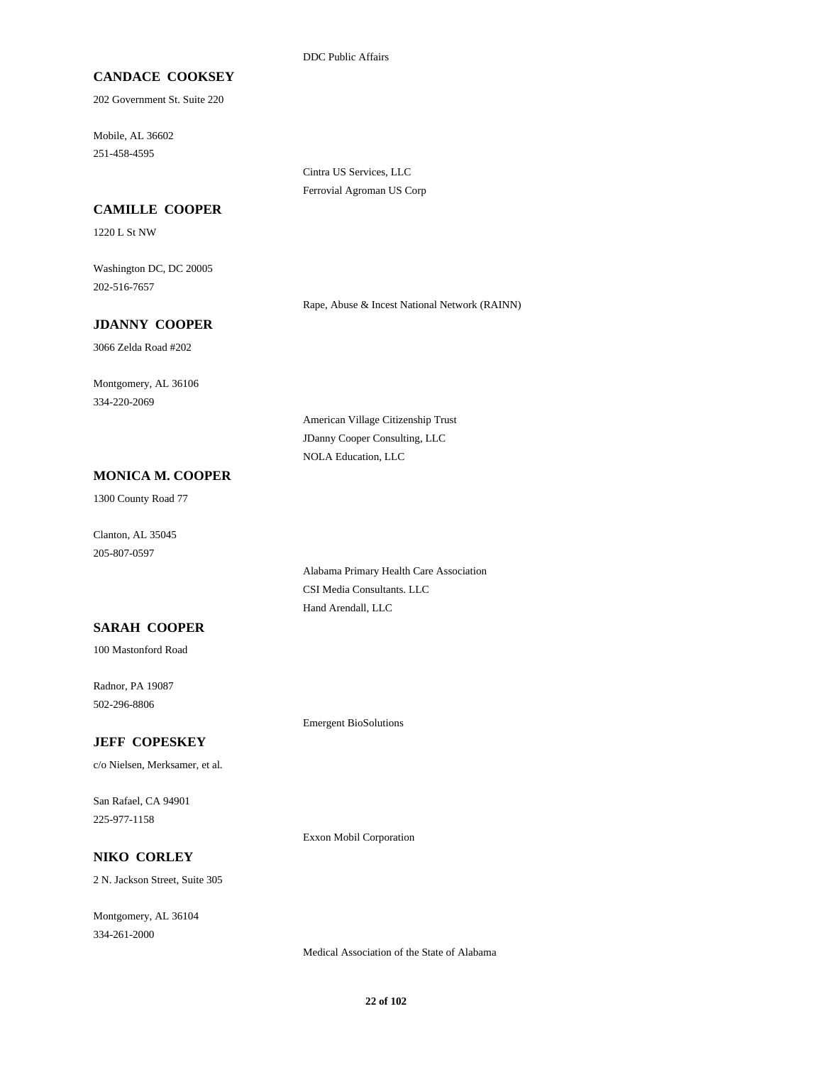DDC Public Affairs

**CANDACE COOKSEY**

202 Government St. Suite 220

Mobile, AL 36602

251-458-4595

Cintra US Services, LLC

Ferrovial Agroman US Corp

**CAMILLE COOPER**

1220 L St NW

Washington DC, DC 20005

202-516-7657

Rape, Abuse & Incest National Network (RAINN)

**JDANNY COOPER**

3066 Zelda Road #202

Montgomery, AL 36106

334-220-2069

American Village Citizenship Trust

JDanny Cooper Consulting, LLC

NOLA Education, LLC

**MONICA M. COOPER**

1300 County Road 77

Clanton, AL 35045

205-807-0597

Alabama Primary Health Care Association

CSI Media Consultants. LLC

Hand Arendall, LLC

**SARAH COOPER**

100 Mastonford Road

Radnor, PA 19087

502-296-8806

Emergent BioSolutions

**JEFF COPESKEY**

c/o Nielsen, Merksamer, et al.

San Rafael, CA 94901

225-977-1158

Exxon Mobil Corporation

**NIKO CORLEY**

2 N. Jackson Street, Suite 305

Montgomery, AL 36104

334-261-2000

Medical Association of the State of Alabama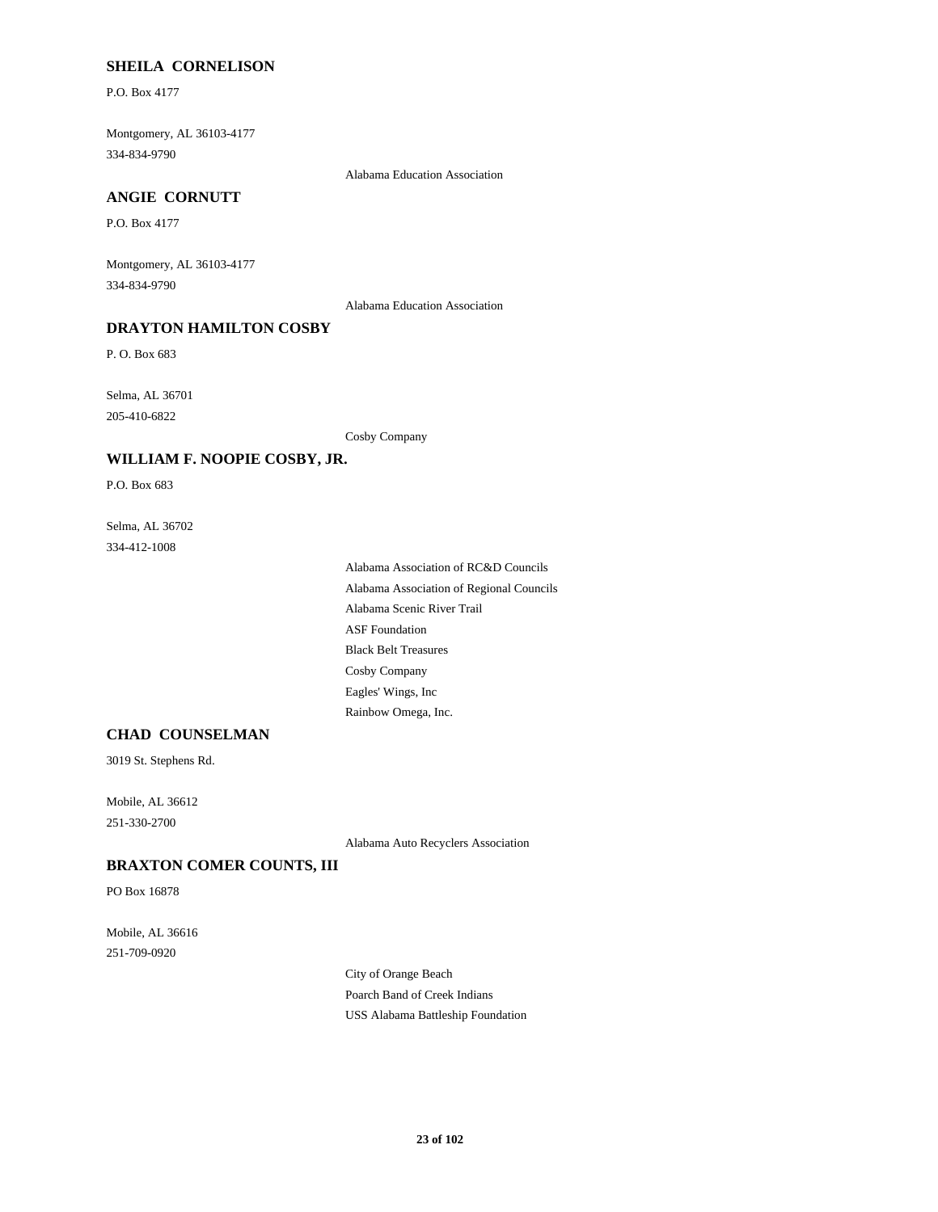**SHEILA CORNELISON**

P.O. Box 4177

Montgomery, AL 36103-4177
334-834-9790

Alabama Education Association

**ANGIE CORNUTT**

P.O. Box 4177

Montgomery, AL 36103-4177
334-834-9790

Alabama Education Association

**DRAYTON HAMILTON COSBY**

P. O. Box 683

Selma, AL 36701
205-410-6822

Cosby Company

**WILLIAM F. NOOPIE COSBY, JR.**

P.O. Box 683

Selma, AL 36702
334-412-1008

Alabama Association of RC&D Councils
Alabama Association of Regional Councils
Alabama Scenic River Trail
ASF Foundation
Black Belt Treasures
Cosby Company
Eagles' Wings, Inc
Rainbow Omega, Inc.

**CHAD COUNSELMAN**

3019 St. Stephens Rd.

Mobile, AL 36612
251-330-2700

Alabama Auto Recyclers Association

**BRAXTON COMER COUNTS, III**

PO Box 16878

Mobile, AL 36616
251-709-0920

City of Orange Beach
Poarch Band of Creek Indians
USS Alabama Battleship Foundation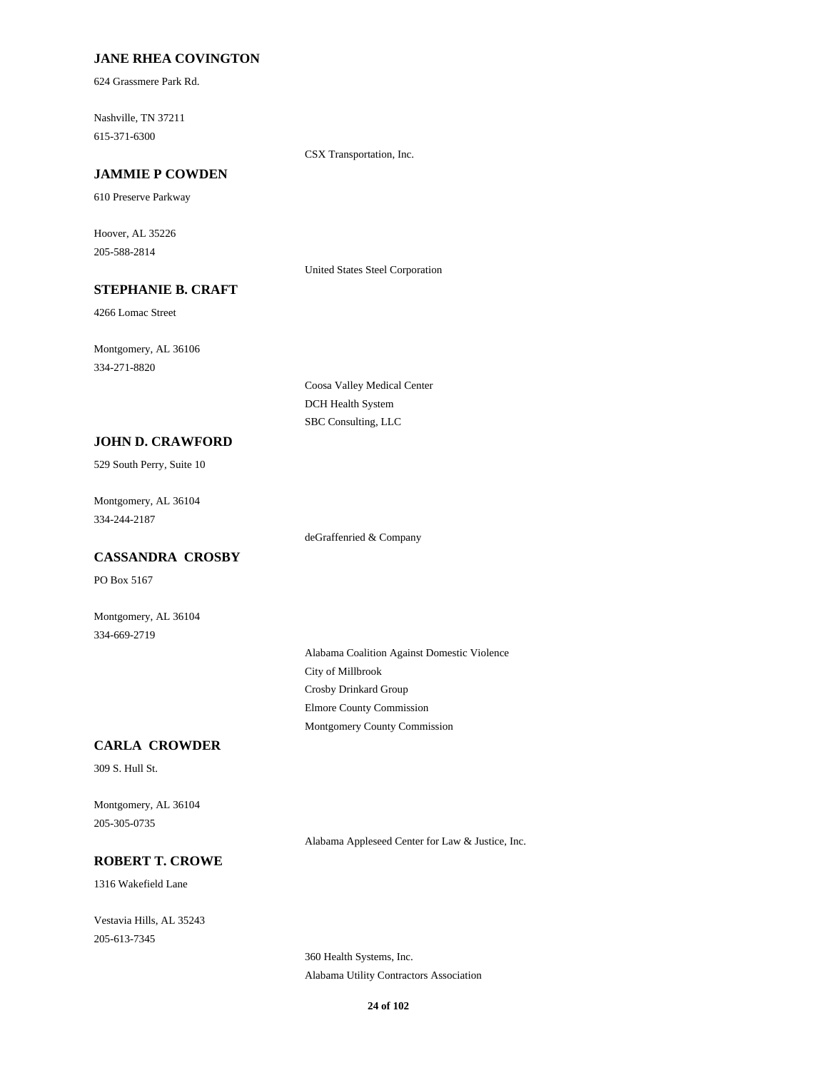**JANE RHEA COVINGTON**

624 Grassmere Park Rd.

Nashville, TN 37211
615-371-6300

CSX Transportation, Inc.

**JAMMIE P COWDEN**

610 Preserve Parkway

Hoover, AL 35226
205-588-2814

United States Steel Corporation

**STEPHANIE B. CRAFT**

4266 Lomac Street

Montgomery, AL 36106
334-271-8820

Coosa Valley Medical Center
DCH Health System
SBC Consulting, LLC

**JOHN D. CRAWFORD**

529 South Perry, Suite 10

Montgomery, AL 36104
334-244-2187

deGraffenried & Company

**CASSANDRA CROSBY**

PO Box 5167

Montgomery, AL 36104
334-669-2719

Alabama Coalition Against Domestic Violence
City of Millbrook
Crosby Drinkard Group
Elmore County Commission
Montgomery County Commission

**CARLA CROWDER**

309 S. Hull St.

Montgomery, AL 36104
205-305-0735

Alabama Appleseed Center for Law & Justice, Inc.

**ROBERT T. CROWE**

1316 Wakefield Lane

Vestavia Hills, AL 35243
205-613-7345

360 Health Systems, Inc.
Alabama Utility Contractors Association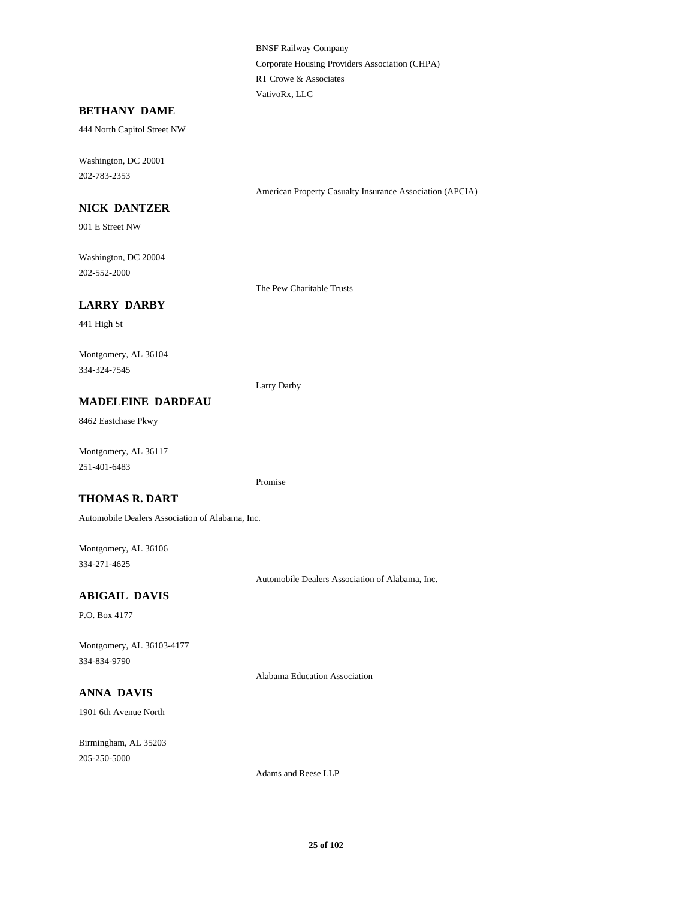BNSF Railway Company
Corporate Housing Providers Association (CHPA)
RT Crowe & Associates
VativoRx, LLC

**BETHANY DAME**

444 North Capitol Street NW

Washington, DC 20001
202-783-2353

American Property Casualty Insurance Association (APCIA)

**NICK DANTZER**

901 E Street NW

Washington, DC 20004
202-552-2000

The Pew Charitable Trusts

**LARRY DARBY**

441 High St

Montgomery, AL 36104
334-324-7545

Larry Darby

**MADELEINE DARDEAU**

8462 Eastchase Pkwy

Montgomery, AL 36117
251-401-6483

Promise

**THOMAS R. DART**

Automobile Dealers Association of Alabama, Inc.

Montgomery, AL 36106
334-271-4625

Automobile Dealers Association of Alabama, Inc.

**ABIGAIL DAVIS**

P.O. Box 4177

Montgomery, AL 36103-4177
334-834-9790

Alabama Education Association

**ANNA DAVIS**

1901 6th Avenue North

Birmingham, AL 35203
205-250-5000

Adams and Reese LLP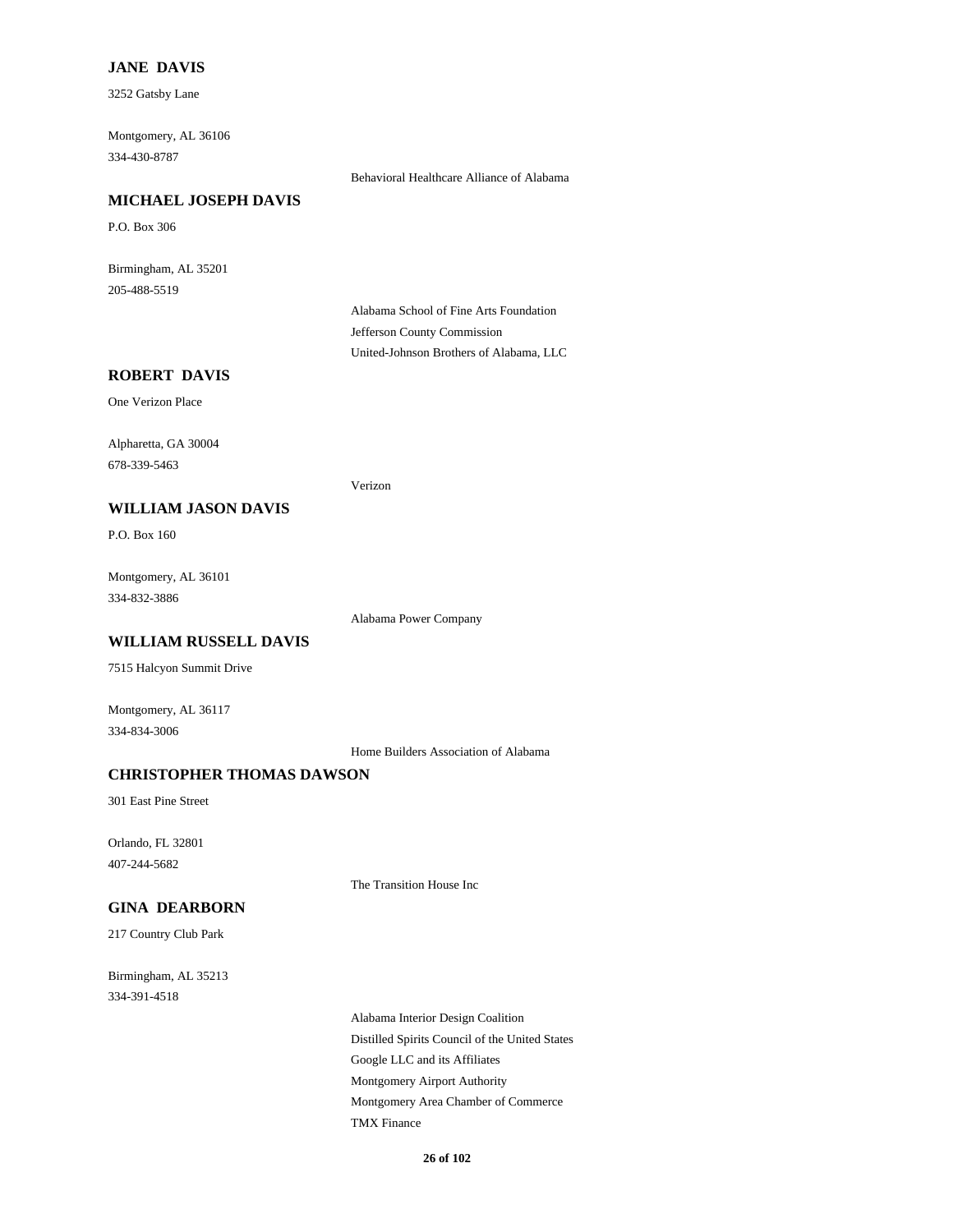**JANE DAVIS**

3252 Gatsby Lane

Montgomery, AL 36106
334-430-8787

Behavioral Healthcare Alliance of Alabama

**MICHAEL JOSEPH DAVIS**

P.O. Box 306

Birmingham, AL 35201
205-488-5519

Alabama School of Fine Arts Foundation
Jefferson County Commission
United-Johnson Brothers of Alabama, LLC

**ROBERT DAVIS**

One Verizon Place

Alpharetta, GA 30004
678-339-5463

Verizon

**WILLIAM JASON DAVIS**

P.O. Box 160

Montgomery, AL 36101
334-832-3886

Alabama Power Company

**WILLIAM RUSSELL DAVIS**

7515 Halcyon Summit Drive

Montgomery, AL 36117
334-834-3006

Home Builders Association of Alabama

**CHRISTOPHER THOMAS DAWSON**

301 East Pine Street

Orlando, FL 32801
407-244-5682

The Transition House Inc

**GINA DEARBORN**

217 Country Club Park

Birmingham, AL 35213
334-391-4518

Alabama Interior Design Coalition
Distilled Spirits Council of the United States
Google LLC and its Affiliates
Montgomery Airport Authority
Montgomery Area Chamber of Commerce
TMX Finance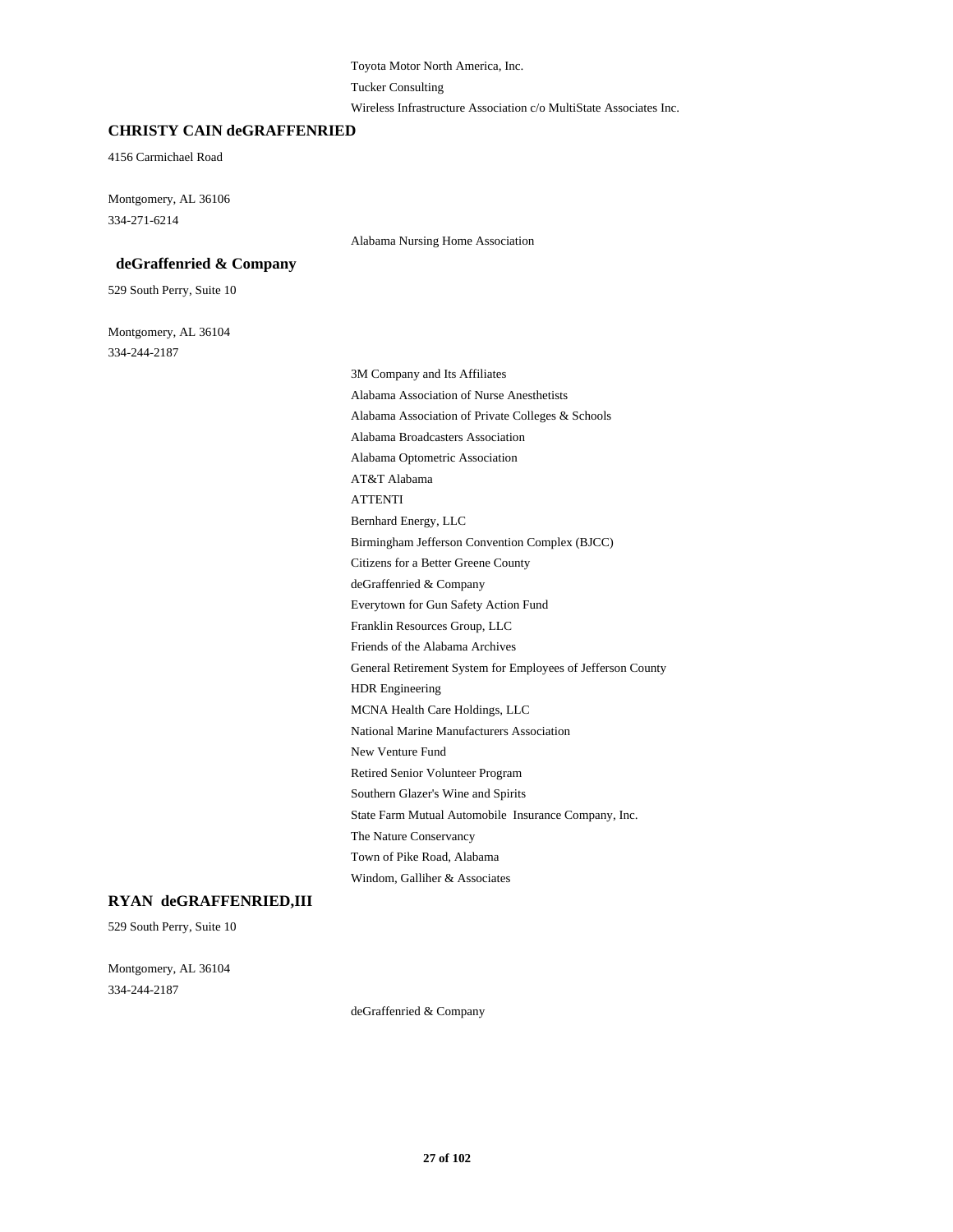Toyota Motor North America, Inc.

Tucker Consulting

Wireless Infrastructure Association c/o MultiState Associates Inc.

**CHRISTY CAIN deGRAFFENRIED**

4156 Carmichael Road

Montgomery, AL 36106

334-271-6214

Alabama Nursing Home Association

**deGraffenried & Company**

529 South Perry, Suite 10

Montgomery, AL 36104

334-244-2187

3M Company and Its Affiliates

Alabama Association of Nurse Anesthetists

Alabama Association of Private Colleges & Schools

Alabama Broadcasters Association

Alabama Optometric Association

AT&T Alabama

ATTENTI

Bernhard Energy, LLC

Birmingham Jefferson Convention Complex (BJCC)

Citizens for a Better Greene County

deGraffenried & Company

Everytown for Gun Safety Action Fund

Franklin Resources Group, LLC

Friends of the Alabama Archives

General Retirement System for Employees of Jefferson County

HDR Engineering

MCNA Health Care Holdings, LLC

National Marine Manufacturers Association

New Venture Fund

Retired Senior Volunteer Program

Southern Glazer's Wine and Spirits

State Farm Mutual Automobile Insurance Company, Inc.

The Nature Conservancy

Town of Pike Road, Alabama

Windom, Galliher & Associates

**RYAN deGRAFFENRIED,III**

529 South Perry, Suite 10

Montgomery, AL 36104

334-244-2187

deGraffenried & Company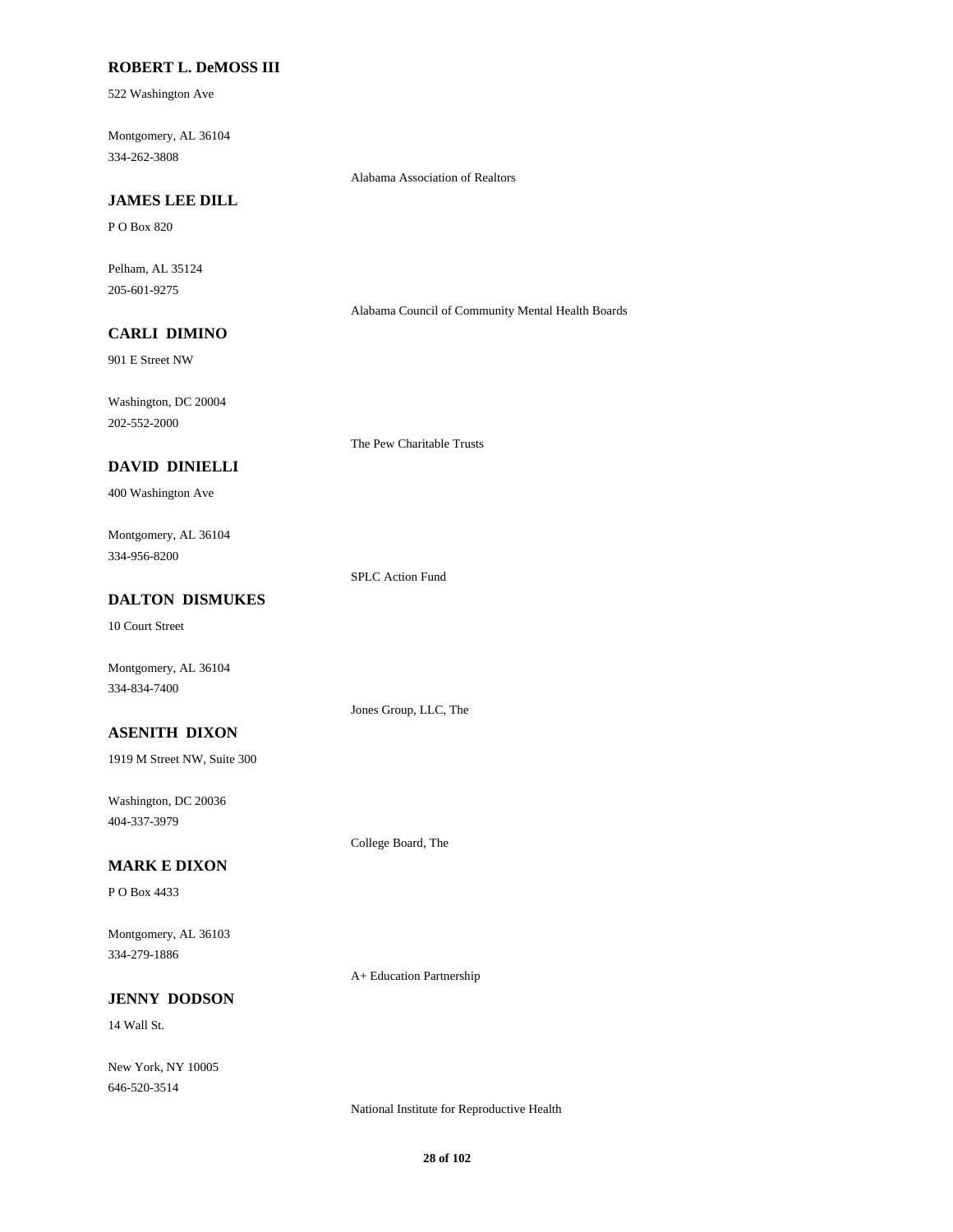**ROBERT L. DeMOSS III**

522 Washington Ave

Montgomery, AL 36104
334-262-3808

Alabama Association of Realtors

**JAMES LEE DILL**

P O Box 820

Pelham, AL 35124
205-601-9275

Alabama Council of Community Mental Health Boards

**CARLI DIMINO**

901 E Street NW

Washington, DC 20004
202-552-2000

The Pew Charitable Trusts

**DAVID DINIELLI**

400 Washington Ave

Montgomery, AL 36104
334-956-8200

SPLC Action Fund

**DALTON DISMUKES**

10 Court Street

Montgomery, AL 36104
334-834-7400

Jones Group, LLC, The

**ASENITH DIXON**

1919 M Street NW, Suite 300

Washington, DC 20036
404-337-3979

College Board, The

**MARK E DIXON**

P O Box 4433

Montgomery, AL 36103
334-279-1886

A+ Education Partnership

**JENNY DODSON**

14 Wall St.

New York, NY 10005
646-520-3514

National Institute for Reproductive Health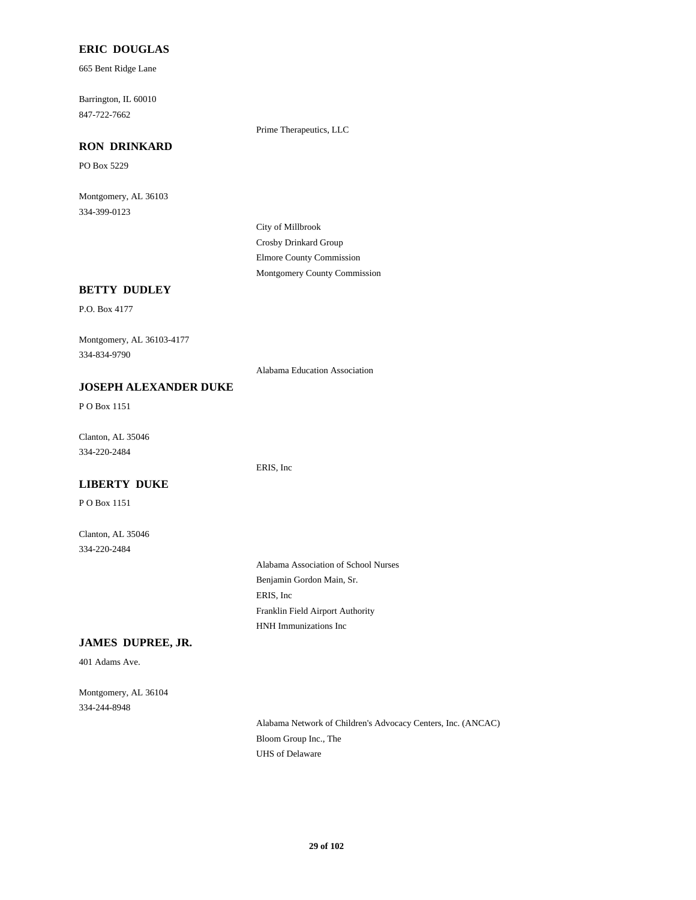### ERIC DOUGLAS

665 Bent Ridge Lane

Barrington, IL 60010
847-722-7662

Prime Therapeutics, LLC

### RON DRINKARD

PO Box 5229

Montgomery, AL 36103
334-399-0123

City of Millbrook
Crosby Drinkard Group
Elmore County Commission
Montgomery County Commission

### BETTY DUDLEY

P.O. Box 4177

Montgomery, AL 36103-4177
334-834-9790

Alabama Education Association

### JOSEPH ALEXANDER DUKE

P O Box 1151

Clanton, AL 35046
334-220-2484

ERIS, Inc

### LIBERTY DUKE

P O Box 1151

Clanton, AL 35046
334-220-2484

Alabama Association of School Nurses
Benjamin Gordon Main, Sr.
ERIS, Inc
Franklin Field Airport Authority
HNH Immunizations Inc

### JAMES DUPREE, JR.

401 Adams Ave.

Montgomery, AL 36104
334-244-8948

Alabama Network of Children's Advocacy Centers, Inc. (ANCAC)
Bloom Group Inc., The
UHS of Delaware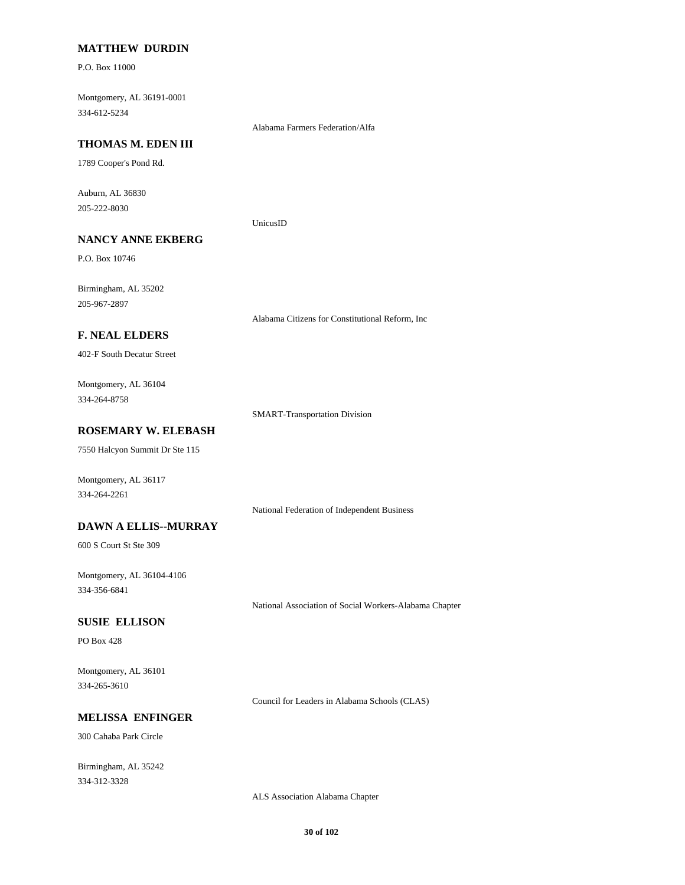**MATTHEW DURDIN**

P.O. Box 11000

Montgomery, AL 36191-0001
334-612-5234

Alabama Farmers Federation/Alfa

**THOMAS M. EDEN III**

1789 Cooper's Pond Rd.

Auburn, AL 36830
205-222-8030

UnicusID

**NANCY ANNE EKBERG**

P.O. Box 10746

Birmingham, AL 35202
205-967-2897

Alabama Citizens for Constitutional Reform, Inc

**F. NEAL ELDERS**

402-F South Decatur Street

Montgomery, AL 36104
334-264-8758

SMART-Transportation Division

**ROSEMARY W. ELEBASH**

7550 Halcyon Summit Dr Ste 115

Montgomery, AL 36117
334-264-2261

National Federation of Independent Business

**DAWN A ELLIS--MURRAY**

600 S Court St Ste 309

Montgomery, AL 36104-4106
334-356-6841

National Association of Social Workers-Alabama Chapter

**SUSIE ELLISON**

PO Box 428

Montgomery, AL 36101
334-265-3610

Council for Leaders in Alabama Schools (CLAS)

**MELISSA ENFINGER**

300 Cahaba Park Circle

Birmingham, AL 35242
334-312-3328

ALS Association Alabama Chapter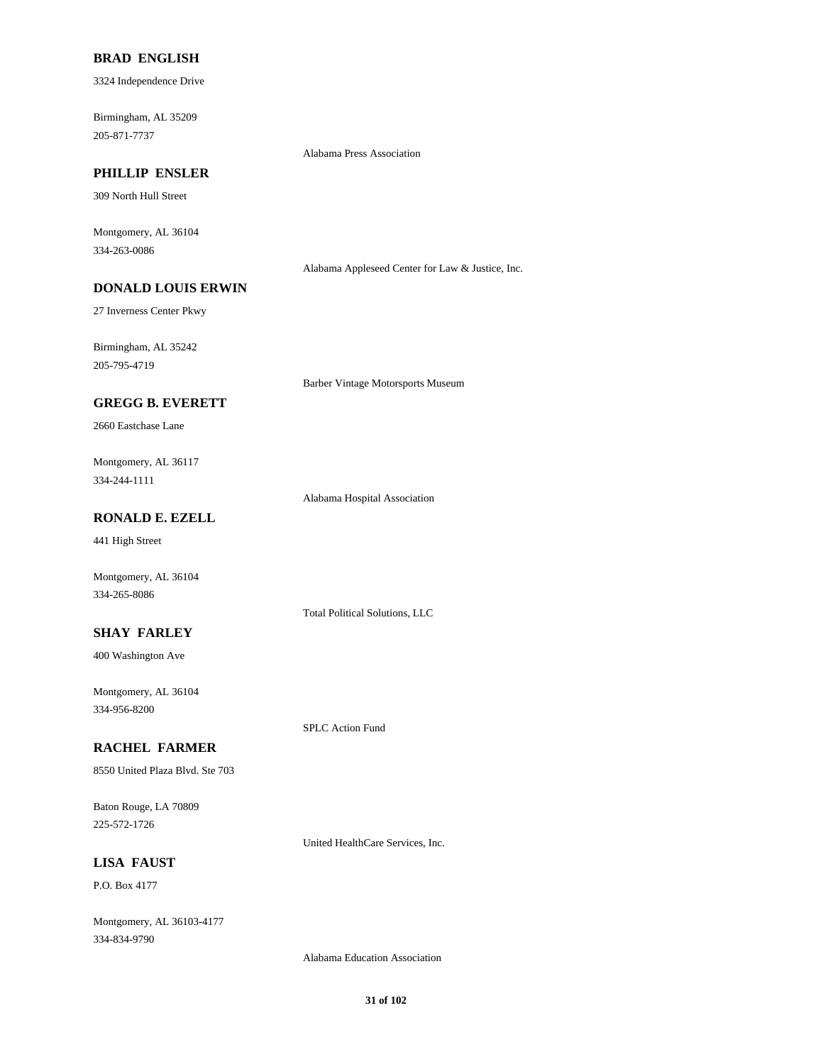**BRAD ENGLISH**

3324 Independence Drive

Birmingham, AL 35209
205-871-7737

Alabama Press Association

**PHILLIP ENSLER**

309 North Hull Street

Montgomery, AL 36104
334-263-0086

Alabama Appleseed Center for Law & Justice, Inc.

**DONALD LOUIS ERWIN**

27 Inverness Center Pkwy

Birmingham, AL 35242
205-795-4719

Barber Vintage Motorsports Museum

**GREGG B. EVERETT**

2660 Eastchase Lane

Montgomery, AL 36117
334-244-1111

Alabama Hospital Association

**RONALD E. EZELL**

441 High Street

Montgomery, AL 36104
334-265-8086

Total Political Solutions, LLC

**SHAY FARLEY**

400 Washington Ave

Montgomery, AL 36104
334-956-8200

SPLC Action Fund

**RACHEL FARMER**

8550 United Plaza Blvd. Ste 703

Baton Rouge, LA 70809
225-572-1726

United HealthCare Services, Inc.

**LISA FAUST**

P.O. Box 4177

Montgomery, AL 36103-4177
334-834-9790

Alabama Education Association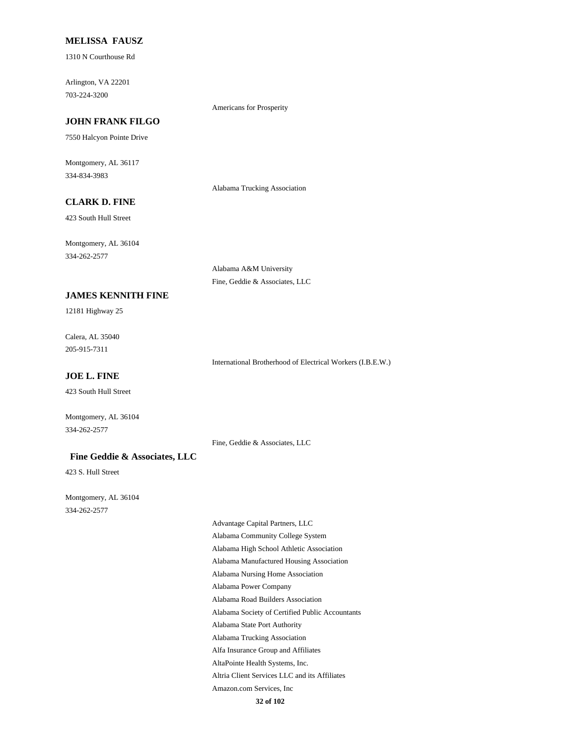**MELISSA FAUSZ**

1310 N Courthouse Rd

Arlington, VA 22201
703-224-3200

Americans for Prosperity

**JOHN FRANK FILGO**

7550 Halcyon Pointe Drive

Montgomery, AL 36117
334-834-3983

Alabama Trucking Association

**CLARK D. FINE**

423 South Hull Street

Montgomery, AL 36104
334-262-2577

Alabama A&M University
Fine, Geddie & Associates, LLC

**JAMES KENNITH FINE**

12181 Highway 25

Calera, AL 35040
205-915-7311

International Brotherhood of Electrical Workers (I.B.E.W.)

**JOE L. FINE**

423 South Hull Street

Montgomery, AL 36104
334-262-2577

Fine, Geddie & Associates, LLC

**Fine Geddie & Associates, LLC**

423 S. Hull Street

Montgomery, AL 36104
334-262-2577

Advantage Capital Partners, LLC
Alabama Community College System
Alabama High School Athletic Association
Alabama Manufactured Housing Association
Alabama Nursing Home Association
Alabama Power Company
Alabama Road Builders Association
Alabama Society of Certified Public Accountants
Alabama State Port Authority
Alabama Trucking Association
Alfa Insurance Group and Affiliates
AltaPointe Health Systems, Inc.
Altria Client Services LLC and its Affiliates
Amazon.com Services, Inc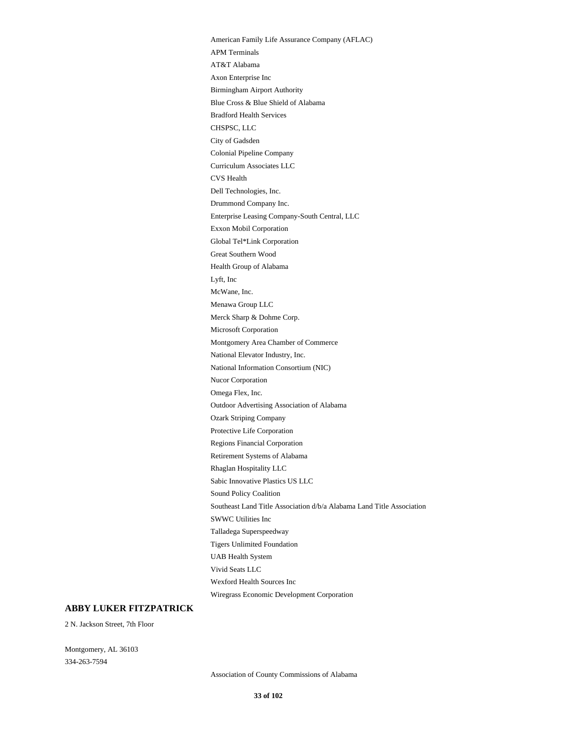American Family Life Assurance Company (AFLAC)

APM Terminals

AT&T Alabama

Axon Enterprise Inc

Birmingham Airport Authority

Blue Cross & Blue Shield of Alabama

Bradford Health Services

CHSPSC, LLC

City of Gadsden

Colonial Pipeline Company

Curriculum Associates LLC

CVS Health

Dell Technologies, Inc.

Drummond Company Inc.

Enterprise Leasing Company-South Central, LLC

Exxon Mobil Corporation

Global Tel*Link Corporation

Great Southern Wood

Health Group of Alabama

Lyft, Inc

McWane, Inc.

Menawa Group LLC

Merck Sharp & Dohme Corp.

Microsoft Corporation

Montgomery Area Chamber of Commerce

National Elevator Industry, Inc.

National Information Consortium (NIC)

Nucor Corporation

Omega Flex, Inc.

Outdoor Advertising Association of Alabama

Ozark Striping Company

Protective Life Corporation

Regions Financial Corporation

Retirement Systems of Alabama

Rhaglan Hospitality LLC

Sabic Innovative Plastics US LLC

Sound Policy Coalition

Southeast Land Title Association d/b/a Alabama Land Title Association

SWWC Utilities Inc

Talladega Superspeedway

Tigers Unlimited Foundation

UAB Health System

Vivid Seats LLC

Wexford Health Sources Inc

Wiregrass Economic Development Corporation

## ABBY LUKER FITZPATRICK

2 N. Jackson Street, 7th Floor

Montgomery, AL 36103

334-263-7594

Association of County Commissions of Alabama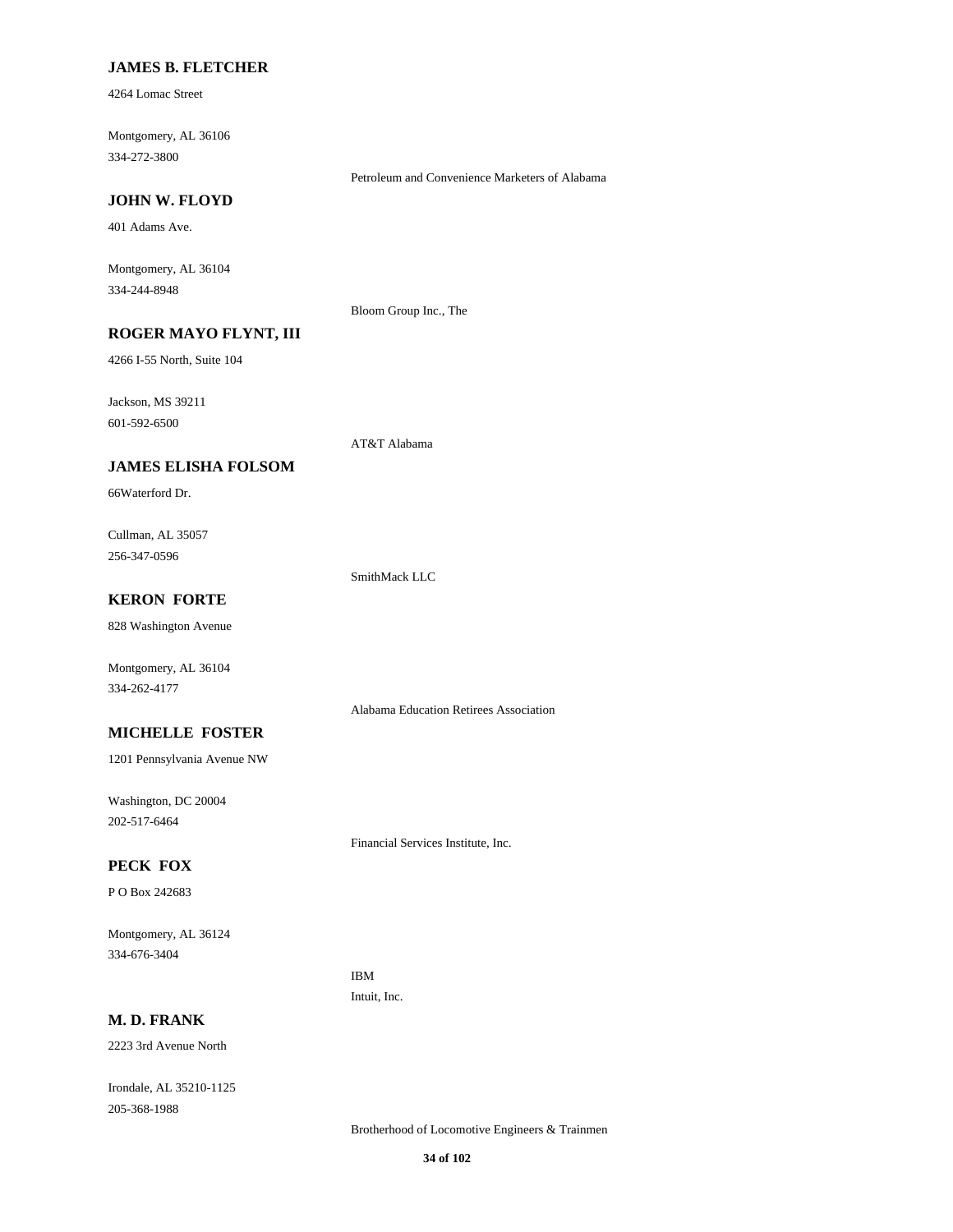**JAMES B. FLETCHER**

4264 Lomac Street

Montgomery, AL 36106
334-272-3800

Petroleum and Convenience Marketers of Alabama

**JOHN W. FLOYD**

401 Adams Ave.

Montgomery, AL 36104
334-244-8948

Bloom Group Inc., The

**ROGER MAYO FLYNT, III**

4266 I-55 North, Suite 104

Jackson, MS 39211
601-592-6500

AT&T Alabama

**JAMES ELISHA FOLSOM**

66Waterford Dr.

Cullman, AL 35057
256-347-0596

SmithMack LLC

**KERON FORTE**

828 Washington Avenue

Montgomery, AL 36104
334-262-4177

Alabama Education Retirees Association

**MICHELLE FOSTER**

1201 Pennsylvania Avenue NW

Washington, DC 20004
202-517-6464

Financial Services Institute, Inc.

**PECK FOX**

P O Box 242683

Montgomery, AL 36124
334-676-3404

IBM

Intuit, Inc.

**M. D. FRANK**

2223 3rd Avenue North

Irondale, AL 35210-1125
205-368-1988

Brotherhood of Locomotive Engineers & Trainmen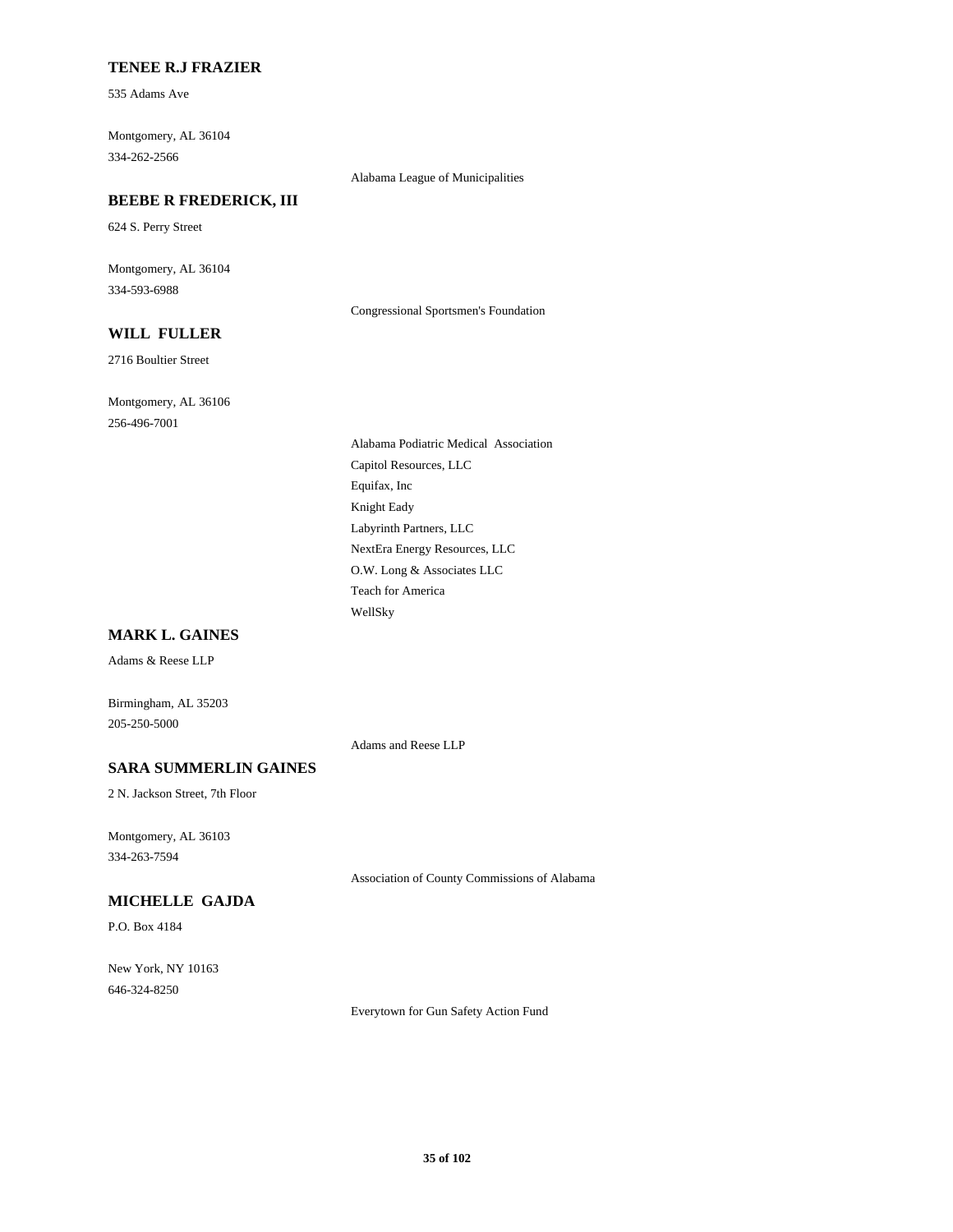**TENEE R.J FRAZIER**

535 Adams Ave

Montgomery, AL 36104

334-262-2566

Alabama League of Municipalities

**BEEBE R FREDERICK, III**

624 S. Perry Street

Montgomery, AL 36104

334-593-6988

Congressional Sportsmen's Foundation

**WILL FULLER**

2716 Boultier Street

Montgomery, AL 36106

256-496-7001

Alabama Podiatric Medical Association

Capitol Resources, LLC

Equifax, Inc

Knight Eady

Labyrinth Partners, LLC

NextEra Energy Resources, LLC

O.W. Long & Associates LLC

Teach for America

WellSky

**MARK L. GAINES**

Adams & Reese LLP

Birmingham, AL 35203

205-250-5000

Adams and Reese LLP

**SARA SUMMERLIN GAINES**

2 N. Jackson Street, 7th Floor

Montgomery, AL 36103

334-263-7594

Association of County Commissions of Alabama

**MICHELLE GAJDA**

P.O. Box 4184

New York, NY 10163

646-324-8250

Everytown for Gun Safety Action Fund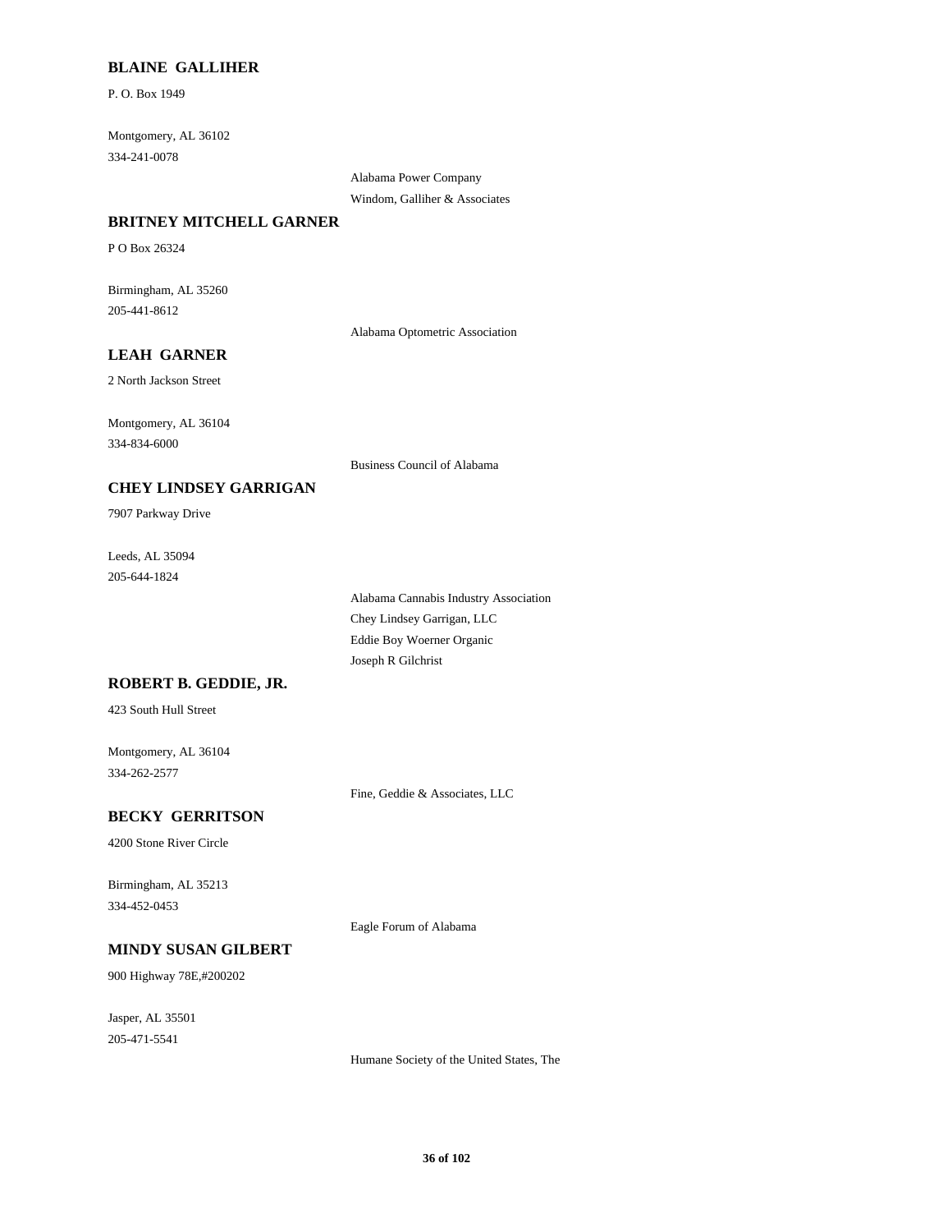**BLAINE GALLIHER**

P. O. Box 1949

Montgomery, AL 36102

334-241-0078

Alabama Power Company

Windom, Galliher & Associates

**BRITNEY MITCHELL GARNER**

P O Box 26324

Birmingham, AL 35260

205-441-8612

Alabama Optometric Association

**LEAH GARNER**

2 North Jackson Street

Montgomery, AL 36104

334-834-6000

Business Council of Alabama

**CHEY LINDSEY GARRIGAN**

7907 Parkway Drive

Leeds, AL 35094

205-644-1824

Alabama Cannabis Industry Association

Chey Lindsey Garrigan, LLC

Eddie Boy Woerner Organic

Joseph R Gilchrist

**ROBERT B. GEDDIE, JR.**

423 South Hull Street

Montgomery, AL 36104

334-262-2577

Fine, Geddie & Associates, LLC

**BECKY GERRITSON**

4200 Stone River Circle

Birmingham, AL 35213

334-452-0453

Eagle Forum of Alabama

**MINDY SUSAN GILBERT**

900 Highway 78E,#200202

Jasper, AL 35501

205-471-5541

Humane Society of the United States, The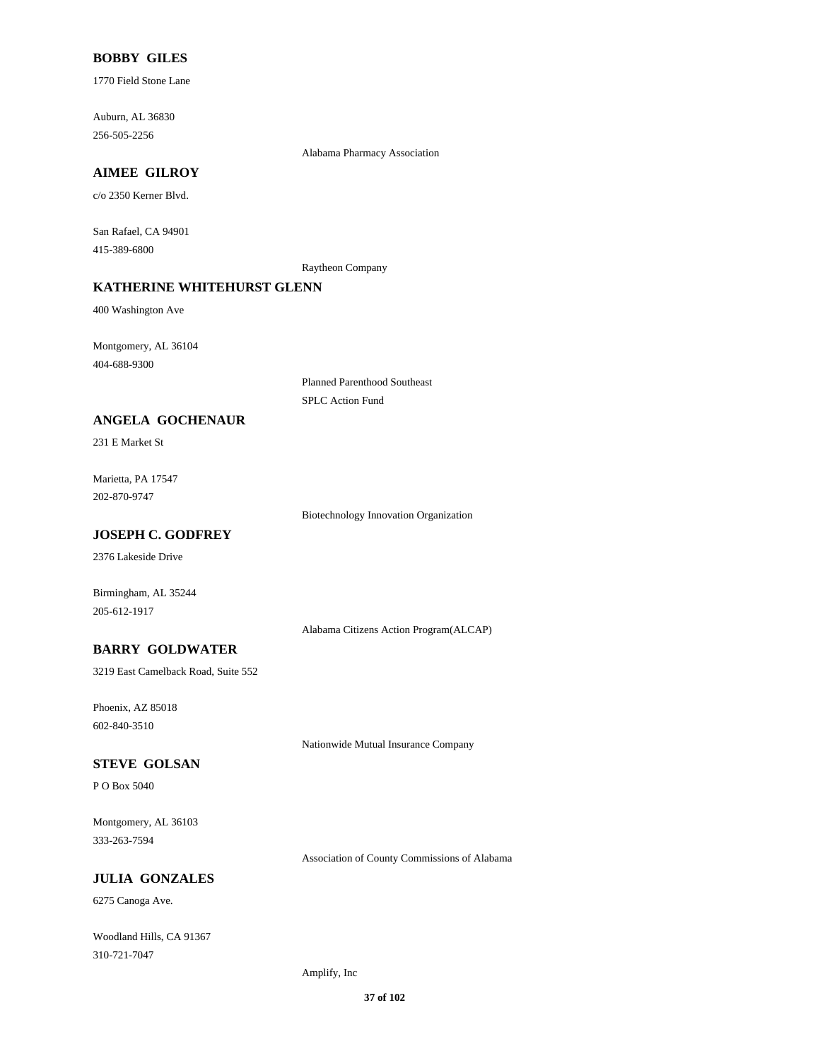### BOBBY GILES

1770 Field Stone Lane

Auburn, AL 36830
256-505-2256

Alabama Pharmacy Association

### AIMEE GILROY

c/o 2350 Kerner Blvd.

San Rafael, CA 94901
415-389-6800

Raytheon Company

### KATHERINE WHITEHURST GLENN

400 Washington Ave

Montgomery, AL 36104
404-688-9300

Planned Parenthood Southeast
SPLC Action Fund

### ANGELA GOCHENAUR

231 E Market St

Marietta, PA 17547
202-870-9747

Biotechnology Innovation Organization

### JOSEPH C. GODFREY

2376 Lakeside Drive

Birmingham, AL 35244
205-612-1917

Alabama Citizens Action Program(ALCAP)

### BARRY GOLDWATER

3219 East Camelback Road, Suite 552

Phoenix, AZ 85018
602-840-3510

Nationwide Mutual Insurance Company

### STEVE GOLSAN

P O Box 5040

Montgomery, AL 36103
333-263-7594

Association of County Commissions of Alabama

### JULIA GONZALES

6275 Canoga Ave.

Woodland Hills, CA 91367
310-721-7047

Amplify, Inc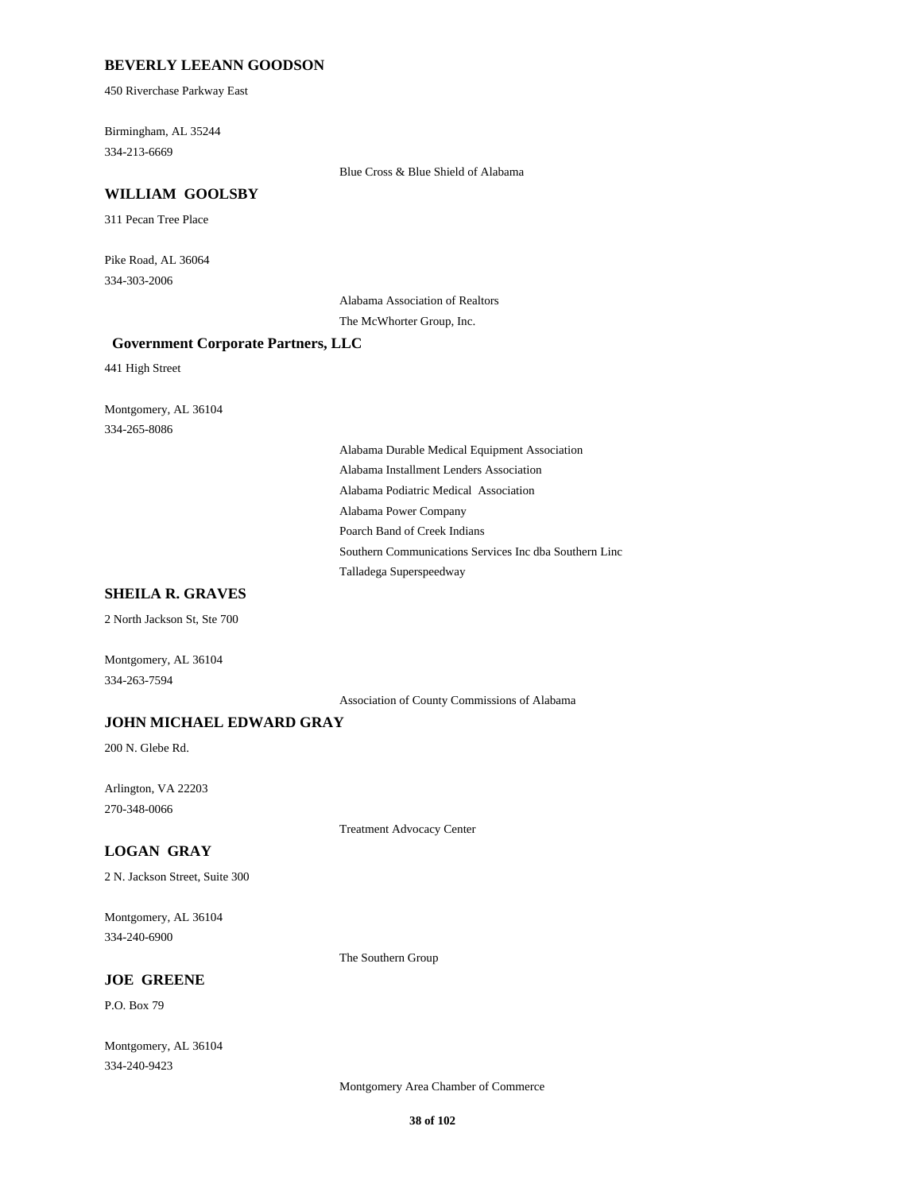**BEVERLY LEEANN GOODSON**

450 Riverchase Parkway East

Birmingham, AL 35244

334-213-6669

Blue Cross & Blue Shield of Alabama

**WILLIAM GOOLSBY**

311 Pecan Tree Place

Pike Road, AL 36064

334-303-2006

Alabama Association of Realtors

The McWhorter Group, Inc.

**Government Corporate Partners, LLC**

441 High Street

Montgomery, AL 36104

334-265-8086

Alabama Durable Medical Equipment Association

Alabama Installment Lenders Association

Alabama Podiatric Medical Association

Alabama Power Company

Poarch Band of Creek Indians

Southern Communications Services Inc dba Southern Linc

Talladega Superspeedway

**SHEILA R. GRAVES**

2 North Jackson St, Ste 700

Montgomery, AL 36104

334-263-7594

Association of County Commissions of Alabama

**JOHN MICHAEL EDWARD GRAY**

200 N. Glebe Rd.

Arlington, VA 22203

270-348-0066

Treatment Advocacy Center

**LOGAN GRAY**

2 N. Jackson Street, Suite 300

Montgomery, AL 36104

334-240-6900

The Southern Group

**JOE GREENE**

P.O. Box 79

Montgomery, AL 36104

334-240-9423

Montgomery Area Chamber of Commerce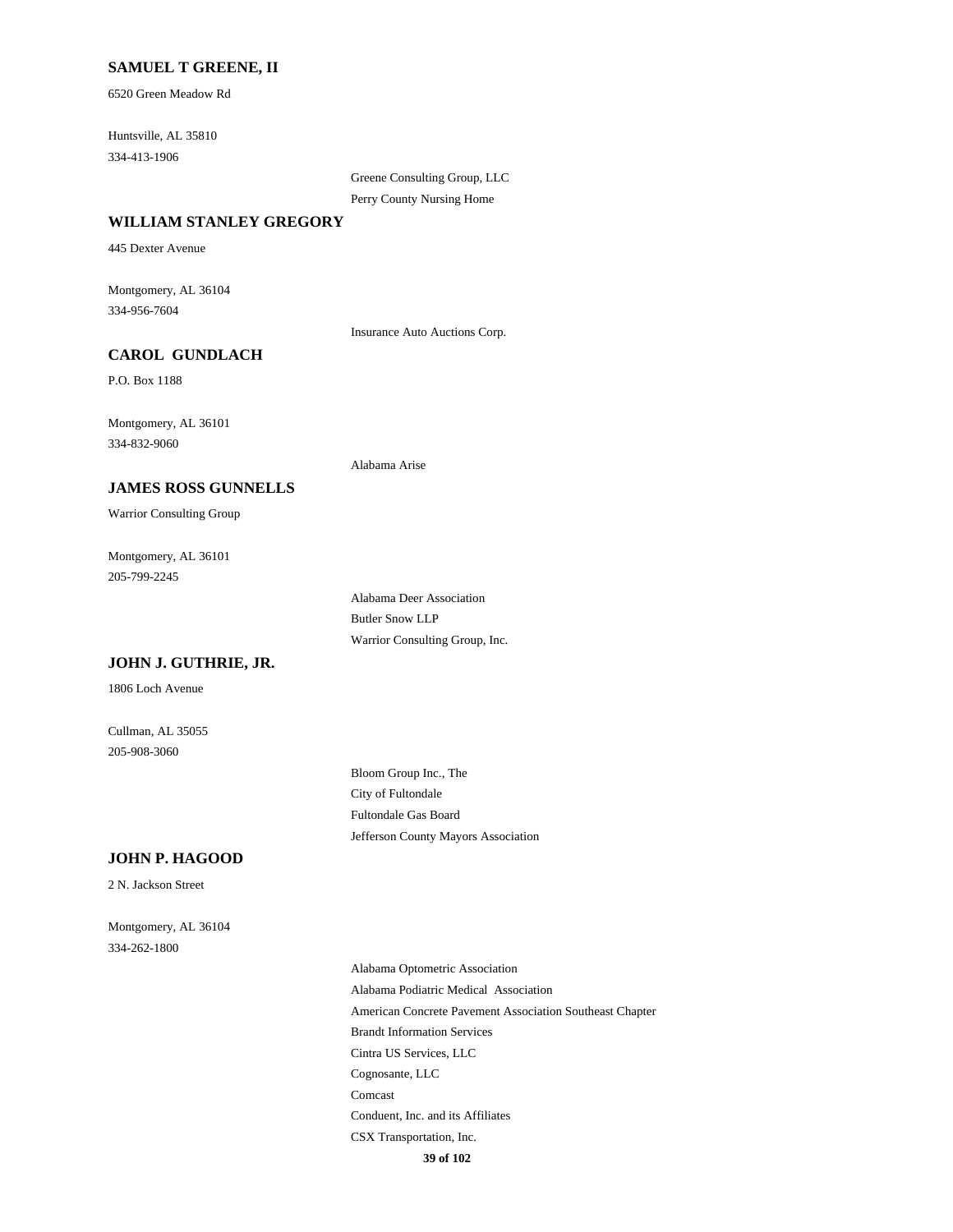**SAMUEL T GREENE, II**

6520 Green Meadow Rd

Huntsville, AL 35810
334-413-1906

- Greene Consulting Group, LLC
- Perry County Nursing Home

**WILLIAM STANLEY GREGORY**

445 Dexter Avenue

Montgomery, AL 36104
334-956-7604

- Insurance Auto Auctions Corp.

**CAROL GUNDLACH**

P.O. Box 1188

Montgomery, AL 36101
334-832-9060

- Alabama Arise

**JAMES ROSS GUNNELLS**

Warrior Consulting Group

Montgomery, AL 36101
205-799-2245

- Alabama Deer Association
- Butler Snow LLP
- Warrior Consulting Group, Inc.

**JOHN J. GUTHRIE, JR.**

1806 Loch Avenue

Cullman, AL 35055
205-908-3060

- Bloom Group Inc., The
- City of Fultondale
- Fultondale Gas Board
- Jefferson County Mayors Association

**JOHN P. HAGOOD**

2 N. Jackson Street

Montgomery, AL 36104
334-262-1800

- Alabama Optometric Association
- Alabama Podiatric Medical Association
- American Concrete Pavement Association Southeast Chapter
- Brandt Information Services
- Cintra US Services, LLC
- Cognosante, LLC
- Comcast
- Conduent, Inc. and its Affiliates
- CSX Transportation, Inc.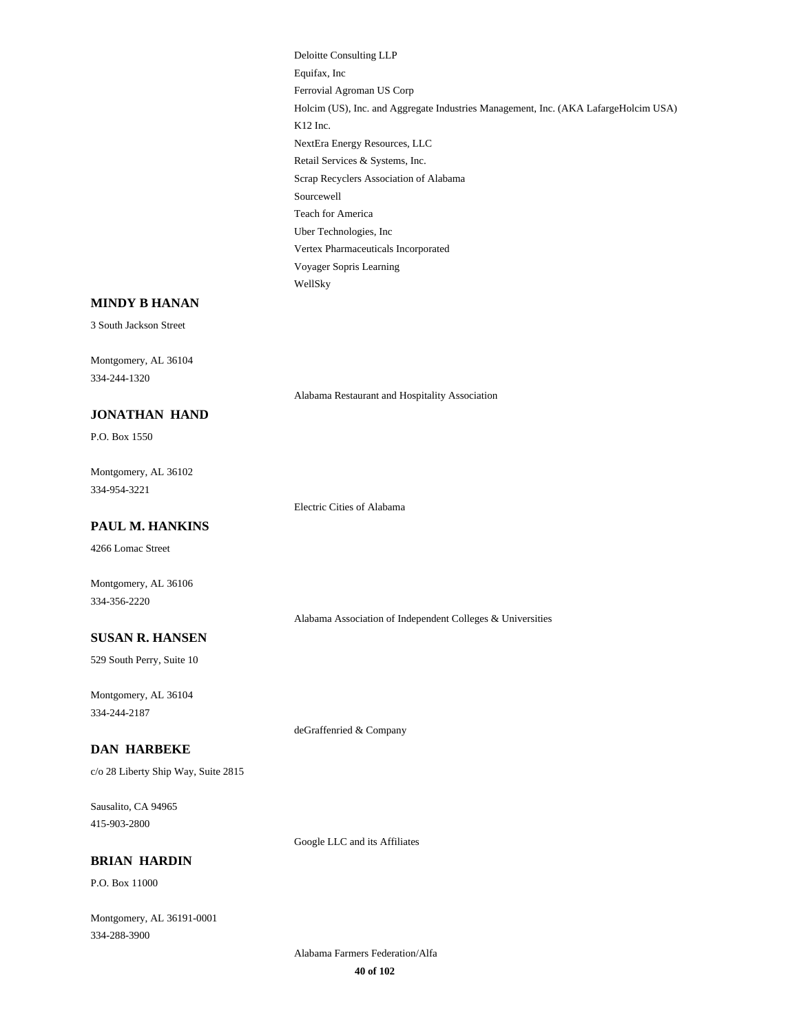Deloitte Consulting LLP

Equifax, Inc

Ferrovial Agroman US Corp

Holcim (US), Inc. and Aggregate Industries Management, Inc. (AKA LafargeHolcim USA)

K12 Inc.

NextEra Energy Resources, LLC

Retail Services & Systems, Inc.

Scrap Recyclers Association of Alabama

Sourcewell

Teach for America

Uber Technologies, Inc

Vertex Pharmaceuticals Incorporated

Voyager Sopris Learning

WellSky

**MINDY B HANAN**

3 South Jackson Street

Montgomery, AL 36104
334-244-1320

Alabama Restaurant and Hospitality Association

**JONATHAN HAND**

P.O. Box 1550

Montgomery, AL 36102
334-954-3221

Electric Cities of Alabama

**PAUL M. HANKINS**

4266 Lomac Street

Montgomery, AL 36106
334-356-2220

Alabama Association of Independent Colleges & Universities

**SUSAN R. HANSEN**

529 South Perry, Suite 10

Montgomery, AL 36104
334-244-2187

deGraffenried & Company

**DAN HARBEKE**

c/o 28 Liberty Ship Way, Suite 2815

Sausalito, CA 94965
415-903-2800

Google LLC and its Affiliates

**BRIAN HARDIN**

P.O. Box 11000

Montgomery, AL 36191-0001
334-288-3900

Alabama Farmers Federation/Alfa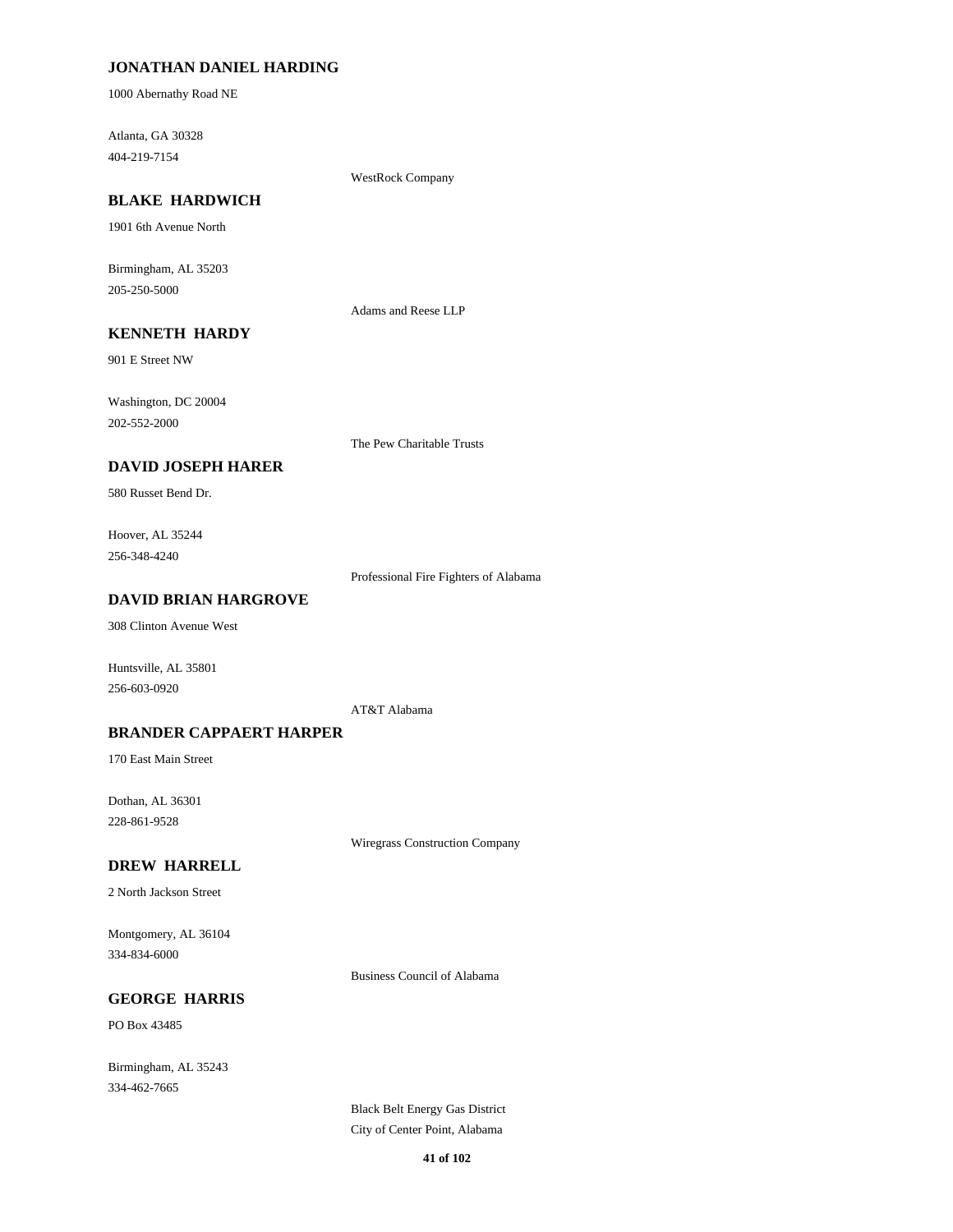**JONATHAN DANIEL HARDING**

1000 Abernathy Road NE

Atlanta, GA 30328
404-219-7154

WestRock Company

**BLAKE HARDWICH**

1901 6th Avenue North

Birmingham, AL 35203
205-250-5000

Adams and Reese LLP

**KENNETH HARDY**

901 E Street NW

Washington, DC 20004
202-552-2000

The Pew Charitable Trusts

**DAVID JOSEPH HARER**

580 Russet Bend Dr.

Hoover, AL 35244
256-348-4240

Professional Fire Fighters of Alabama

**DAVID BRIAN HARGROVE**

308 Clinton Avenue West

Huntsville, AL 35801
256-603-0920

AT&T Alabama

**BRANDER CAPPAERT HARPER**

170 East Main Street

Dothan, AL 36301
228-861-9528

Wiregrass Construction Company

**DREW HARRELL**

2 North Jackson Street

Montgomery, AL 36104
334-834-6000

Business Council of Alabama

**GEORGE HARRIS**

PO Box 43485

Birmingham, AL 35243
334-462-7665

Black Belt Energy Gas District
City of Center Point, Alabama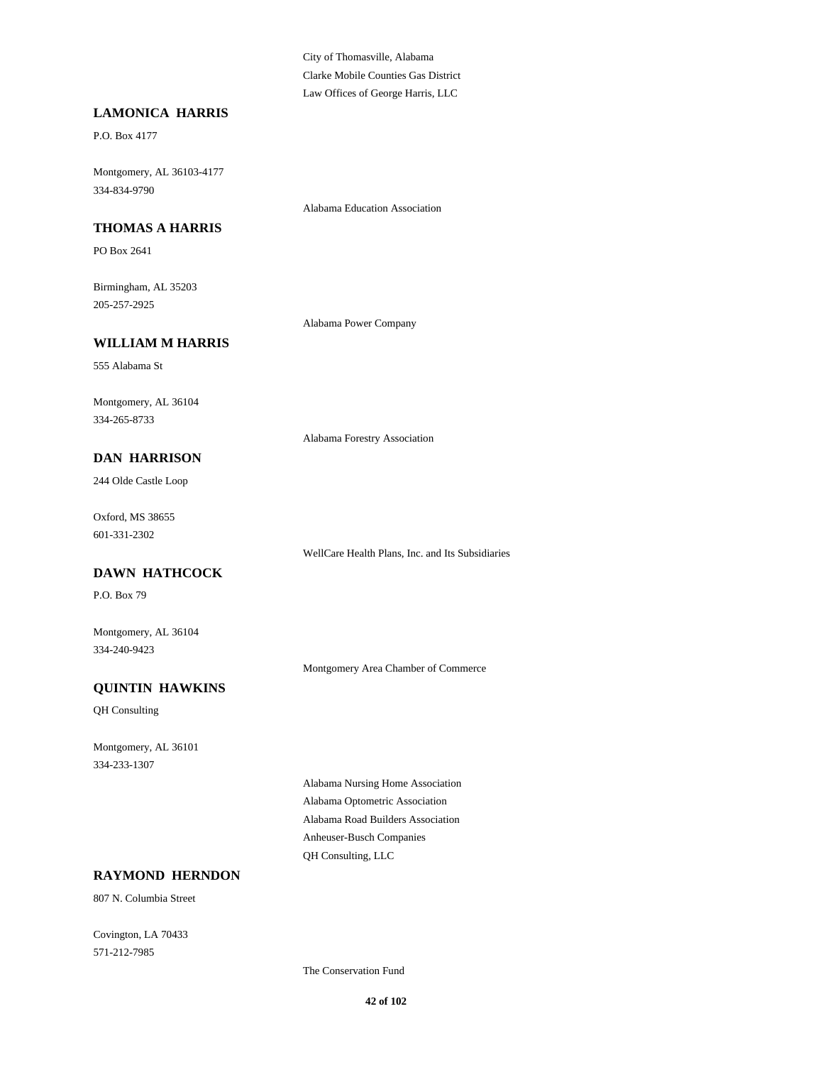City of Thomasville, Alabama
Clarke Mobile Counties Gas District
Law Offices of George Harris, LLC

**LAMONICA HARRIS**

P.O. Box 4177

Montgomery, AL 36103-4177
334-834-9790

Alabama Education Association

**THOMAS A HARRIS**

PO Box 2641

Birmingham, AL 35203
205-257-2925

Alabama Power Company

**WILLIAM M HARRIS**

555 Alabama St

Montgomery, AL 36104
334-265-8733

Alabama Forestry Association

**DAN HARRISON**

244 Olde Castle Loop

Oxford, MS 38655
601-331-2302

WellCare Health Plans, Inc. and Its Subsidiaries

**DAWN HATHCOCK**

P.O. Box 79

Montgomery, AL 36104
334-240-9423

Montgomery Area Chamber of Commerce

**QUINTIN HAWKINS**

QH Consulting

Montgomery, AL 36101
334-233-1307

Alabama Nursing Home Association
Alabama Optometric Association
Alabama Road Builders Association
Anheuser-Busch Companies
QH Consulting, LLC

**RAYMOND HERNDON**

807 N. Columbia Street

Covington, LA 70433
571-212-7985

The Conservation Fund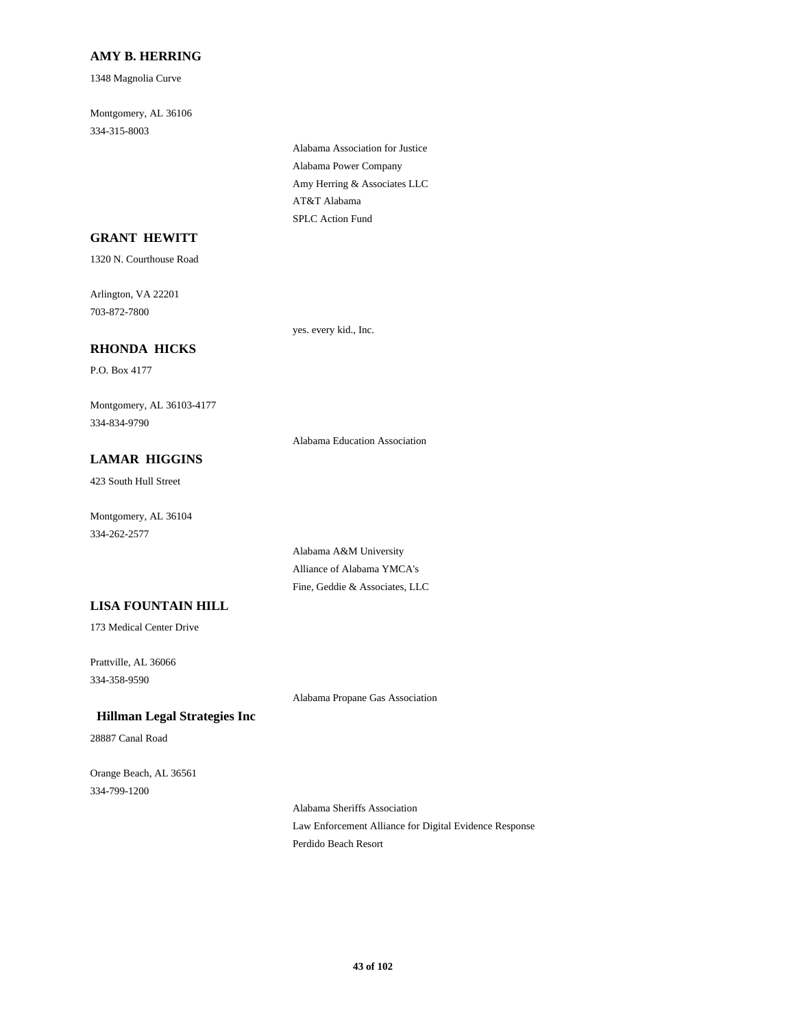### AMY B. HERRING

1348 Magnolia Curve

Montgomery, AL 36106
334-315-8003

Alabama Association for Justice
Alabama Power Company
Amy Herring & Associates LLC
AT&T Alabama
SPLC Action Fund

### GRANT HEWITT

1320 N. Courthouse Road

Arlington, VA 22201
703-872-7800

yes. every kid., Inc.

### RHONDA HICKS

P.O. Box 4177

Montgomery, AL 36103-4177
334-834-9790

Alabama Education Association

### LAMAR HIGGINS

423 South Hull Street

Montgomery, AL 36104
334-262-2577

Alabama A&M University
Alliance of Alabama YMCA's
Fine, Geddie & Associates, LLC

### LISA FOUNTAIN HILL

173 Medical Center Drive

Prattville, AL 36066
334-358-9590

Alabama Propane Gas Association

### Hillman Legal Strategies Inc

28887 Canal Road

Orange Beach, AL 36561
334-799-1200

Alabama Sheriffs Association
Law Enforcement Alliance for Digital Evidence Response
Perdido Beach Resort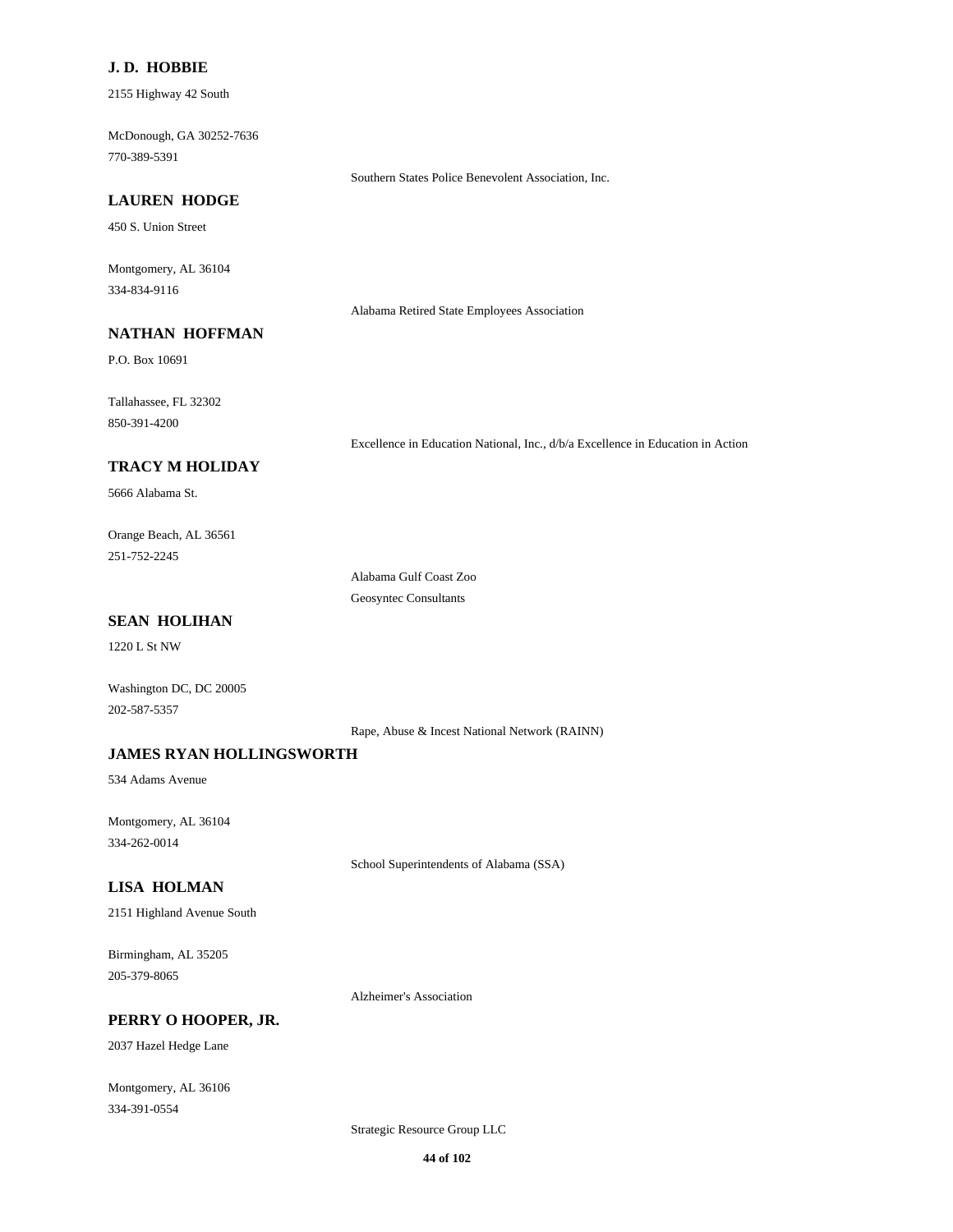**J. D. HOBBIE**

2155 Highway 42 South

McDonough, GA 30252-7636
770-389-5391

Southern States Police Benevolent Association, Inc.

**LAUREN HODGE**

450 S. Union Street

Montgomery, AL 36104
334-834-9116

Alabama Retired State Employees Association

**NATHAN HOFFMAN**

P.O. Box 10691

Tallahassee, FL 32302
850-391-4200

Excellence in Education National, Inc., d/b/a Excellence in Education in Action

**TRACY M HOLIDAY**

5666 Alabama St.

Orange Beach, AL 36561
251-752-2245

Alabama Gulf Coast Zoo
Geosyntec Consultants

**SEAN HOLIHAN**

1220 L St NW

Washington DC, DC 20005
202-587-5357

Rape, Abuse & Incest National Network (RAINN)

**JAMES RYAN HOLLINGSWORTH**

534 Adams Avenue

Montgomery, AL 36104
334-262-0014

School Superintendents of Alabama (SSA)

**LISA HOLMAN**

2151 Highland Avenue South

Birmingham, AL 35205
205-379-8065

Alzheimer's Association

**PERRY O HOOPER, JR.**

2037 Hazel Hedge Lane

Montgomery, AL 36106
334-391-0554

Strategic Resource Group LLC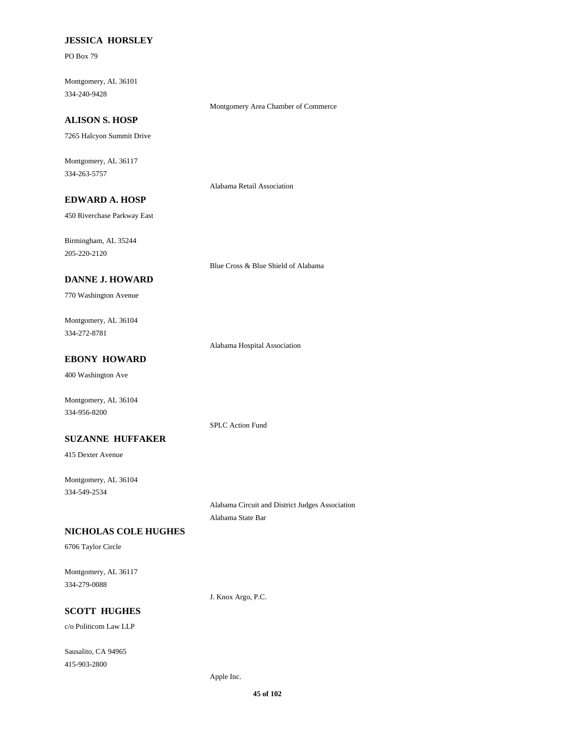**JESSICA HORSLEY**

PO Box 79

Montgomery, AL 36101
334-240-9428

Montgomery Area Chamber of Commerce

**ALISON S. HOSP**

7265 Halcyon Summit Drive

Montgomery, AL 36117
334-263-5757

Alabama Retail Association

**EDWARD A. HOSP**

450 Riverchase Parkway East

Birmingham, AL 35244
205-220-2120

Blue Cross & Blue Shield of Alabama

**DANNE J. HOWARD**

770 Washington Avenue

Montgomery, AL 36104
334-272-8781

Alabama Hospital Association

**EBONY HOWARD**

400 Washington Ave

Montgomery, AL 36104
334-956-8200

SPLC Action Fund

**SUZANNE HUFFAKER**

415 Dexter Avenue

Montgomery, AL 36104
334-549-2534

Alabama Circuit and District Judges Association
Alabama State Bar

**NICHOLAS COLE HUGHES**

6706 Taylor Circle

Montgomery, AL 36117
334-279-0088

J. Knox Argo, P.C.

**SCOTT HUGHES**

c/o Politicom Law LLP

Sausalito, CA 94965
415-903-2800

Apple Inc.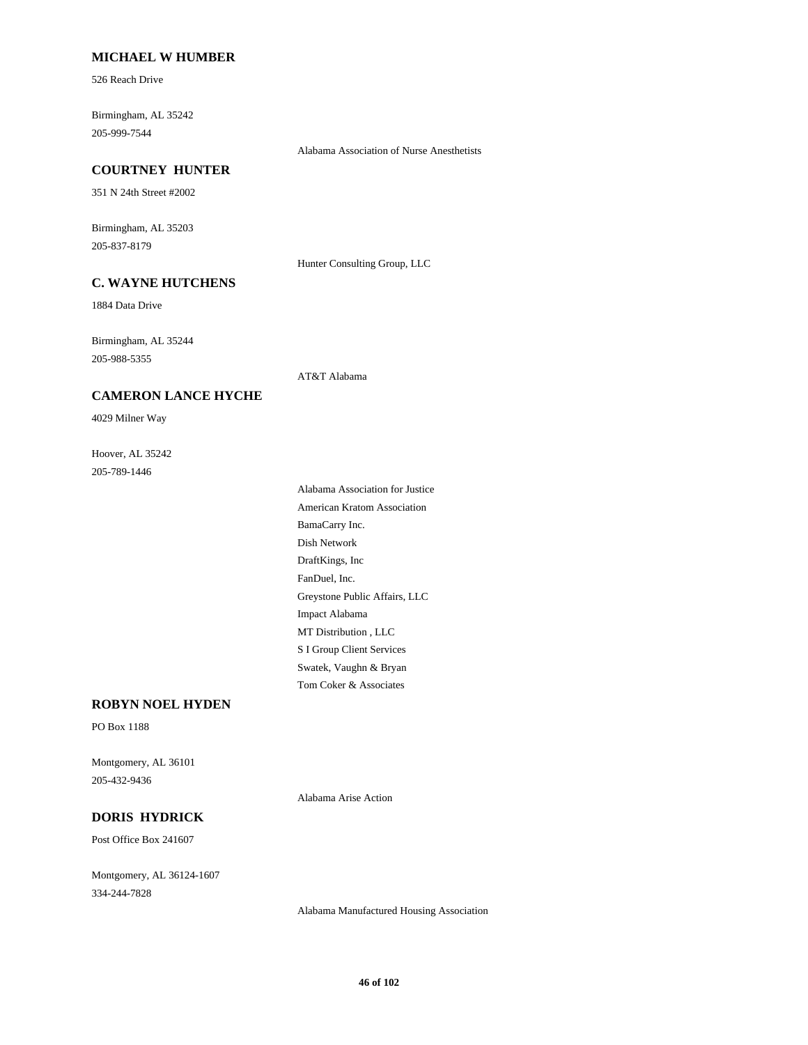### MICHAEL W HUMBER

526 Reach Drive

Birmingham, AL 35242
205-999-7544

Alabama Association of Nurse Anesthetists

### COURTNEY HUNTER

351 N 24th Street #2002

Birmingham, AL 35203
205-837-8179

Hunter Consulting Group, LLC

### C. WAYNE HUTCHENS

1884 Data Drive

Birmingham, AL 35244
205-988-5355

AT&T Alabama

### CAMERON LANCE HYCHE

4029 Milner Way

Hoover, AL 35242
205-789-1446

Alabama Association for Justice
American Kratom Association
BamaCarry Inc.
Dish Network
DraftKings, Inc
FanDuel, Inc.
Greystone Public Affairs, LLC
Impact Alabama
MT Distribution , LLC
S I Group Client Services
Swatek, Vaughn & Bryan
Tom Coker & Associates

### ROBYN NOEL HYDEN

PO Box 1188

Montgomery, AL 36101
205-432-9436

Alabama Arise Action

### DORIS HYDRICK

Post Office Box 241607

Montgomery, AL 36124-1607
334-244-7828

Alabama Manufactured Housing Association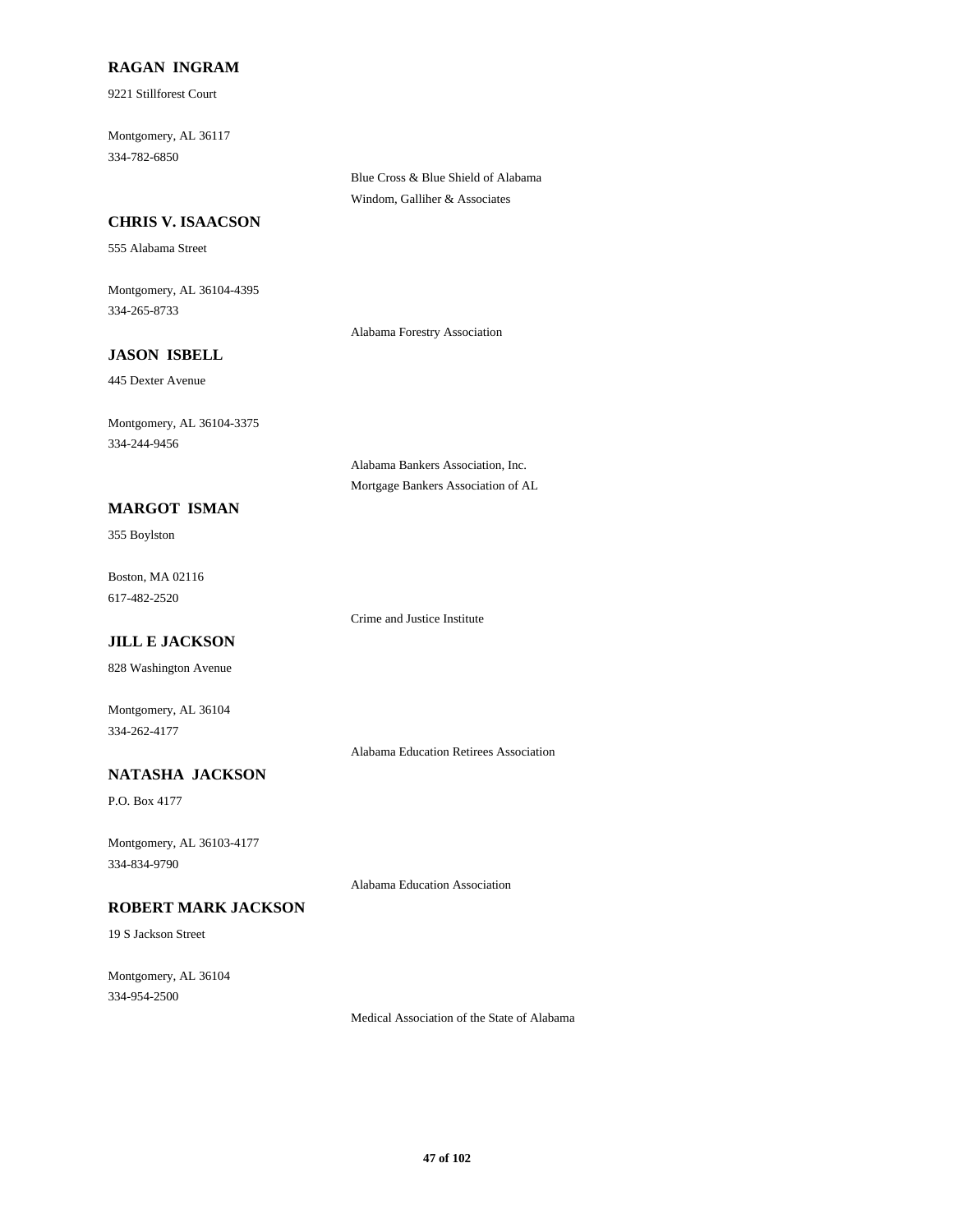**RAGAN INGRAM**

9221 Stillforest Court

Montgomery, AL 36117

334-782-6850

Blue Cross & Blue Shield of Alabama

Windom, Galliher & Associates

**CHRIS V. ISAACSON**

555 Alabama Street

Montgomery, AL 36104-4395

334-265-8733

Alabama Forestry Association

**JASON ISBELL**

445 Dexter Avenue

Montgomery, AL 36104-3375

334-244-9456

Alabama Bankers Association, Inc.

Mortgage Bankers Association of AL

**MARGOT ISMAN**

355 Boylston

Boston, MA 02116

617-482-2520

Crime and Justice Institute

**JILL E JACKSON**

828 Washington Avenue

Montgomery, AL 36104

334-262-4177

Alabama Education Retirees Association

**NATASHA JACKSON**

P.O. Box 4177

Montgomery, AL 36103-4177

334-834-9790

Alabama Education Association

**ROBERT MARK JACKSON**

19 S Jackson Street

Montgomery, AL 36104

334-954-2500

Medical Association of the State of Alabama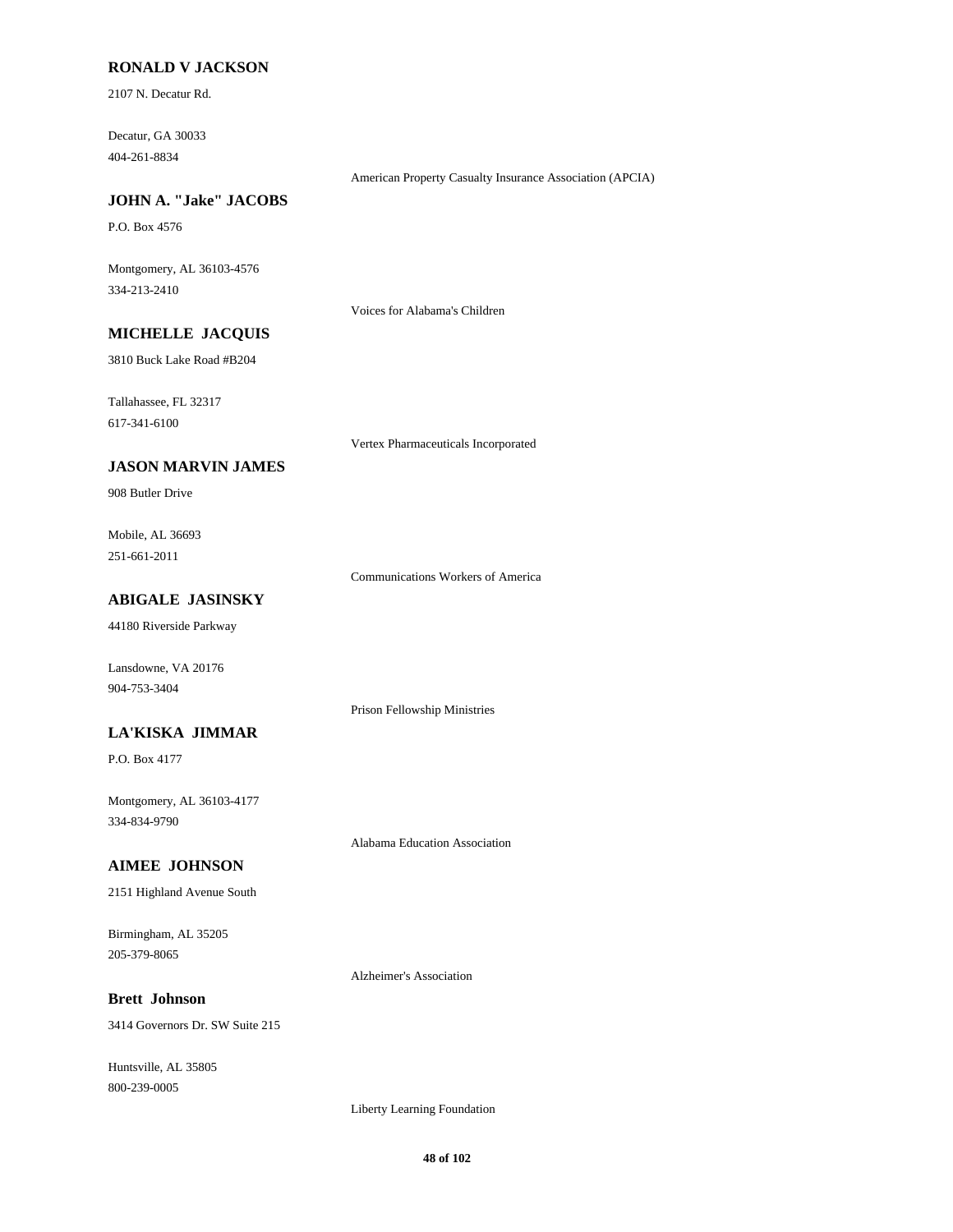**RONALD V JACKSON**

2107 N. Decatur Rd.

Decatur, GA 30033
404-261-8834

American Property Casualty Insurance Association (APCIA)

**JOHN A. "Jake" JACOBS**

P.O. Box 4576

Montgomery, AL 36103-4576
334-213-2410

Voices for Alabama's Children

**MICHELLE JACQUIS**

3810 Buck Lake Road #B204

Tallahassee, FL 32317
617-341-6100

Vertex Pharmaceuticals Incorporated

**JASON MARVIN JAMES**

908 Butler Drive

Mobile, AL 36693
251-661-2011

Communications Workers of America

**ABIGALE JASINSKY**

44180 Riverside Parkway

Lansdowne, VA 20176
904-753-3404

Prison Fellowship Ministries

**LA'KISKA JIMMAR**

P.O. Box 4177

Montgomery, AL 36103-4177
334-834-9790

Alabama Education Association

**AIMEE JOHNSON**

2151 Highland Avenue South

Birmingham, AL 35205
205-379-8065

Alzheimer's Association

**Brett Johnson**

3414 Governors Dr. SW Suite 215

Huntsville, AL 35805
800-239-0005

Liberty Learning Foundation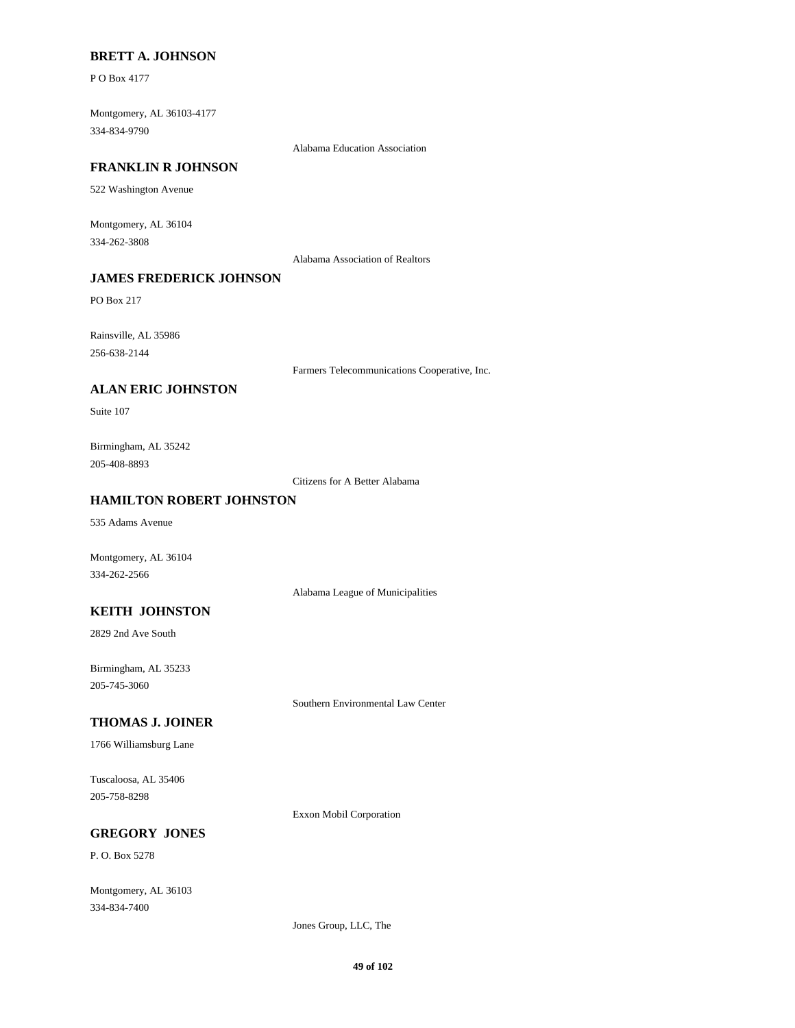**BRETT A. JOHNSON**

P O Box 4177

Montgomery, AL 36103-4177
334-834-9790

Alabama Education Association

**FRANKLIN R JOHNSON**

522 Washington Avenue

Montgomery, AL 36104
334-262-3808

Alabama Association of Realtors

**JAMES FREDERICK JOHNSON**

PO Box 217

Rainsville, AL 35986
256-638-2144

Farmers Telecommunications Cooperative, Inc.

**ALAN ERIC JOHNSTON**

Suite 107

Birmingham, AL 35242
205-408-8893

Citizens for A Better Alabama

**HAMILTON ROBERT JOHNSTON**

535 Adams Avenue

Montgomery, AL 36104
334-262-2566

Alabama League of Municipalities

**KEITH JOHNSTON**

2829 2nd Ave South

Birmingham, AL 35233
205-745-3060

Southern Environmental Law Center

**THOMAS J. JOINER**

1766 Williamsburg Lane

Tuscaloosa, AL 35406
205-758-8298

Exxon Mobil Corporation

**GREGORY JONES**

P. O. Box 5278

Montgomery, AL 36103
334-834-7400

Jones Group, LLC, The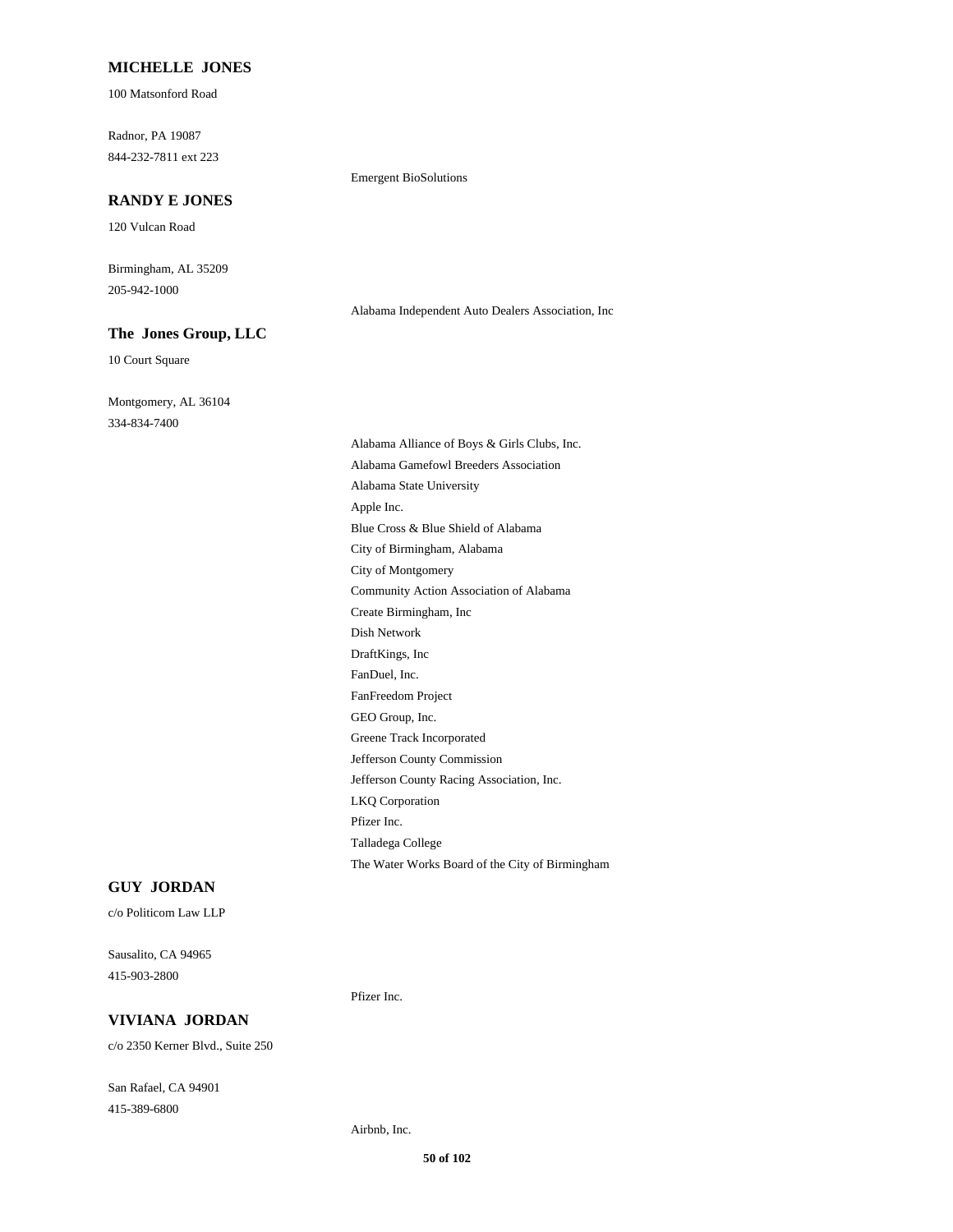**MICHELLE JONES**

100 Matsonford Road

Radnor, PA 19087

844-232-7811 ext 223

Emergent BioSolutions

**RANDY E JONES**

120 Vulcan Road

Birmingham, AL 35209

205-942-1000

Alabama Independent Auto Dealers Association, Inc

**The Jones Group, LLC**

10 Court Square

Montgomery, AL 36104

334-834-7400

Alabama Alliance of Boys & Girls Clubs, Inc.
Alabama Gamefowl Breeders Association
Alabama State University
Apple Inc.
Blue Cross & Blue Shield of Alabama
City of Birmingham, Alabama
City of Montgomery
Community Action Association of Alabama
Create Birmingham, Inc
Dish Network
DraftKings, Inc
FanDuel, Inc.
FanFreedom Project
GEO Group, Inc.
Greene Track Incorporated
Jefferson County Commission
Jefferson County Racing Association, Inc.
LKQ Corporation
Pfizer Inc.
Talladega College
The Water Works Board of the City of Birmingham

**GUY JORDAN**

c/o Politicom Law LLP

Sausalito, CA 94965

415-903-2800

Pfizer Inc.

**VIVIANA JORDAN**

c/o 2350 Kerner Blvd., Suite 250

San Rafael, CA 94901

415-389-6800

Airbnb, Inc.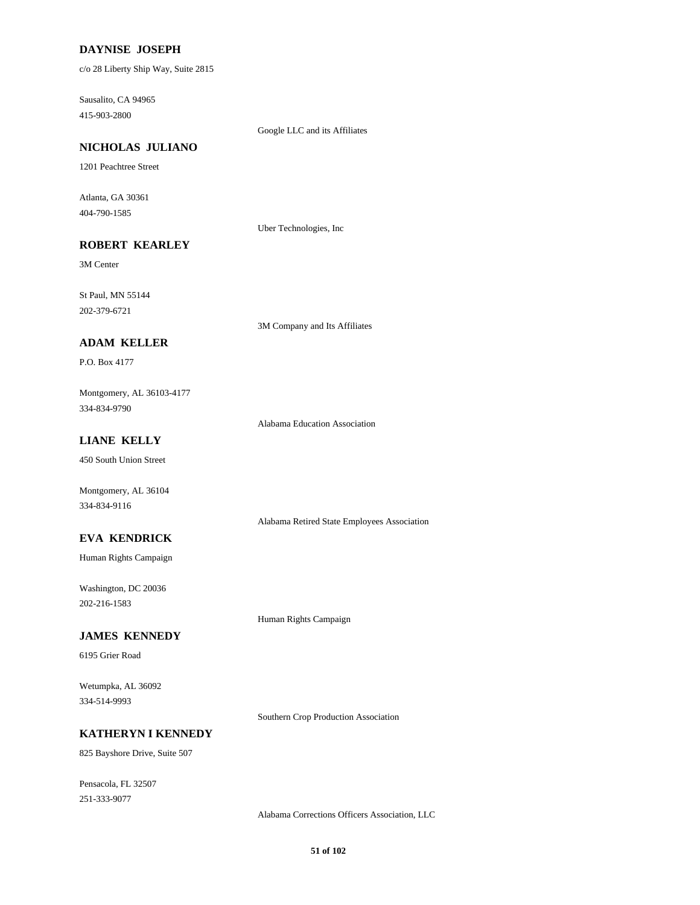**DAYNISE JOSEPH**

c/o 28 Liberty Ship Way, Suite 2815

Sausalito, CA 94965
415-903-2800

Google LLC and its Affiliates

**NICHOLAS JULIANO**

1201 Peachtree Street

Atlanta, GA 30361
404-790-1585

Uber Technologies, Inc

**ROBERT KEARLEY**

3M Center

St Paul, MN 55144
202-379-6721

3M Company and Its Affiliates

**ADAM KELLER**

P.O. Box 4177

Montgomery, AL 36103-4177
334-834-9790

Alabama Education Association

**LIANE KELLY**

450 South Union Street

Montgomery, AL 36104
334-834-9116

Alabama Retired State Employees Association

**EVA KENDRICK**

Human Rights Campaign

Washington, DC 20036
202-216-1583

Human Rights Campaign

**JAMES KENNEDY**

6195 Grier Road

Wetumpka, AL 36092
334-514-9993

Southern Crop Production Association

**KATHERYN I KENNEDY**

825 Bayshore Drive, Suite 507

Pensacola, FL 32507
251-333-9077

Alabama Corrections Officers Association, LLC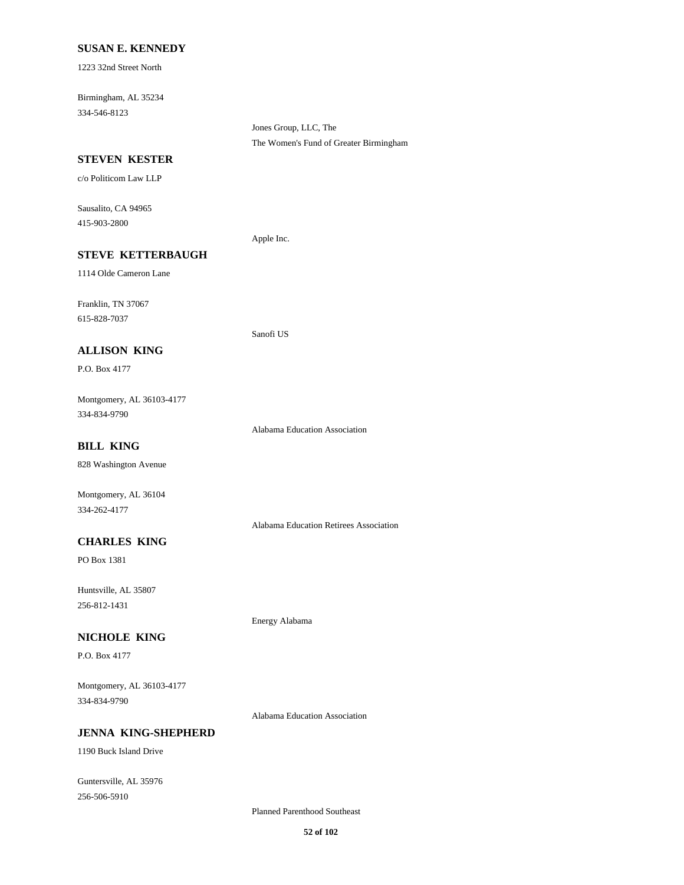**SUSAN E. KENNEDY**

1223 32nd Street North

Birmingham, AL 35234
334-546-8123

Jones Group, LLC, The
The Women's Fund of Greater Birmingham

**STEVEN KESTER**

c/o Politicom Law LLP

Sausalito, CA 94965
415-903-2800

Apple Inc.

**STEVE KETTERBAUGH**

1114 Olde Cameron Lane

Franklin, TN 37067
615-828-7037

Sanofi US

**ALLISON KING**

P.O. Box 4177

Montgomery, AL 36103-4177
334-834-9790

Alabama Education Association

**BILL KING**

828 Washington Avenue

Montgomery, AL 36104
334-262-4177

Alabama Education Retirees Association

**CHARLES KING**

PO Box 1381

Huntsville, AL 35807
256-812-1431

Energy Alabama

**NICHOLE KING**

P.O. Box 4177

Montgomery, AL 36103-4177
334-834-9790

Alabama Education Association

**JENNA KING-SHEPHERD**

1190 Buck Island Drive

Guntersville, AL 35976
256-506-5910

Planned Parenthood Southeast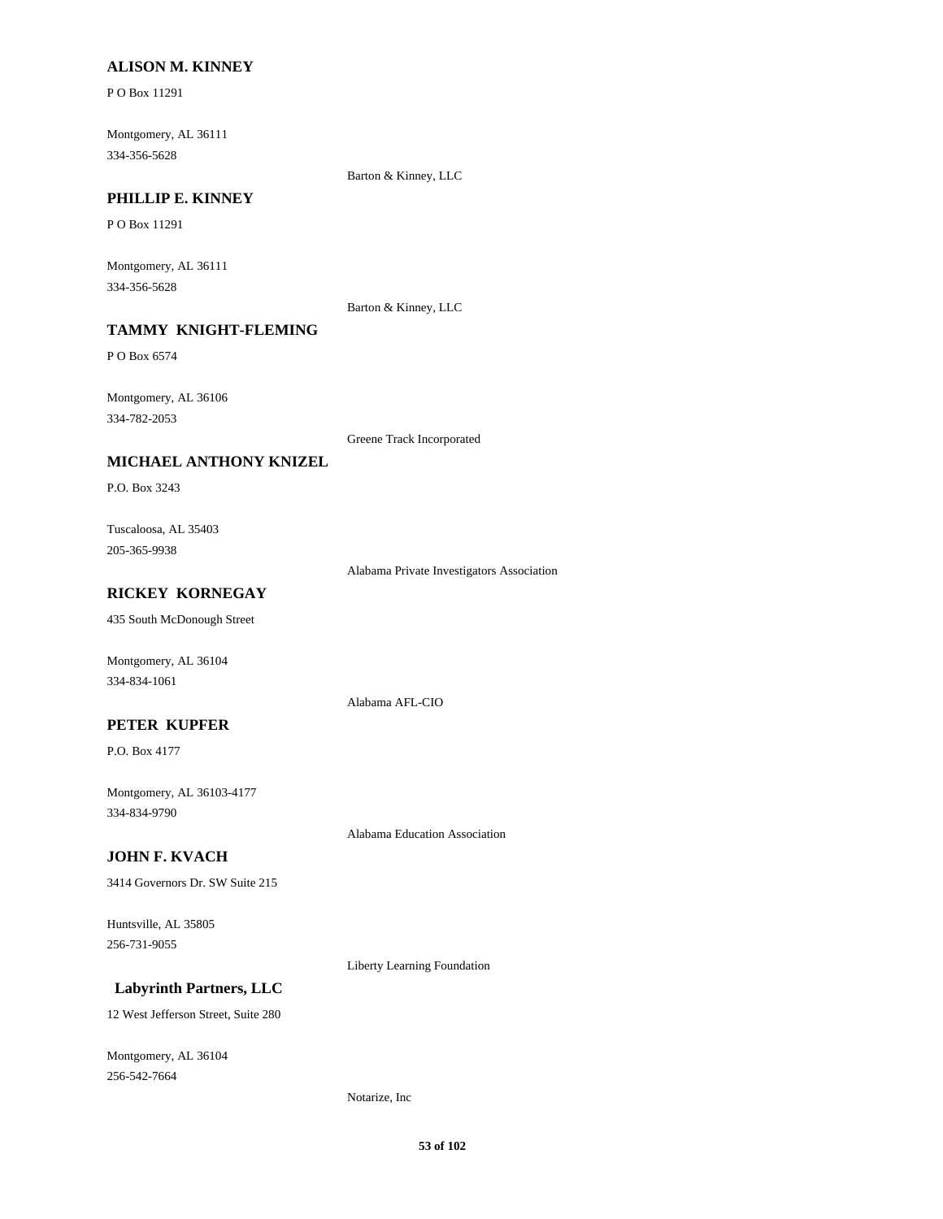### ALISON M. KINNEY

P O Box 11291

Montgomery, AL 36111
334-356-5628

Barton & Kinney, LLC

### PHILLIP E. KINNEY

P O Box 11291

Montgomery, AL 36111
334-356-5628

Barton & Kinney, LLC

### TAMMY KNIGHT-FLEMING

P O Box 6574

Montgomery, AL 36106
334-782-2053

Greene Track Incorporated

### MICHAEL ANTHONY KNIZEL

P.O. Box 3243

Tuscaloosa, AL 35403
205-365-9938

Alabama Private Investigators Association

### RICKEY KORNEGAY

435 South McDonough Street

Montgomery, AL 36104
334-834-1061

Alabama AFL-CIO

### PETER KUPFER

P.O. Box 4177

Montgomery, AL 36103-4177
334-834-9790

Alabama Education Association

### JOHN F. KVACH

3414 Governors Dr. SW Suite 215

Huntsville, AL 35805
256-731-9055

Liberty Learning Foundation

### Labyrinth Partners, LLC

12 West Jefferson Street, Suite 280

Montgomery, AL 36104
256-542-7664

Notarize, Inc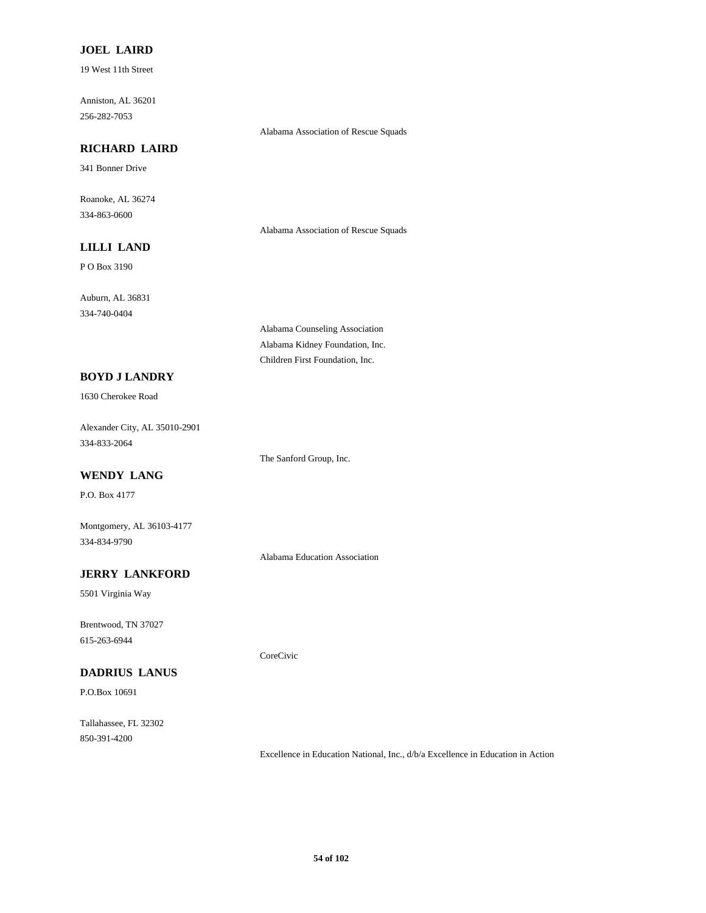**JOEL LAIRD**

19 West 11th Street

Anniston, AL 36201

256-282-7053

Alabama Association of Rescue Squads

**RICHARD LAIRD**

341 Bonner Drive

Roanoke, AL 36274

334-863-0600

Alabama Association of Rescue Squads

**LILLI LAND**

P O Box 3190

Auburn, AL 36831

334-740-0404

Alabama Counseling Association

Alabama Kidney Foundation, Inc.

Children First Foundation, Inc.

**BOYD J LANDRY**

1630 Cherokee Road

Alexander City, AL 35010-2901

334-833-2064

The Sanford Group, Inc.

**WENDY LANG**

P.O. Box 4177

Montgomery, AL 36103-4177

334-834-9790

Alabama Education Association

**JERRY LANKFORD**

5501 Virginia Way

Brentwood, TN 37027

615-263-6944

CoreCivic

**DADRIUS LANUS**

P.O.Box 10691

Tallahassee, FL 32302

850-391-4200

Excellence in Education National, Inc., d/b/a Excellence in Education in Action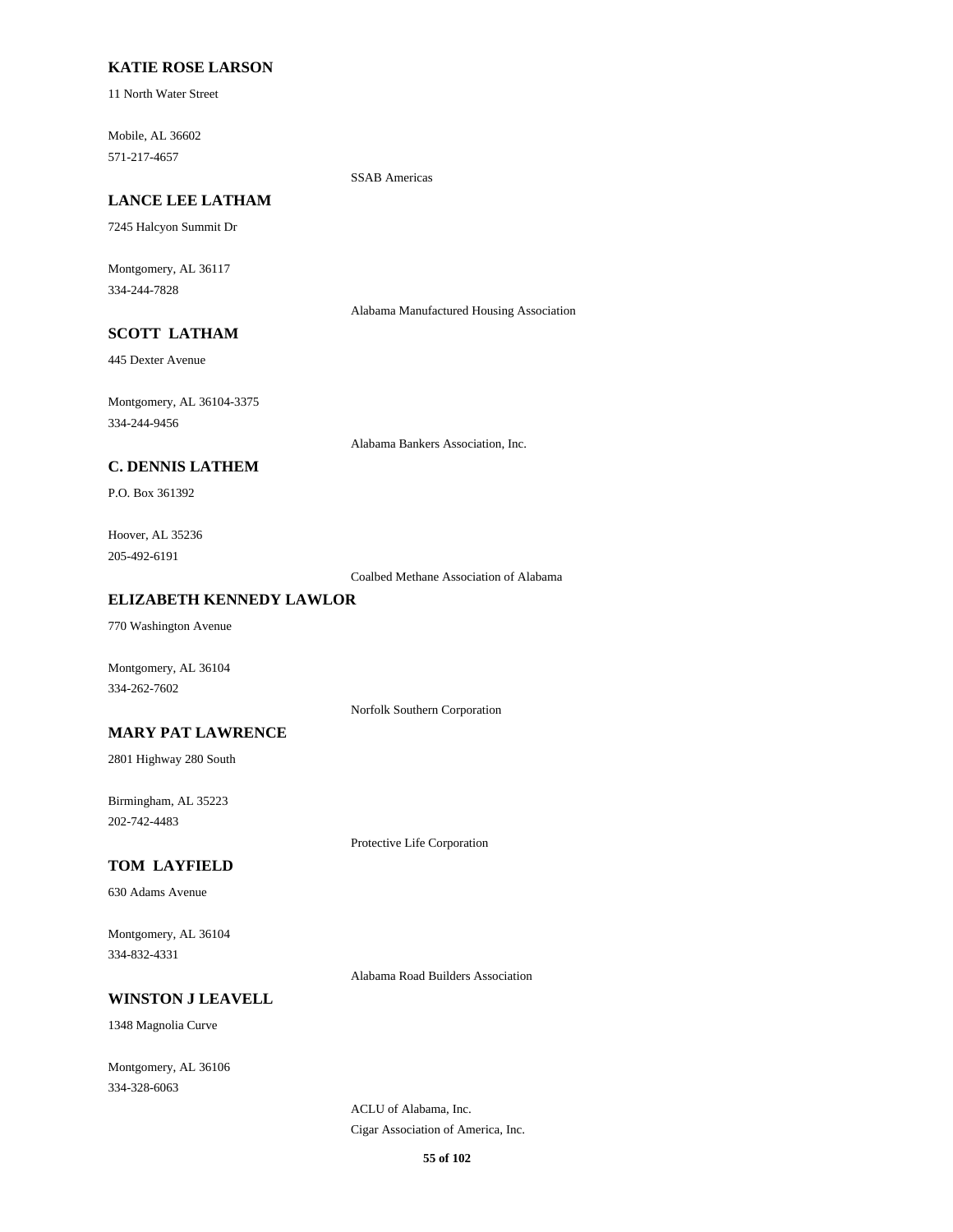**KATIE ROSE LARSON**

11 North Water Street

Mobile, AL 36602
571-217-4657

SSAB Americas

**LANCE LEE LATHAM**

7245 Halcyon Summit Dr

Montgomery, AL 36117
334-244-7828

Alabama Manufactured Housing Association

**SCOTT LATHAM**

445 Dexter Avenue

Montgomery, AL 36104-3375
334-244-9456

Alabama Bankers Association, Inc.

**C. DENNIS LATHEM**

P.O. Box 361392

Hoover, AL 35236
205-492-6191

Coalbed Methane Association of Alabama

**ELIZABETH KENNEDY LAWLOR**

770 Washington Avenue

Montgomery, AL 36104
334-262-7602

Norfolk Southern Corporation

**MARY PAT LAWRENCE**

2801 Highway 280 South

Birmingham, AL 35223
202-742-4483

Protective Life Corporation

**TOM LAYFIELD**

630 Adams Avenue

Montgomery, AL 36104
334-832-4331

Alabama Road Builders Association

**WINSTON J LEAVELL**

1348 Magnolia Curve

Montgomery, AL 36106
334-328-6063

ACLU of Alabama, Inc.
Cigar Association of America, Inc.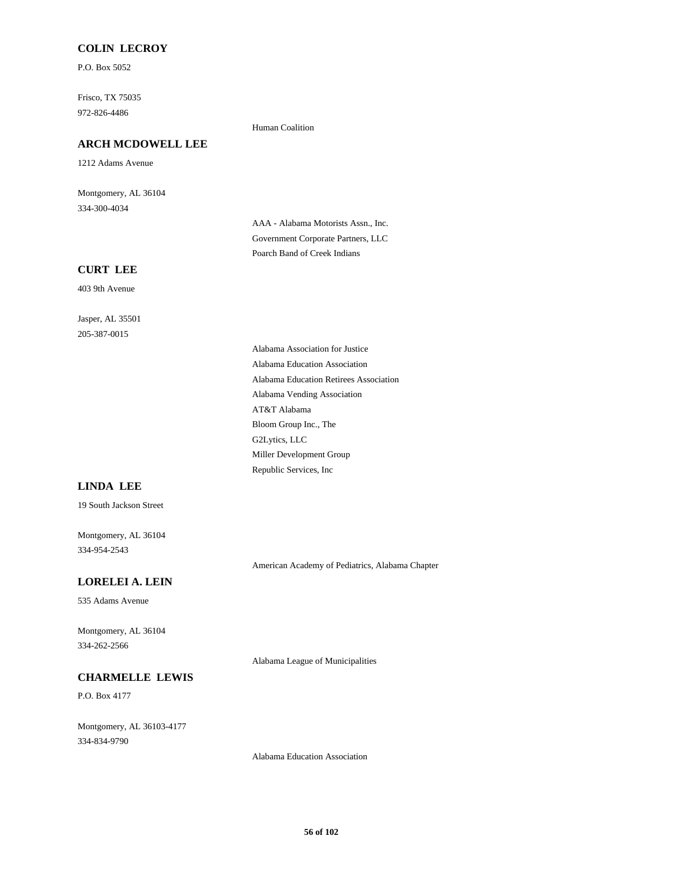**COLIN LECROY**

P.O. Box 5052

Frisco, TX 75035
972-826-4486

Human Coalition

**ARCH MCDOWELL LEE**

1212 Adams Avenue

Montgomery, AL 36104
334-300-4034

AAA - Alabama Motorists Assn., Inc.
Government Corporate Partners, LLC
Poarch Band of Creek Indians

**CURT LEE**

403 9th Avenue

Jasper, AL 35501
205-387-0015

Alabama Association for Justice
Alabama Education Association
Alabama Education Retirees Association
Alabama Vending Association
AT&T Alabama
Bloom Group Inc., The
G2Lytics, LLC
Miller Development Group
Republic Services, Inc

**LINDA LEE**

19 South Jackson Street

Montgomery, AL 36104
334-954-2543

American Academy of Pediatrics, Alabama Chapter

**LORELEI A. LEIN**

535 Adams Avenue

Montgomery, AL 36104
334-262-2566

Alabama League of Municipalities

**CHARMELLE LEWIS**

P.O. Box 4177

Montgomery, AL 36103-4177
334-834-9790

Alabama Education Association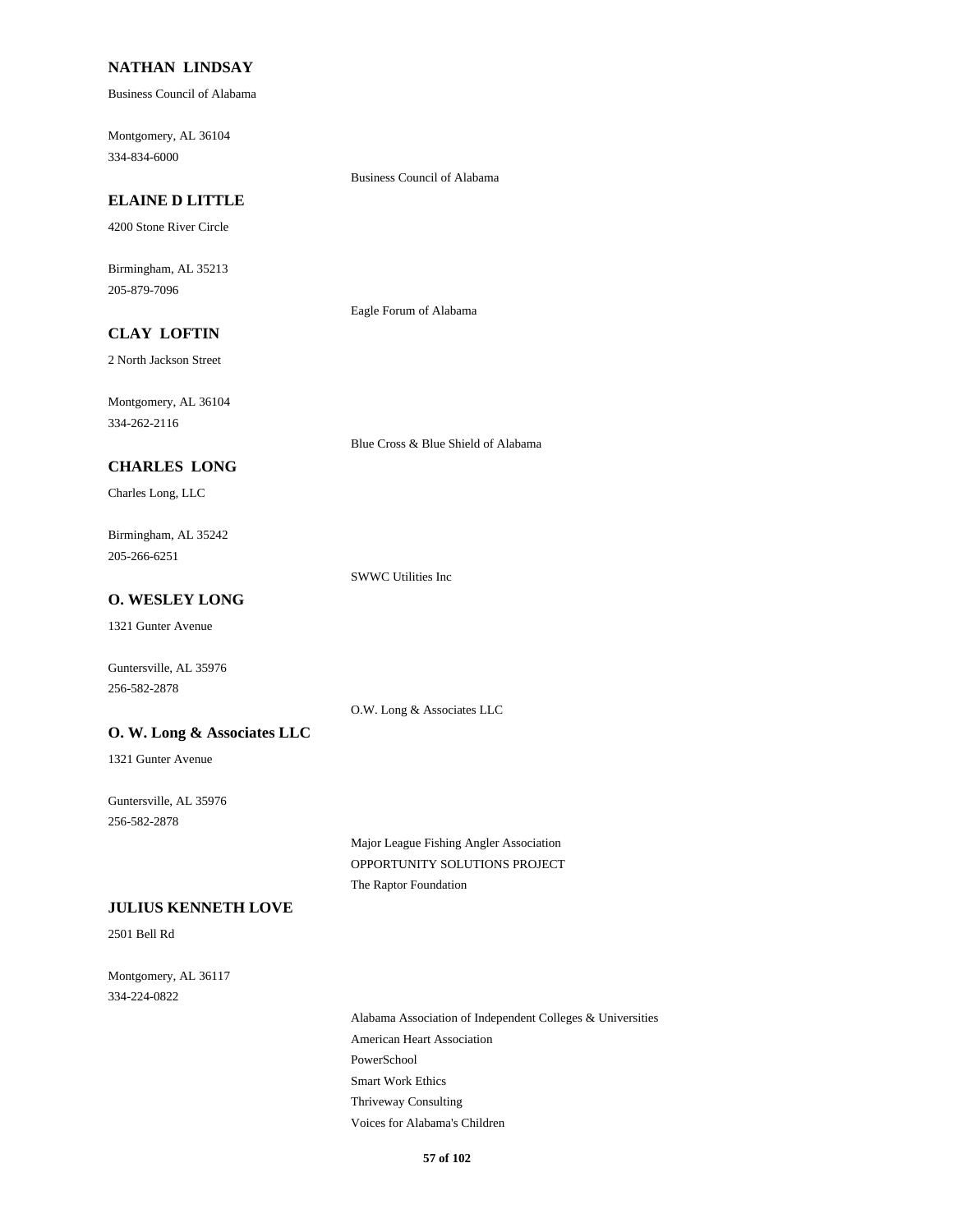**NATHAN LINDSAY**

Business Council of Alabama

Montgomery, AL 36104
334-834-6000

Business Council of Alabama

**ELAINE D LITTLE**

4200 Stone River Circle

Birmingham, AL 35213
205-879-7096

Eagle Forum of Alabama

**CLAY LOFTIN**

2 North Jackson Street

Montgomery, AL 36104
334-262-2116

Blue Cross & Blue Shield of Alabama

**CHARLES LONG**

Charles Long, LLC

Birmingham, AL 35242
205-266-6251

SWWC Utilities Inc

**O. WESLEY LONG**

1321 Gunter Avenue

Guntersville, AL 35976
256-582-2878

O.W. Long & Associates LLC

**O. W. Long & Associates LLC**

1321 Gunter Avenue

Guntersville, AL 35976
256-582-2878

Major League Fishing Angler Association
OPPORTUNITY SOLUTIONS PROJECT
The Raptor Foundation

**JULIUS KENNETH LOVE**

2501 Bell Rd

Montgomery, AL 36117
334-224-0822

Alabama Association of Independent Colleges & Universities
American Heart Association
PowerSchool
Smart Work Ethics
Thriveway Consulting
Voices for Alabama's Children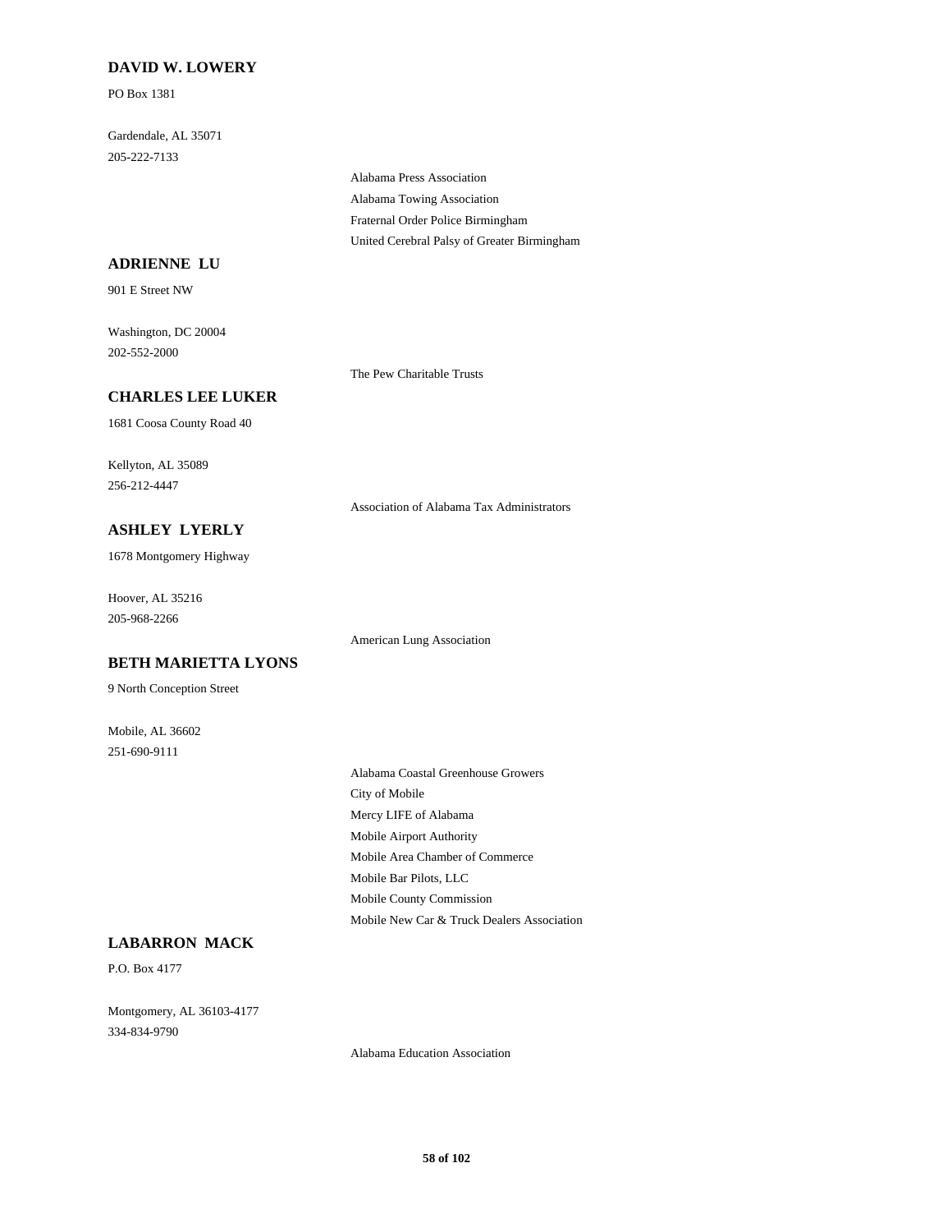**DAVID W. LOWERY**

PO Box 1381

Gardendale, AL 35071
205-222-7133

Alabama Press Association
Alabama Towing Association
Fraternal Order Police Birmingham
United Cerebral Palsy of Greater Birmingham

**ADRIENNE LU**

901 E Street NW

Washington, DC 20004
202-552-2000

The Pew Charitable Trusts

**CHARLES LEE LUKER**

1681 Coosa County Road 40

Kellyton, AL 35089
256-212-4447

Association of Alabama Tax Administrators

**ASHLEY LYERLY**

1678 Montgomery Highway

Hoover, AL 35216
205-968-2266

American Lung Association

**BETH MARIETTA LYONS**

9 North Conception Street

Mobile, AL 36602
251-690-9111

Alabama Coastal Greenhouse Growers
City of Mobile
Mercy LIFE of Alabama
Mobile Airport Authority
Mobile Area Chamber of Commerce
Mobile Bar Pilots, LLC
Mobile County Commission
Mobile New Car & Truck Dealers Association

**LABARRON MACK**

P.O. Box 4177

Montgomery, AL 36103-4177
334-834-9790

Alabama Education Association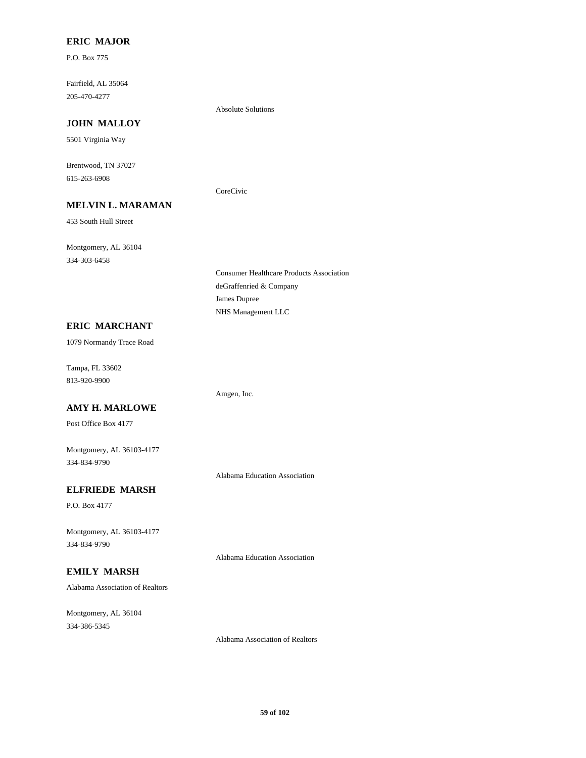**ERIC MAJOR**

P.O. Box 775

Fairfield, AL 35064
205-470-4277

Absolute Solutions

**JOHN MALLOY**

5501 Virginia Way

Brentwood, TN 37027
615-263-6908

CoreCivic

**MELVIN L. MARAMAN**

453 South Hull Street

Montgomery, AL 36104
334-303-6458

Consumer Healthcare Products Association
deGraffenried & Company
James Dupree
NHS Management LLC

**ERIC MARCHANT**

1079 Normandy Trace Road

Tampa, FL 33602
813-920-9900

Amgen, Inc.

**AMY H. MARLOWE**

Post Office Box 4177

Montgomery, AL 36103-4177
334-834-9790

Alabama Education Association

**ELFRIEDE MARSH**

P.O. Box 4177

Montgomery, AL 36103-4177
334-834-9790

Alabama Education Association

**EMILY MARSH**

Alabama Association of Realtors

Montgomery, AL 36104
334-386-5345

Alabama Association of Realtors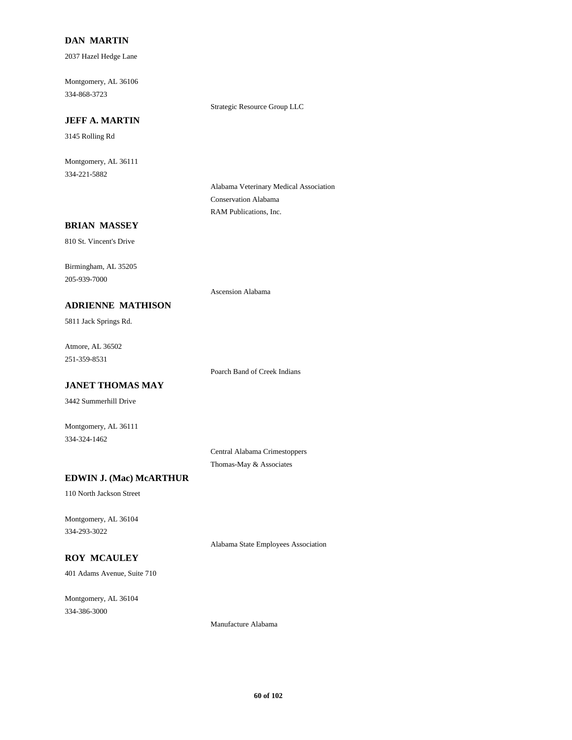**DAN MARTIN**

2037 Hazel Hedge Lane

Montgomery, AL 36106
334-868-3723

Strategic Resource Group LLC

**JEFF A. MARTIN**

3145 Rolling Rd

Montgomery, AL 36111
334-221-5882

Alabama Veterinary Medical Association
Conservation Alabama
RAM Publications, Inc.

**BRIAN MASSEY**

810 St. Vincent's Drive

Birmingham, AL 35205
205-939-7000

Ascension Alabama

**ADRIENNE MATHISON**

5811 Jack Springs Rd.

Atmore, AL 36502
251-359-8531

Poarch Band of Creek Indians

**JANET THOMAS MAY**

3442 Summerhill Drive

Montgomery, AL 36111
334-324-1462

Central Alabama Crimestoppers
Thomas-May & Associates

**EDWIN J. (Mac) McARTHUR**

110 North Jackson Street

Montgomery, AL 36104
334-293-3022

Alabama State Employees Association

**ROY MCAULEY**

401 Adams Avenue, Suite 710

Montgomery, AL 36104
334-386-3000

Manufacture Alabama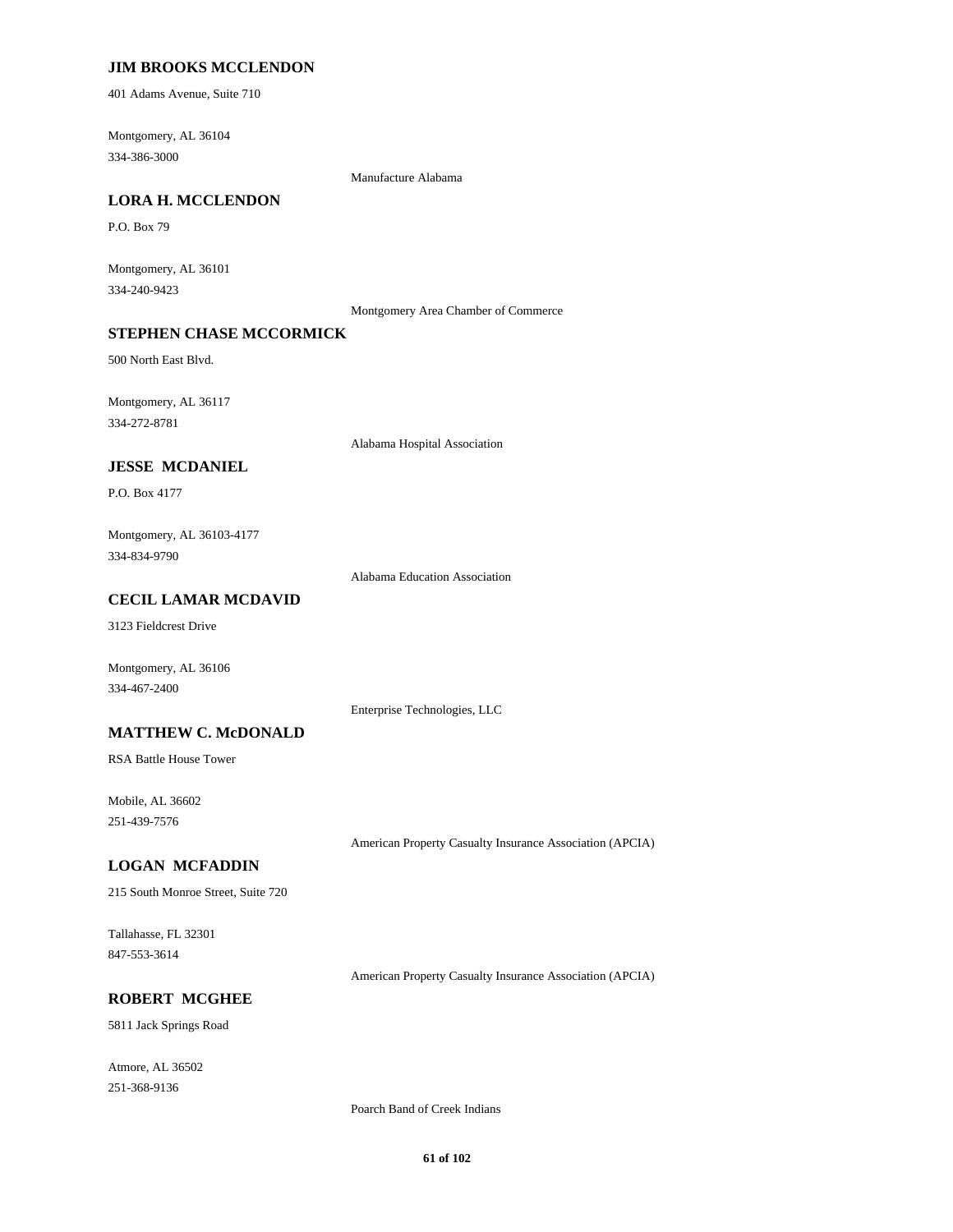**JIM BROOKS MCCLENDON**

401 Adams Avenue, Suite 710

Montgomery, AL 36104
334-386-3000

Manufacture Alabama

**LORA H. MCCLENDON**

P.O. Box 79

Montgomery, AL 36101
334-240-9423

Montgomery Area Chamber of Commerce

**STEPHEN CHASE MCCORMICK**

500 North East Blvd.

Montgomery, AL 36117
334-272-8781

Alabama Hospital Association

**JESSE MCDANIEL**

P.O. Box 4177

Montgomery, AL 36103-4177
334-834-9790

Alabama Education Association

**CECIL LAMAR MCDAVID**

3123 Fieldcrest Drive

Montgomery, AL 36106
334-467-2400

Enterprise Technologies, LLC

**MATTHEW C. McDONALD**

RSA Battle House Tower

Mobile, AL 36602
251-439-7576

American Property Casualty Insurance Association (APCIA)

**LOGAN MCFADDIN**

215 South Monroe Street, Suite 720

Tallahasse, FL 32301
847-553-3614

American Property Casualty Insurance Association (APCIA)

**ROBERT MCGHEE**

5811 Jack Springs Road

Atmore, AL 36502
251-368-9136

Poarch Band of Creek Indians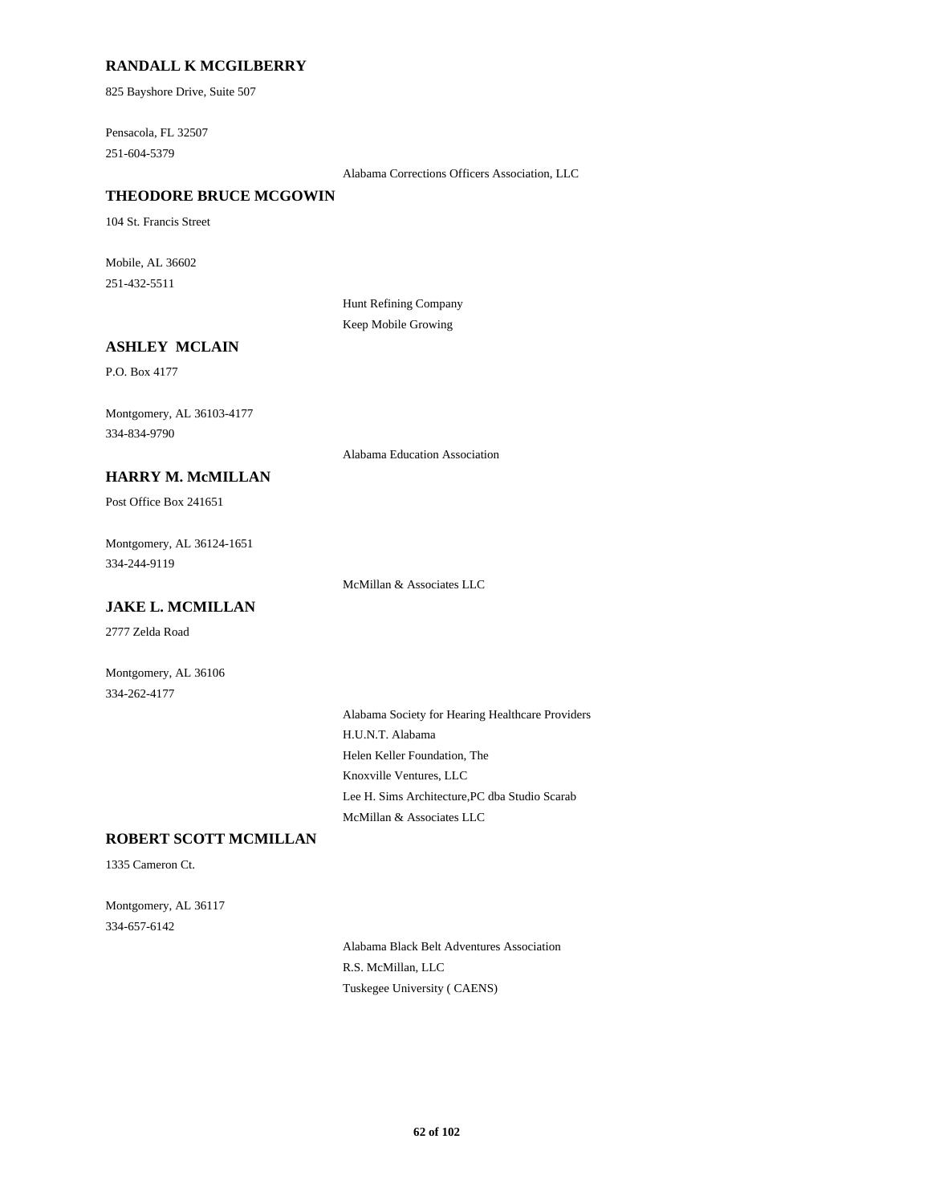**RANDALL K MCGILBERRY**

825 Bayshore Drive, Suite 507

Pensacola, FL 32507
251-604-5379

Alabama Corrections Officers Association, LLC

**THEODORE BRUCE MCGOWIN**

104 St. Francis Street

Mobile, AL 36602
251-432-5511

Hunt Refining Company
Keep Mobile Growing

**ASHLEY MCLAIN**

P.O. Box 4177

Montgomery, AL 36103-4177
334-834-9790

Alabama Education Association

**HARRY M. McMILLAN**

Post Office Box 241651

Montgomery, AL 36124-1651
334-244-9119

McMillan & Associates LLC

**JAKE L. MCMILLAN**

2777 Zelda Road

Montgomery, AL 36106
334-262-4177

Alabama Society for Hearing Healthcare Providers
H.U.N.T. Alabama
Helen Keller Foundation, The
Knoxville Ventures, LLC
Lee H. Sims Architecture,PC dba Studio Scarab
McMillan & Associates LLC

**ROBERT SCOTT MCMILLAN**

1335 Cameron Ct.

Montgomery, AL 36117
334-657-6142

Alabama Black Belt Adventures Association
R.S. McMillan, LLC
Tuskegee University ( CAENS)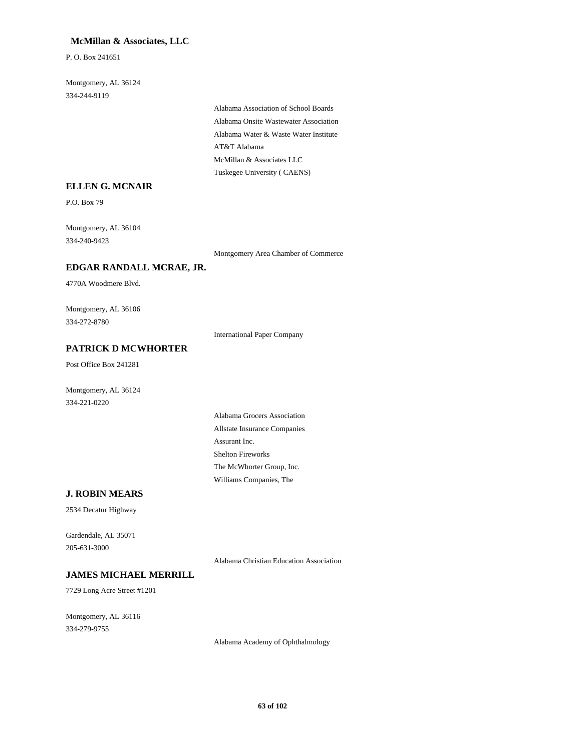**McMillan & Associates, LLC**

P. O. Box 241651

Montgomery, AL 36124
334-244-9119

- Alabama Association of School Boards
- Alabama Onsite Wastewater Association
- Alabama Water & Waste Water Institute
- AT&T Alabama
- McMillan & Associates LLC
- Tuskegee University ( CAENS)

### ELLEN G. MCNAIR

P.O. Box 79

Montgomery, AL 36104
334-240-9423

- Montgomery Area Chamber of Commerce

### EDGAR RANDALL MCRAE, JR.

4770A Woodmere Blvd.

Montgomery, AL 36106
334-272-8780

- International Paper Company

### PATRICK D MCWHORTER

Post Office Box 241281

Montgomery, AL 36124
334-221-0220

- Alabama Grocers Association
- Allstate Insurance Companies
- Assurant Inc.
- Shelton Fireworks
- The McWhorter Group, Inc.
- Williams Companies, The

### J. ROBIN MEARS

2534 Decatur Highway

Gardendale, AL 35071
205-631-3000

- Alabama Christian Education Association

### JAMES MICHAEL MERRILL

7729 Long Acre Street #1201

Montgomery, AL 36116
334-279-9755

- Alabama Academy of Ophthalmology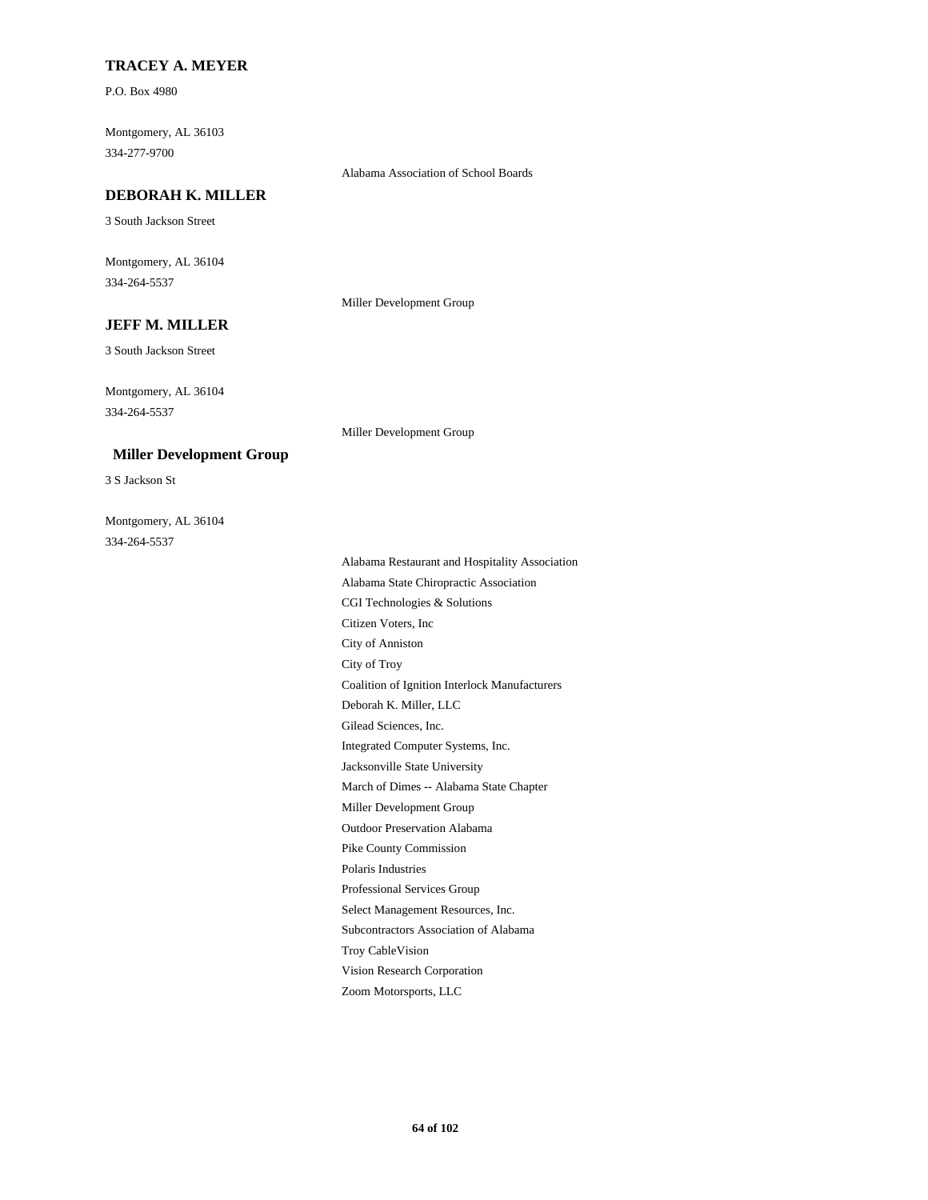**TRACEY A. MEYER**

P.O. Box 4980

Montgomery, AL 36103
334-277-9700

Alabama Association of School Boards

**DEBORAH K. MILLER**

3 South Jackson Street

Montgomery, AL 36104
334-264-5537

Miller Development Group

**JEFF M. MILLER**

3 South Jackson Street

Montgomery, AL 36104
334-264-5537

Miller Development Group

**Miller Development Group**

3 S Jackson St

Montgomery, AL 36104
334-264-5537

Alabama Restaurant and Hospitality Association
Alabama State Chiropractic Association
CGI Technologies & Solutions
Citizen Voters, Inc
City of Anniston
City of Troy
Coalition of Ignition Interlock Manufacturers
Deborah K. Miller, LLC
Gilead Sciences, Inc.
Integrated Computer Systems, Inc.
Jacksonville State University
March of Dimes -- Alabama State Chapter
Miller Development Group
Outdoor Preservation Alabama
Pike County Commission
Polaris Industries
Professional Services Group
Select Management Resources, Inc.
Subcontractors Association of Alabama
Troy CableVision
Vision Research Corporation
Zoom Motorsports, LLC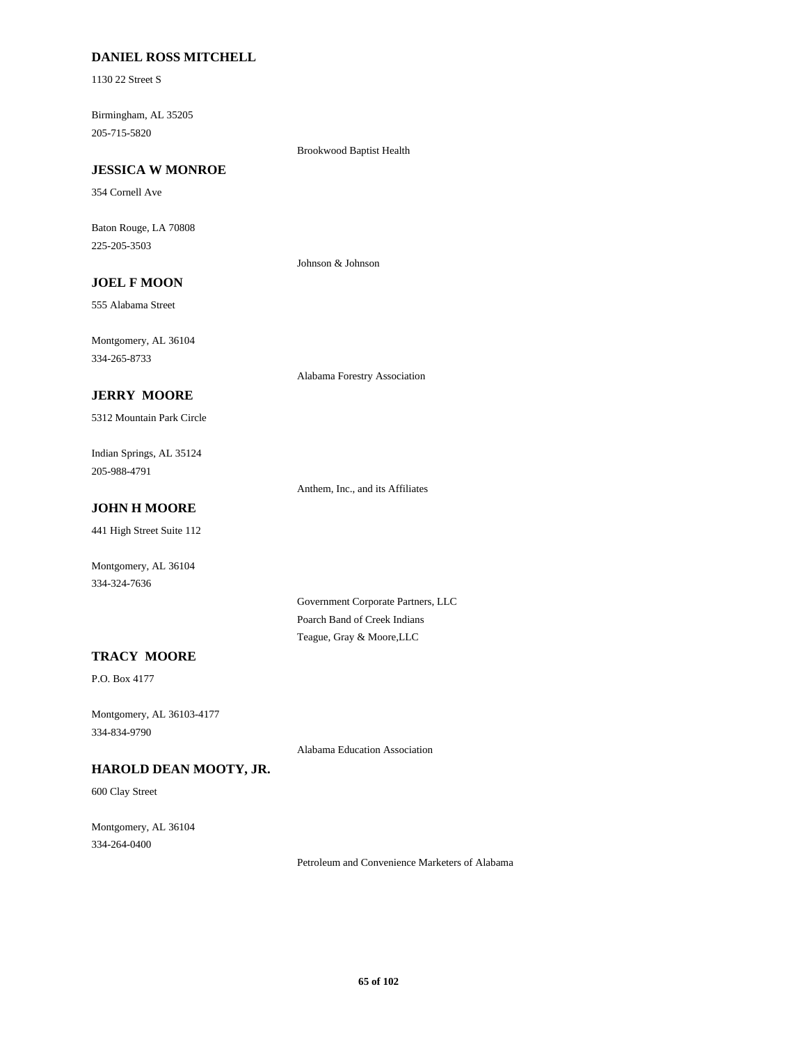**DANIEL ROSS MITCHELL**

1130 22 Street S

Birmingham, AL 35205
205-715-5820

Brookwood Baptist Health

**JESSICA W MONROE**

354 Cornell Ave

Baton Rouge, LA 70808
225-205-3503

Johnson & Johnson

**JOEL F MOON**

555 Alabama Street

Montgomery, AL 36104
334-265-8733

Alabama Forestry Association

**JERRY MOORE**

5312 Mountain Park Circle

Indian Springs, AL 35124
205-988-4791

Anthem, Inc., and its Affiliates

**JOHN H MOORE**

441 High Street Suite 112

Montgomery, AL 36104
334-324-7636

Government Corporate Partners, LLC
Poarch Band of Creek Indians
Teague, Gray & Moore,LLC

**TRACY MOORE**

P.O. Box 4177

Montgomery, AL 36103-4177
334-834-9790

Alabama Education Association

**HAROLD DEAN MOOTY, JR.**

600 Clay Street

Montgomery, AL 36104
334-264-0400

Petroleum and Convenience Marketers of Alabama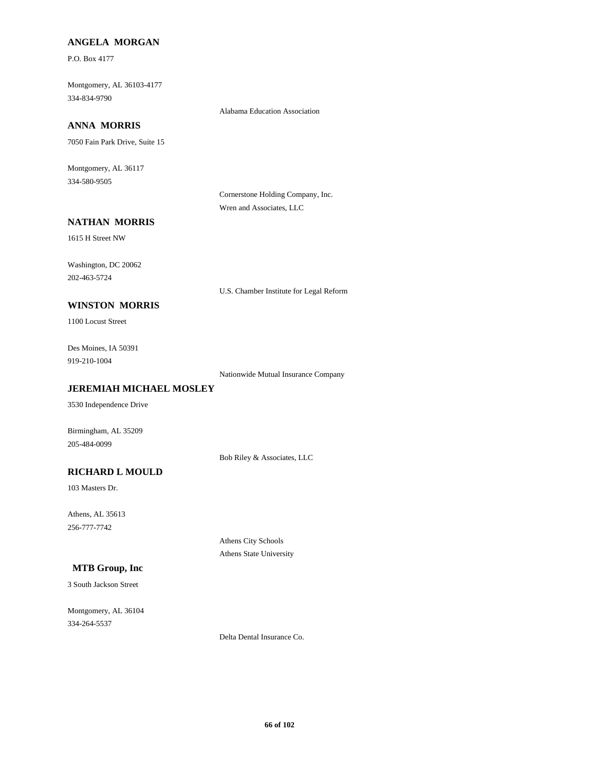**ANGELA MORGAN**

P.O. Box 4177

Montgomery, AL 36103-4177
334-834-9790

Alabama Education Association

**ANNA MORRIS**

7050 Fain Park Drive, Suite 15

Montgomery, AL 36117
334-580-9505

Cornerstone Holding Company, Inc.
Wren and Associates, LLC

**NATHAN MORRIS**

1615 H Street NW

Washington, DC 20062
202-463-5724

U.S. Chamber Institute for Legal Reform

**WINSTON MORRIS**

1100 Locust Street

Des Moines, IA 50391
919-210-1004

Nationwide Mutual Insurance Company

**JEREMIAH MICHAEL MOSLEY**

3530 Independence Drive

Birmingham, AL 35209
205-484-0099

Bob Riley & Associates, LLC

**RICHARD L MOULD**

103 Masters Dr.

Athens, AL 35613
256-777-7742

Athens City Schools
Athens State University

**MTB Group, Inc**

3 South Jackson Street

Montgomery, AL 36104
334-264-5537

Delta Dental Insurance Co.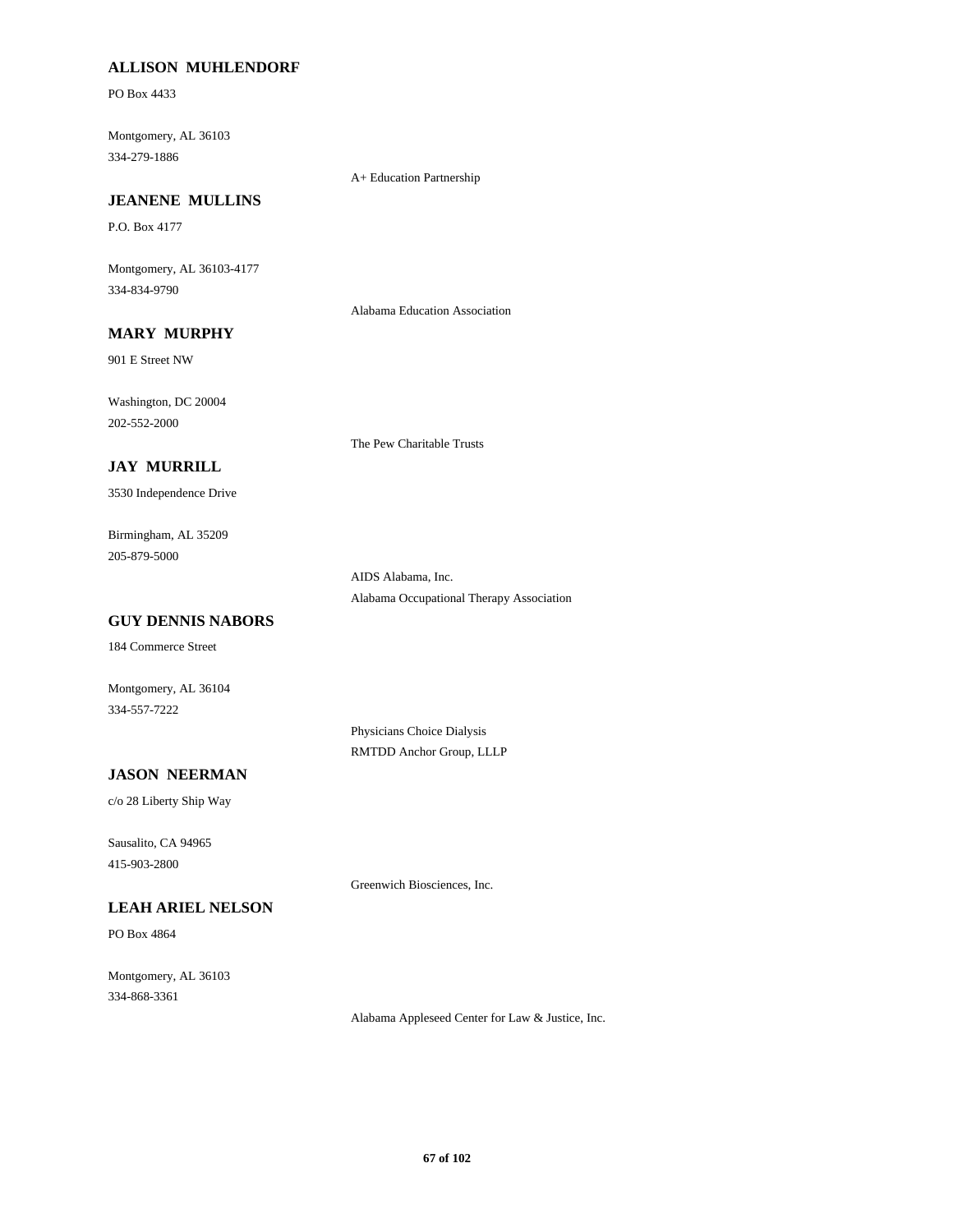**ALLISON MUHLENDORF**

PO Box 4433

Montgomery, AL 36103
334-279-1886

A+ Education Partnership

**JEANENE MULLINS**

P.O. Box 4177

Montgomery, AL 36103-4177
334-834-9790

Alabama Education Association

**MARY MURPHY**

901 E Street NW

Washington, DC 20004
202-552-2000

The Pew Charitable Trusts

**JAY MURRILL**

3530 Independence Drive

Birmingham, AL 35209
205-879-5000

AIDS Alabama, Inc.
Alabama Occupational Therapy Association

**GUY DENNIS NABORS**

184 Commerce Street

Montgomery, AL 36104
334-557-7222

Physicians Choice Dialysis
RMTDD Anchor Group, LLLP

**JASON NEERMAN**

c/o 28 Liberty Ship Way

Sausalito, CA 94965
415-903-2800

Greenwich Biosciences, Inc.

**LEAH ARIEL NELSON**

PO Box 4864

Montgomery, AL 36103
334-868-3361

Alabama Appleseed Center for Law & Justice, Inc.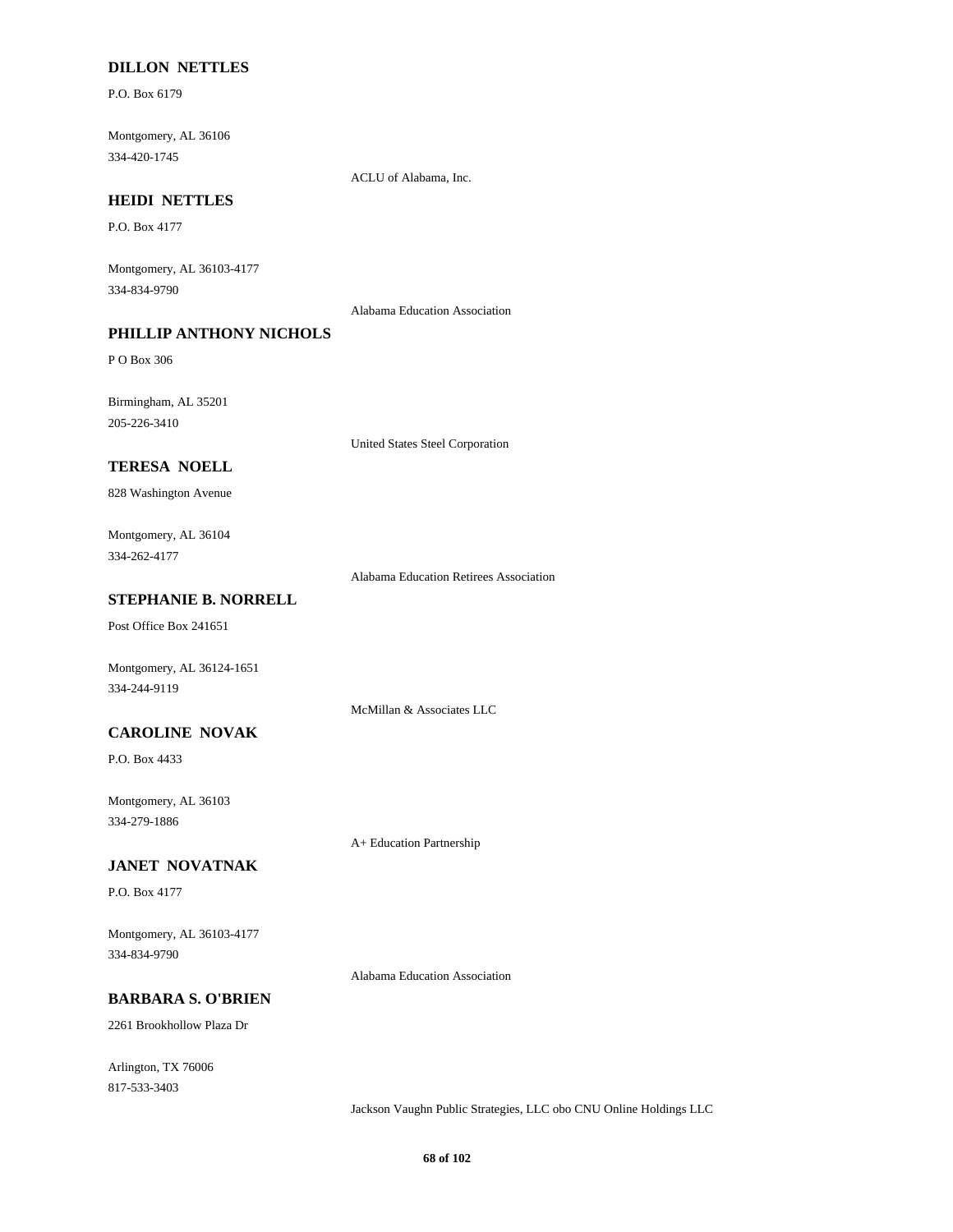**DILLON NETTLES**

P.O. Box 6179

Montgomery, AL 36106
334-420-1745

ACLU of Alabama, Inc.

**HEIDI NETTLES**

P.O. Box 4177

Montgomery, AL 36103-4177
334-834-9790

Alabama Education Association

**PHILLIP ANTHONY NICHOLS**

P O Box 306

Birmingham, AL 35201
205-226-3410

United States Steel Corporation

**TERESA NOELL**

828 Washington Avenue

Montgomery, AL 36104
334-262-4177

Alabama Education Retirees Association

**STEPHANIE B. NORRELL**

Post Office Box 241651

Montgomery, AL 36124-1651
334-244-9119

McMillan & Associates LLC

**CAROLINE NOVAK**

P.O. Box 4433

Montgomery, AL 36103
334-279-1886

A+ Education Partnership

**JANET NOVATNAK**

P.O. Box 4177

Montgomery, AL 36103-4177
334-834-9790

Alabama Education Association

**BARBARA S. O'BRIEN**

2261 Brookhollow Plaza Dr

Arlington, TX 76006
817-533-3403

Jackson Vaughn Public Strategies, LLC obo CNU Online Holdings LLC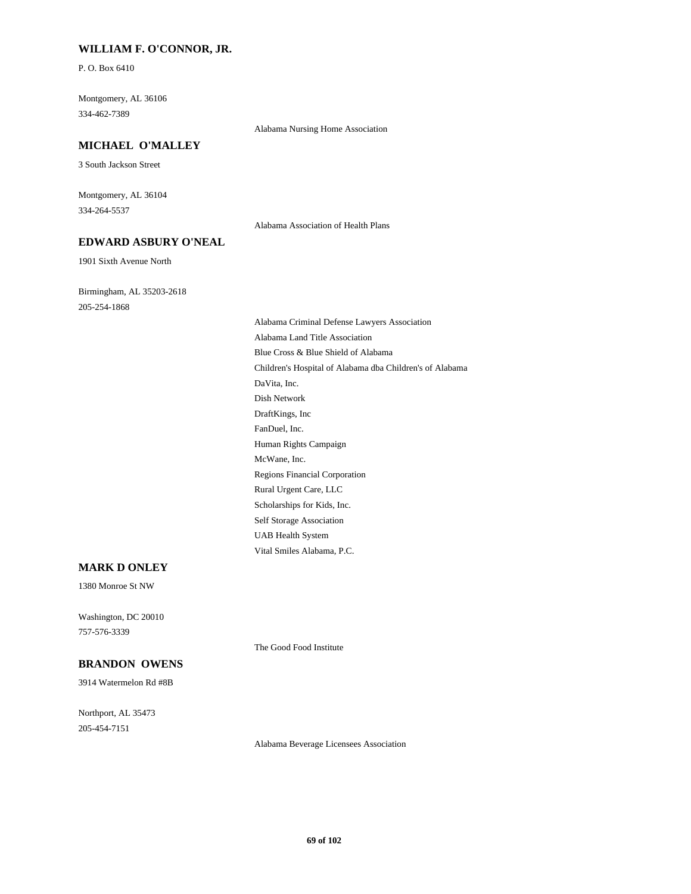### WILLIAM F. O'CONNOR, JR.

P. O. Box 6410

Montgomery, AL 36106
334-462-7389

Alabama Nursing Home Association

### MICHAEL O'MALLEY

3 South Jackson Street

Montgomery, AL 36104
334-264-5537

Alabama Association of Health Plans

### EDWARD ASBURY O'NEAL

1901 Sixth Avenue North

Birmingham, AL 35203-2618
205-254-1868

Alabama Criminal Defense Lawyers Association
Alabama Land Title Association
Blue Cross & Blue Shield of Alabama
Children's Hospital of Alabama dba Children's of Alabama
DaVita, Inc.
Dish Network
DraftKings, Inc
FanDuel, Inc.
Human Rights Campaign
McWane, Inc.
Regions Financial Corporation
Rural Urgent Care, LLC
Scholarships for Kids, Inc.
Self Storage Association
UAB Health System
Vital Smiles Alabama, P.C.

### MARK D ONLEY

1380 Monroe St NW

Washington, DC 20010
757-576-3339

The Good Food Institute

### BRANDON OWENS

3914 Watermelon Rd #8B

Northport, AL 35473
205-454-7151

Alabama Beverage Licensees Association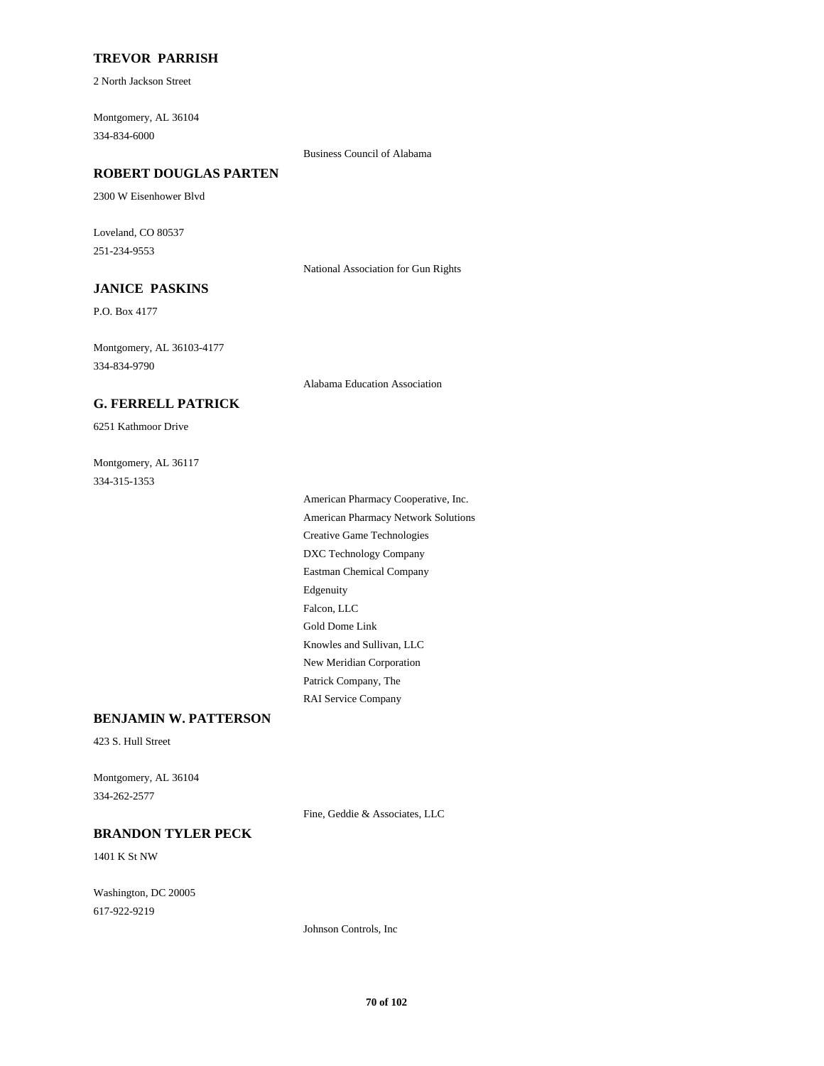**TREVOR PARRISH**

2 North Jackson Street

Montgomery, AL 36104
334-834-6000

Business Council of Alabama

**ROBERT DOUGLAS PARTEN**

2300 W Eisenhower Blvd

Loveland, CO 80537
251-234-9553

National Association for Gun Rights

**JANICE PASKINS**

P.O. Box 4177

Montgomery, AL 36103-4177
334-834-9790

Alabama Education Association

**G. FERRELL PATRICK**

6251 Kathmoor Drive

Montgomery, AL 36117
334-315-1353

American Pharmacy Cooperative, Inc.
American Pharmacy Network Solutions
Creative Game Technologies
DXC Technology Company
Eastman Chemical Company
Edgenuity
Falcon, LLC
Gold Dome Link
Knowles and Sullivan, LLC
New Meridian Corporation
Patrick Company, The
RAI Service Company

**BENJAMIN W. PATTERSON**

423 S. Hull Street

Montgomery, AL 36104
334-262-2577

Fine, Geddie & Associates, LLC

**BRANDON TYLER PECK**

1401 K St NW

Washington, DC 20005
617-922-9219

Johnson Controls, Inc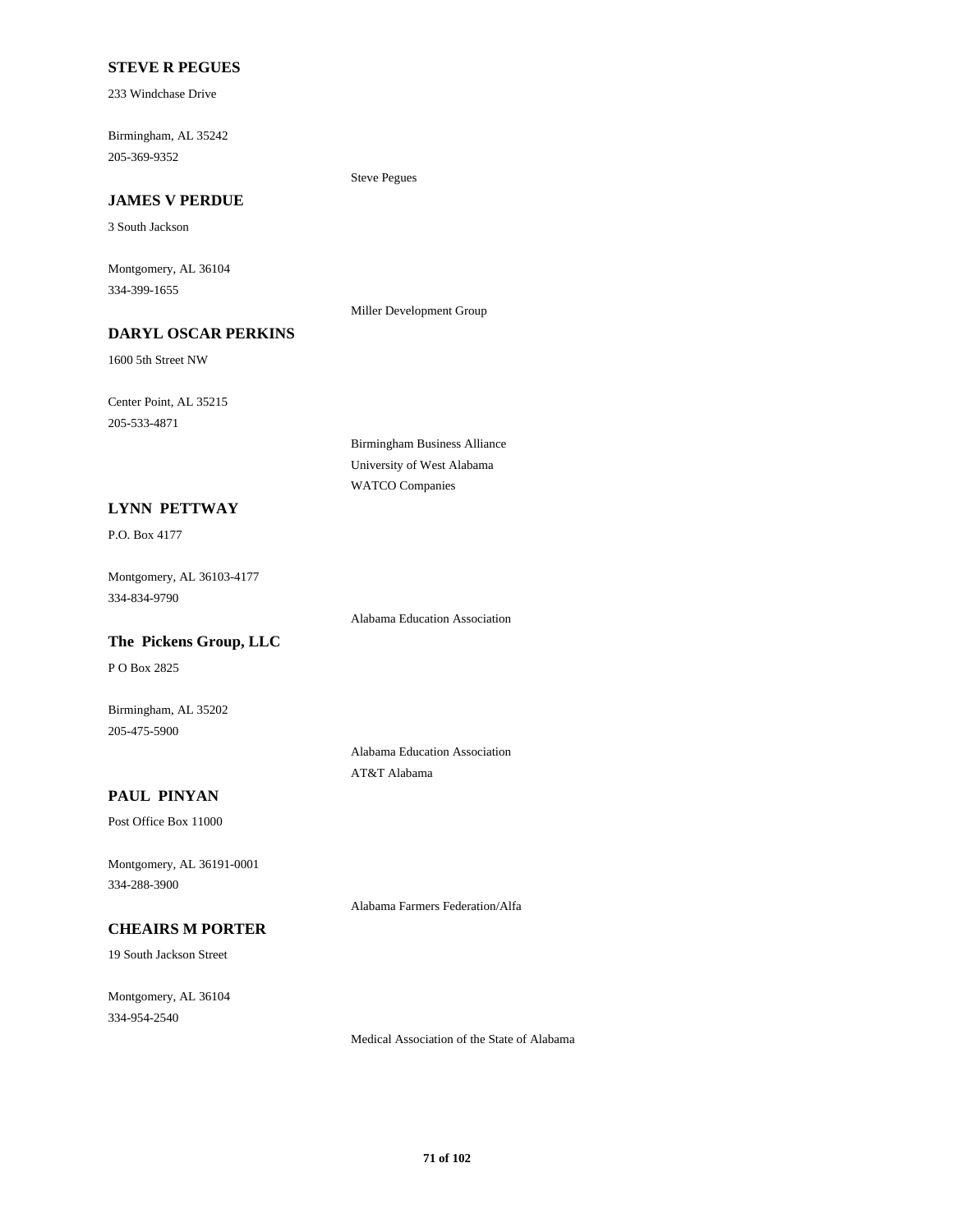**STEVE R PEGUES**

233 Windchase Drive

Birmingham, AL 35242
205-369-9352

Steve Pegues

**JAMES V PERDUE**

3 South Jackson

Montgomery, AL 36104
334-399-1655

Miller Development Group

**DARYL OSCAR PERKINS**

1600 5th Street NW

Center Point, AL 35215
205-533-4871

Birmingham Business Alliance
University of West Alabama
WATCO Companies

**LYNN PETTWAY**

P.O. Box 4177

Montgomery, AL 36103-4177
334-834-9790

Alabama Education Association

**The Pickens Group, LLC**

P O Box 2825

Birmingham, AL 35202
205-475-5900

Alabama Education Association
AT&T Alabama

**PAUL PINYAN**

Post Office Box 11000

Montgomery, AL 36191-0001
334-288-3900

Alabama Farmers Federation/Alfa

**CHEAIRS M PORTER**

19 South Jackson Street

Montgomery, AL 36104
334-954-2540

Medical Association of the State of Alabama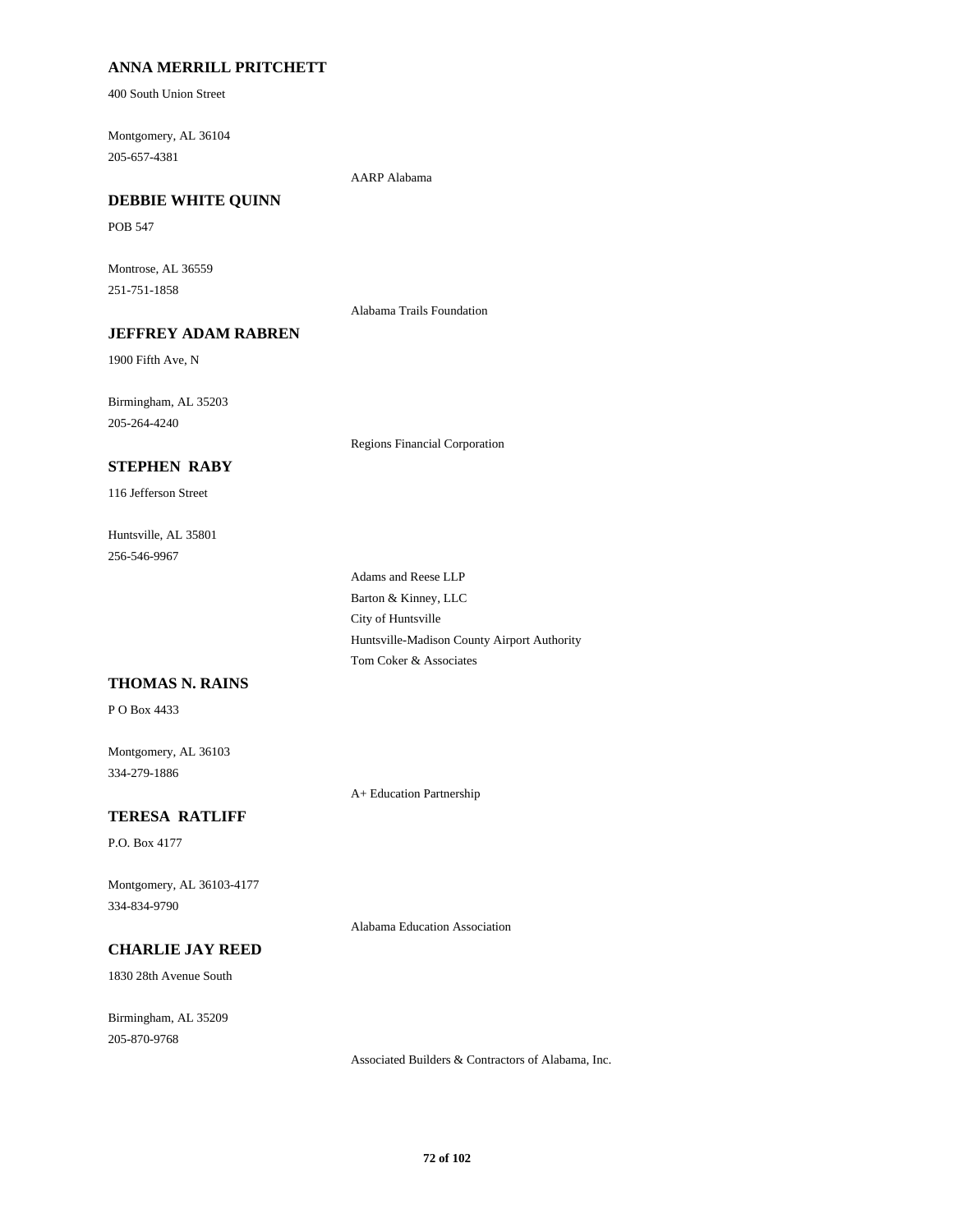**ANNA MERRILL PRITCHETT**

400 South Union Street

Montgomery, AL 36104
205-657-4381

AARP Alabama

**DEBBIE WHITE QUINN**

POB 547

Montrose, AL 36559
251-751-1858

Alabama Trails Foundation

**JEFFREY ADAM RABREN**

1900 Fifth Ave, N

Birmingham, AL 35203
205-264-4240

Regions Financial Corporation

**STEPHEN RABY**

116 Jefferson Street

Huntsville, AL 35801
256-546-9967

Adams and Reese LLP
Barton & Kinney, LLC
City of Huntsville
Huntsville-Madison County Airport Authority
Tom Coker & Associates

**THOMAS N. RAINS**

P O Box 4433

Montgomery, AL 36103
334-279-1886

A+ Education Partnership

**TERESA RATLIFF**

P.O. Box 4177

Montgomery, AL 36103-4177
334-834-9790

Alabama Education Association

**CHARLIE JAY REED**

1830 28th Avenue South

Birmingham, AL 35209
205-870-9768

Associated Builders & Contractors of Alabama, Inc.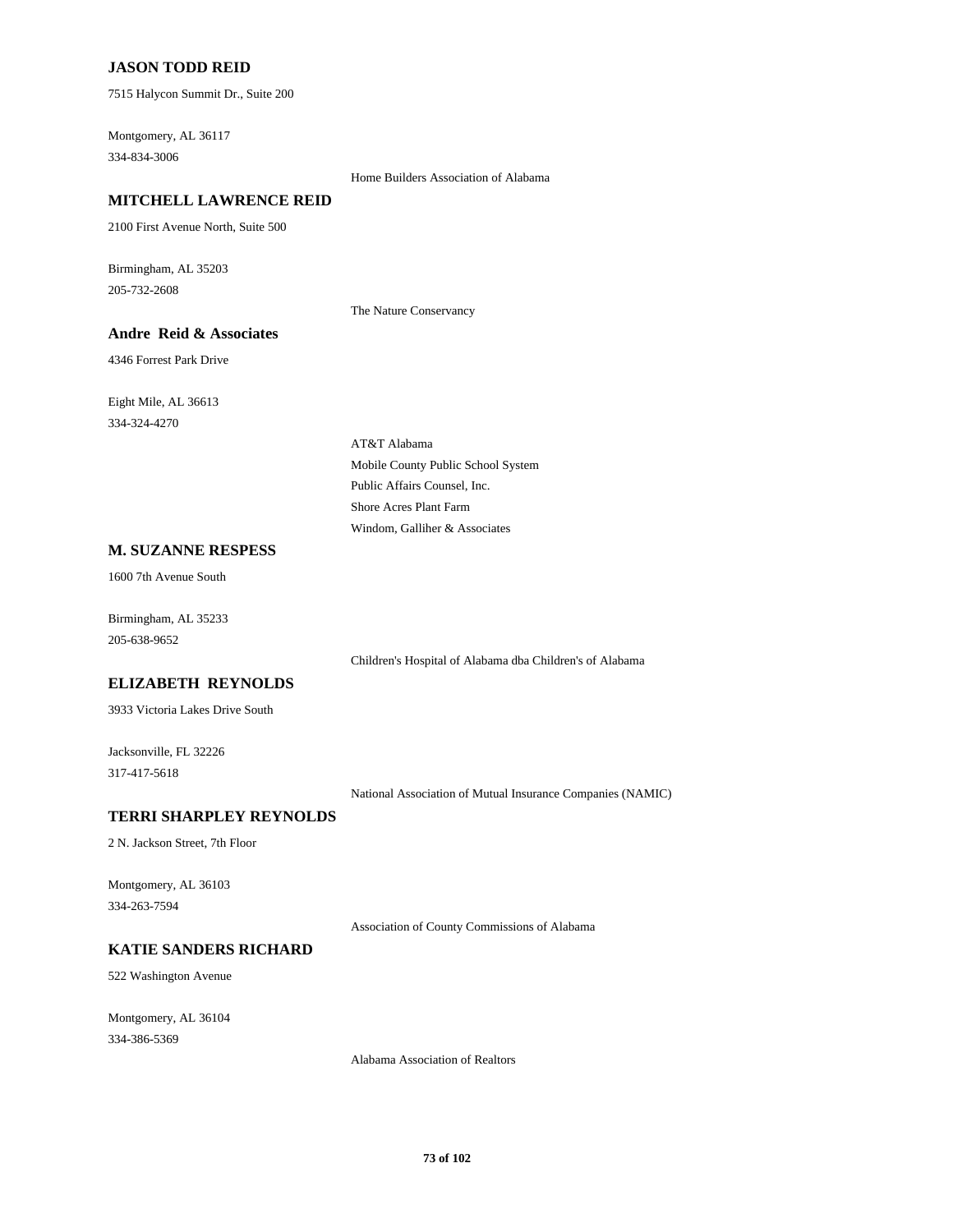**JASON TODD REID**

7515 Halycon Summit Dr., Suite 200

Montgomery, AL 36117
334-834-3006

Home Builders Association of Alabama

**MITCHELL LAWRENCE REID**

2100 First Avenue North, Suite 500

Birmingham, AL 35203
205-732-2608

The Nature Conservancy

**Andre Reid & Associates**

4346 Forrest Park Drive

Eight Mile, AL 36613
334-324-4270

AT&T Alabama
Mobile County Public School System
Public Affairs Counsel, Inc.
Shore Acres Plant Farm
Windom, Galliher & Associates

**M. SUZANNE RESPESS**

1600 7th Avenue South

Birmingham, AL 35233
205-638-9652

Children's Hospital of Alabama dba Children's of Alabama

**ELIZABETH REYNOLDS**

3933 Victoria Lakes Drive South

Jacksonville, FL 32226
317-417-5618

National Association of Mutual Insurance Companies (NAMIC)

**TERRI SHARPLEY REYNOLDS**

2 N. Jackson Street, 7th Floor

Montgomery, AL 36103
334-263-7594

Association of County Commissions of Alabama

**KATIE SANDERS RICHARD**

522 Washington Avenue

Montgomery, AL 36104
334-386-5369

Alabama Association of Realtors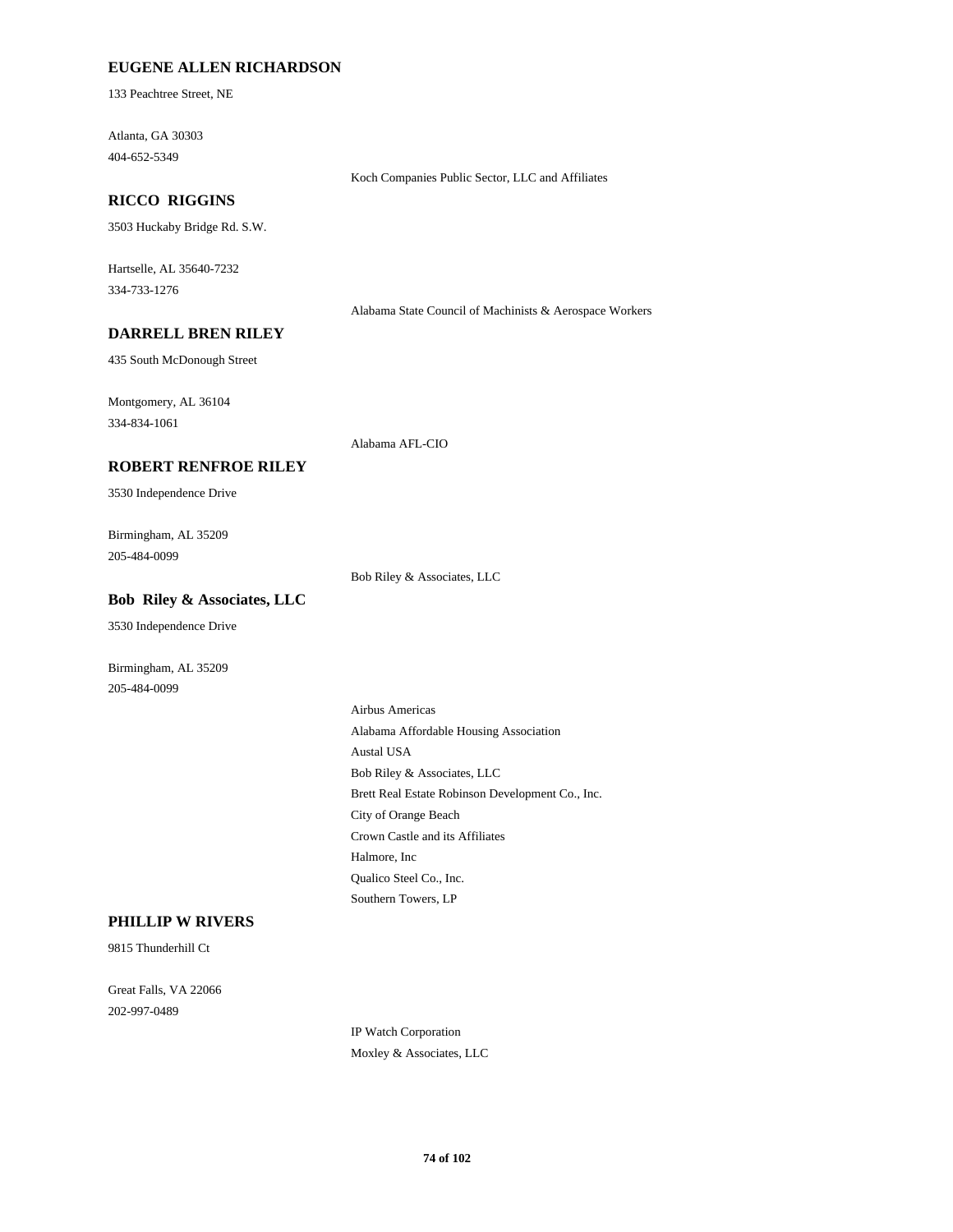**EUGENE ALLEN RICHARDSON**

133 Peachtree Street, NE

Atlanta, GA 30303
404-652-5349

Koch Companies Public Sector, LLC and Affiliates

**RICCO RIGGINS**

3503 Huckaby Bridge Rd. S.W.

Hartselle, AL 35640-7232
334-733-1276

Alabama State Council of Machinists & Aerospace Workers

**DARRELL BREN RILEY**

435 South McDonough Street

Montgomery, AL 36104
334-834-1061

Alabama AFL-CIO

**ROBERT RENFROE RILEY**

3530 Independence Drive

Birmingham, AL 35209
205-484-0099

Bob Riley & Associates, LLC

**Bob Riley & Associates, LLC**

3530 Independence Drive

Birmingham, AL 35209
205-484-0099

Airbus Americas
Alabama Affordable Housing Association
Austal USA
Bob Riley & Associates, LLC
Brett Real Estate Robinson Development Co., Inc.
City of Orange Beach
Crown Castle and its Affiliates
Halmore, Inc
Qualico Steel Co., Inc.
Southern Towers, LP

**PHILLIP W RIVERS**

9815 Thunderhill Ct

Great Falls, VA 22066
202-997-0489

IP Watch Corporation
Moxley & Associates, LLC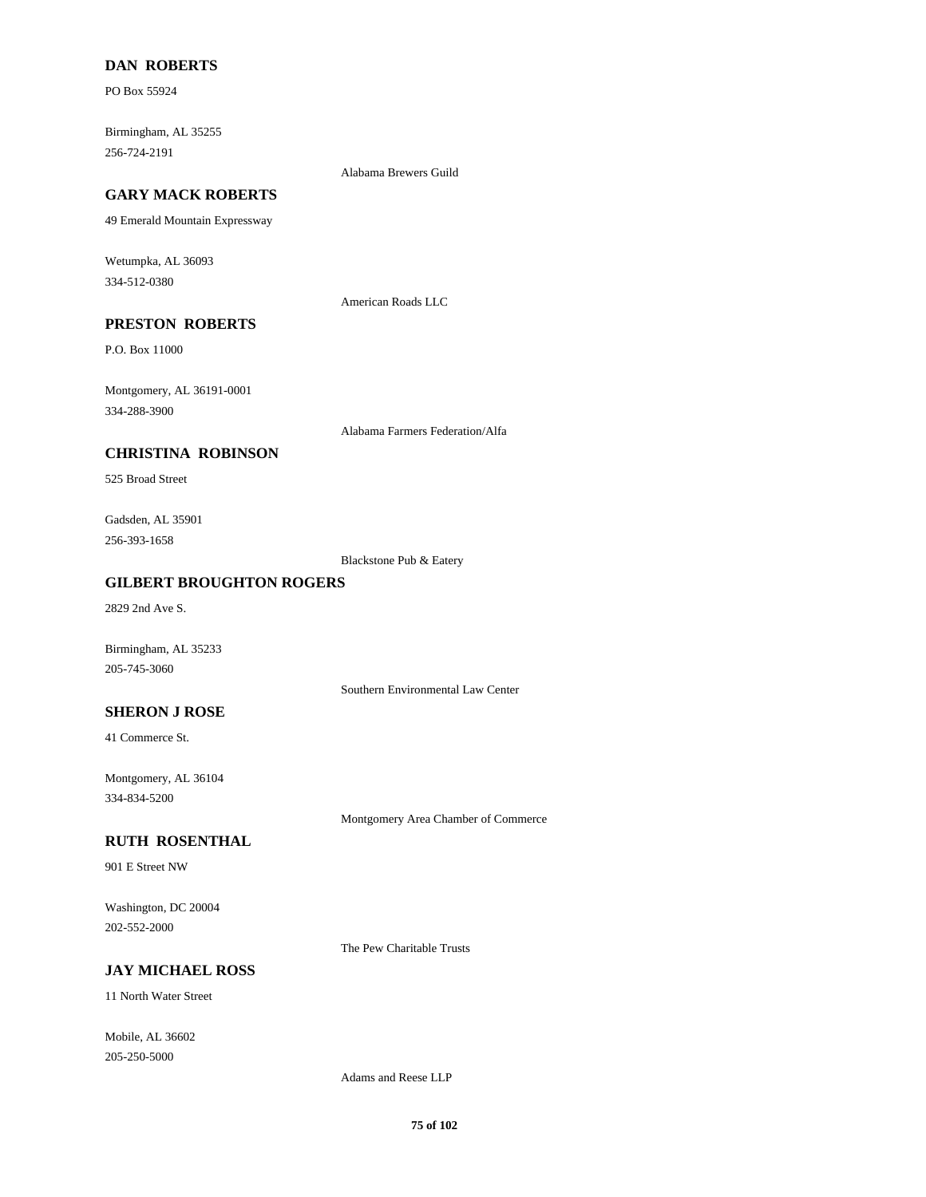**DAN ROBERTS**

PO Box 55924

Birmingham, AL 35255
256-724-2191

Alabama Brewers Guild

**GARY MACK ROBERTS**

49 Emerald Mountain Expressway

Wetumpka, AL 36093
334-512-0380

American Roads LLC

**PRESTON ROBERTS**

P.O. Box 11000

Montgomery, AL 36191-0001
334-288-3900

Alabama Farmers Federation/Alfa

**CHRISTINA ROBINSON**

525 Broad Street

Gadsden, AL 35901
256-393-1658

Blackstone Pub & Eatery

**GILBERT BROUGHTON ROGERS**

2829 2nd Ave S.

Birmingham, AL 35233
205-745-3060

Southern Environmental Law Center

**SHERON J ROSE**

41 Commerce St.

Montgomery, AL 36104
334-834-5200

Montgomery Area Chamber of Commerce

**RUTH ROSENTHAL**

901 E Street NW

Washington, DC 20004
202-552-2000

The Pew Charitable Trusts

**JAY MICHAEL ROSS**

11 North Water Street

Mobile, AL 36602
205-250-5000

Adams and Reese LLP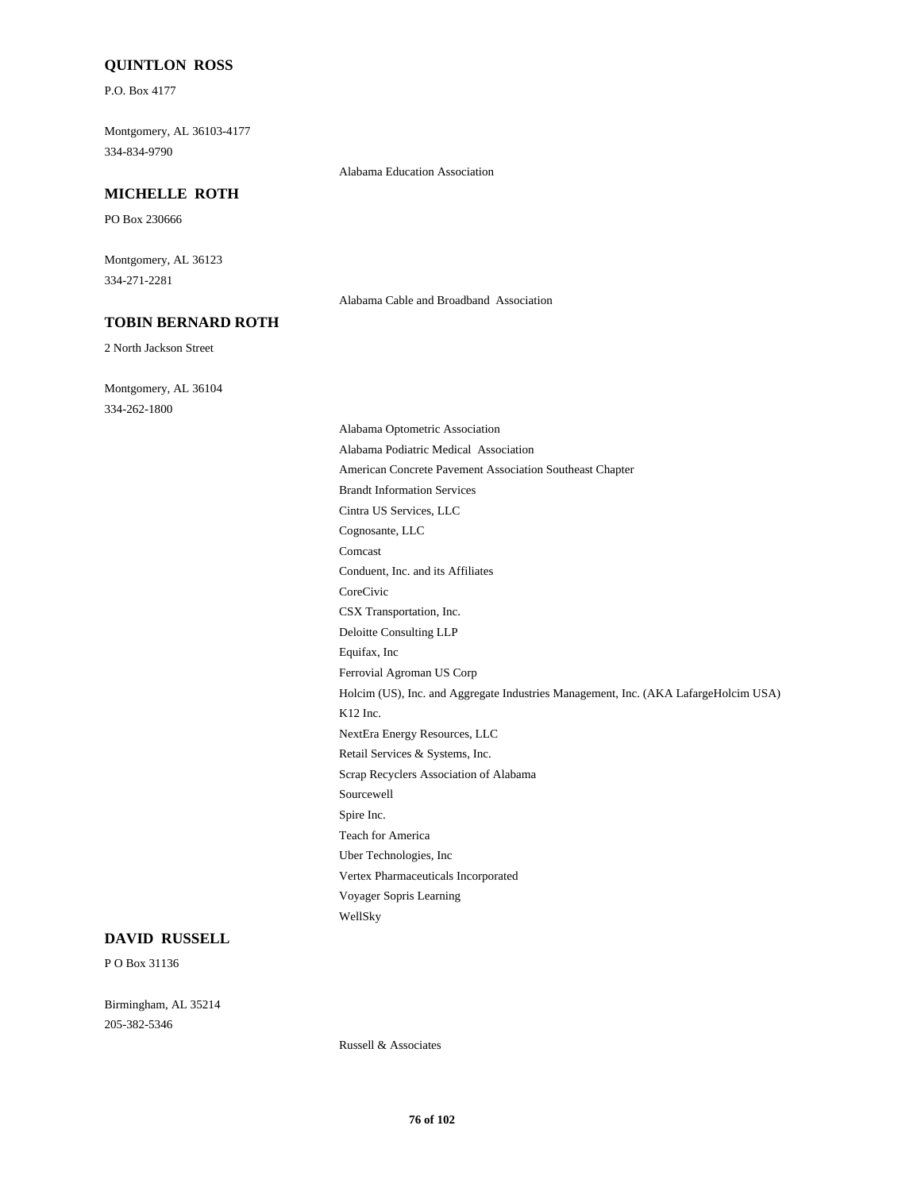**QUINTLON ROSS**

P.O. Box 4177

Montgomery, AL 36103-4177

334-834-9790

Alabama Education Association

**MICHELLE ROTH**

PO Box 230666

Montgomery, AL 36123

334-271-2281

Alabama Cable and Broadband Association

**TOBIN BERNARD ROTH**

2 North Jackson Street

Montgomery, AL 36104

334-262-1800

Alabama Optometric Association

Alabama Podiatric Medical Association

American Concrete Pavement Association Southeast Chapter

Brandt Information Services

Cintra US Services, LLC

Cognosante, LLC

Comcast

Conduent, Inc. and its Affiliates

CoreCivic

CSX Transportation, Inc.

Deloitte Consulting LLP

Equifax, Inc

Ferrovial Agroman US Corp

Holcim (US), Inc. and Aggregate Industries Management, Inc. (AKA LafargeHolcim USA)

K12 Inc.

NextEra Energy Resources, LLC

Retail Services & Systems, Inc.

Scrap Recyclers Association of Alabama

Sourcewell

Spire Inc.

Teach for America

Uber Technologies, Inc

Vertex Pharmaceuticals Incorporated

Voyager Sopris Learning

WellSky

**DAVID RUSSELL**

P O Box 31136

Birmingham, AL 35214

205-382-5346

Russell & Associates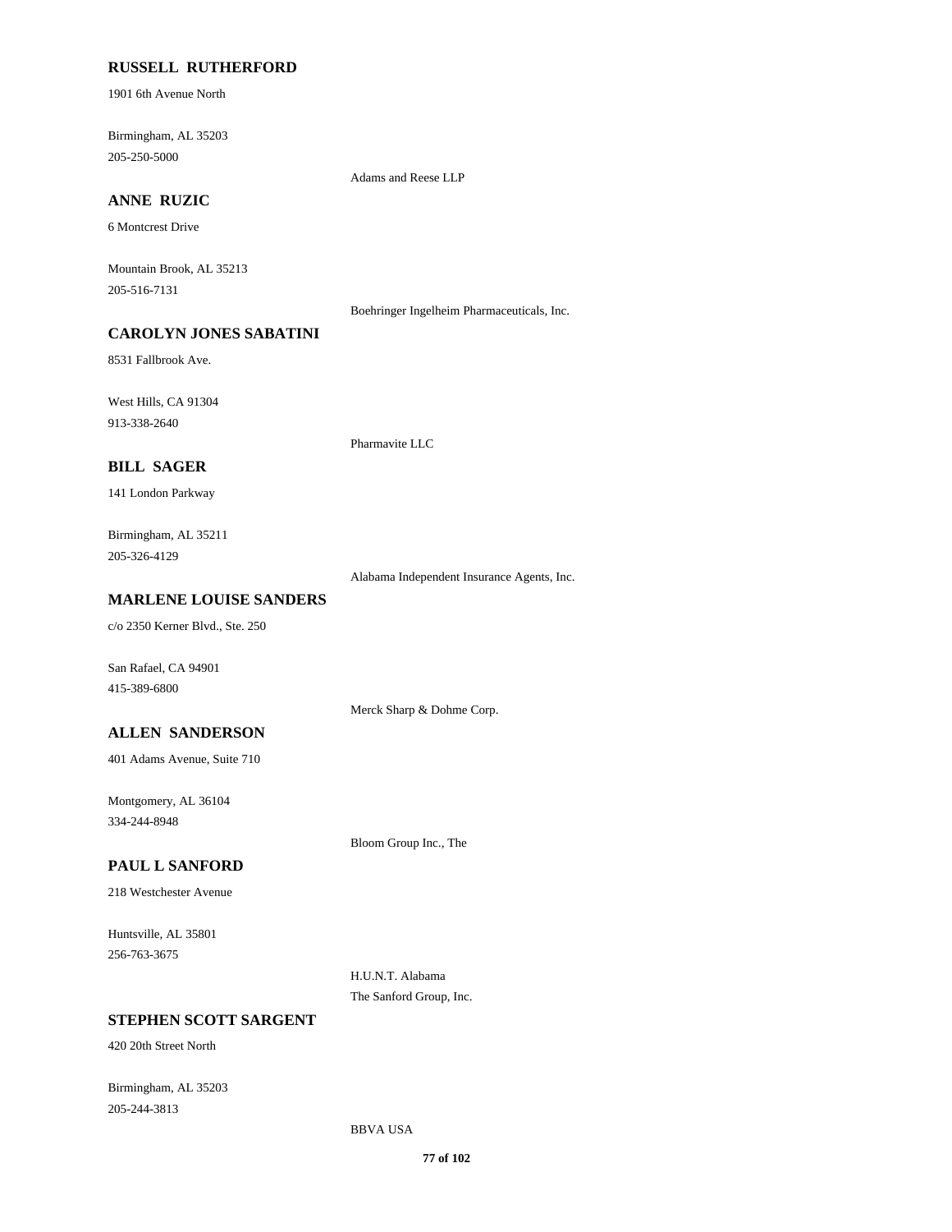**RUSSELL RUTHERFORD**

1901 6th Avenue North

Birmingham, AL 35203
205-250-5000

Adams and Reese LLP

**ANNE RUZIC**

6 Montcrest Drive

Mountain Brook, AL 35213
205-516-7131

Boehringer Ingelheim Pharmaceuticals, Inc.

**CAROLYN JONES SABATINI**

8531 Fallbrook Ave.

West Hills, CA 91304
913-338-2640

Pharmavite LLC

**BILL SAGER**

141 London Parkway

Birmingham, AL 35211
205-326-4129

Alabama Independent Insurance Agents, Inc.

**MARLENE LOUISE SANDERS**

c/o 2350 Kerner Blvd., Ste. 250

San Rafael, CA 94901
415-389-6800

Merck Sharp & Dohme Corp.

**ALLEN SANDERSON**

401 Adams Avenue, Suite 710

Montgomery, AL 36104
334-244-8948

Bloom Group Inc., The

**PAUL L SANFORD**

218 Westchester Avenue

Huntsville, AL 35801
256-763-3675

H.U.N.T. Alabama
The Sanford Group, Inc.

**STEPHEN SCOTT SARGENT**

420 20th Street North

Birmingham, AL 35203
205-244-3813

BBVA USA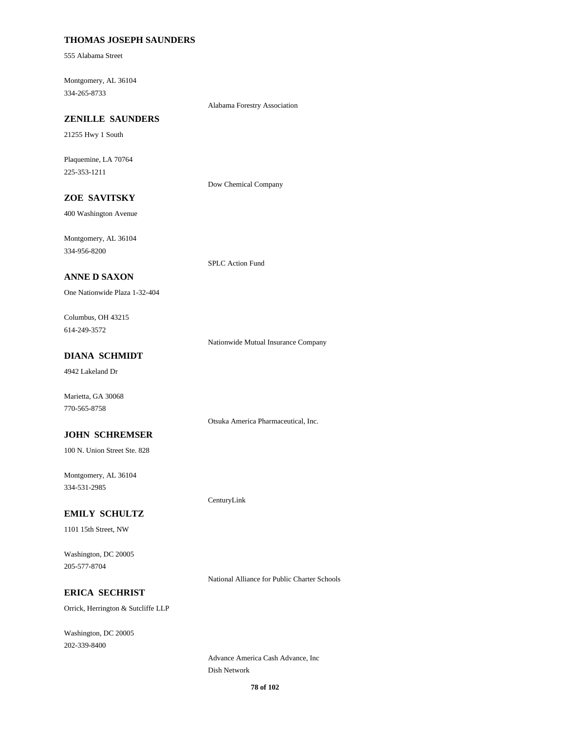**THOMAS JOSEPH SAUNDERS**

555 Alabama Street

Montgomery, AL 36104

334-265-8733

Alabama Forestry Association

**ZENILLE SAUNDERS**

21255 Hwy 1 South

Plaquemine, LA 70764

225-353-1211

Dow Chemical Company

**ZOE SAVITSKY**

400 Washington Avenue

Montgomery, AL 36104

334-956-8200

SPLC Action Fund

**ANNE D SAXON**

One Nationwide Plaza 1-32-404

Columbus, OH 43215

614-249-3572

Nationwide Mutual Insurance Company

**DIANA SCHMIDT**

4942 Lakeland Dr

Marietta, GA 30068

770-565-8758

Otsuka America Pharmaceutical, Inc.

**JOHN SCHREMSER**

100 N. Union Street Ste. 828

Montgomery, AL 36104

334-531-2985

CenturyLink

**EMILY SCHULTZ**

1101 15th Street, NW

Washington, DC 20005

205-577-8704

National Alliance for Public Charter Schools

**ERICA SECHRIST**

Orrick, Herrington & Sutcliffe LLP

Washington, DC 20005

202-339-8400

Advance America Cash Advance, Inc

Dish Network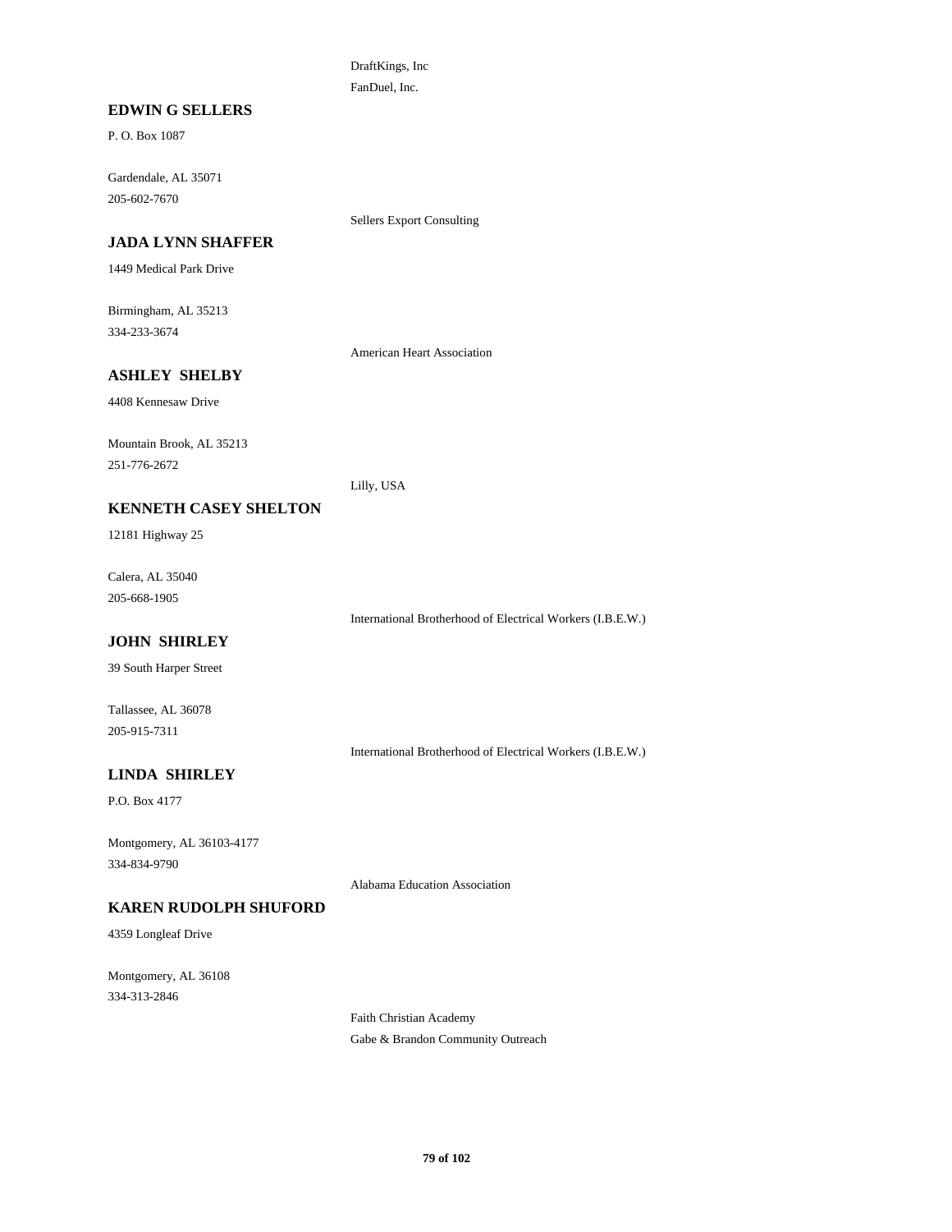DraftKings, Inc

FanDuel, Inc.

**EDWIN G SELLERS**

P. O. Box 1087

Gardendale, AL 35071

205-602-7670

Sellers Export Consulting

**JADA LYNN SHAFFER**

1449 Medical Park Drive

Birmingham, AL 35213

334-233-3674

American Heart Association

**ASHLEY SHELBY**

4408 Kennesaw Drive

Mountain Brook, AL 35213

251-776-2672

Lilly, USA

**KENNETH CASEY SHELTON**

12181 Highway 25

Calera, AL 35040

205-668-1905

International Brotherhood of Electrical Workers (I.B.E.W.)

**JOHN SHIRLEY**

39 South Harper Street

Tallassee, AL 36078

205-915-7311

International Brotherhood of Electrical Workers (I.B.E.W.)

**LINDA SHIRLEY**

P.O. Box 4177

Montgomery, AL 36103-4177

334-834-9790

Alabama Education Association

**KAREN RUDOLPH SHUFORD**

4359 Longleaf Drive

Montgomery, AL 36108

334-313-2846

Faith Christian Academy

Gabe & Brandon Community Outreach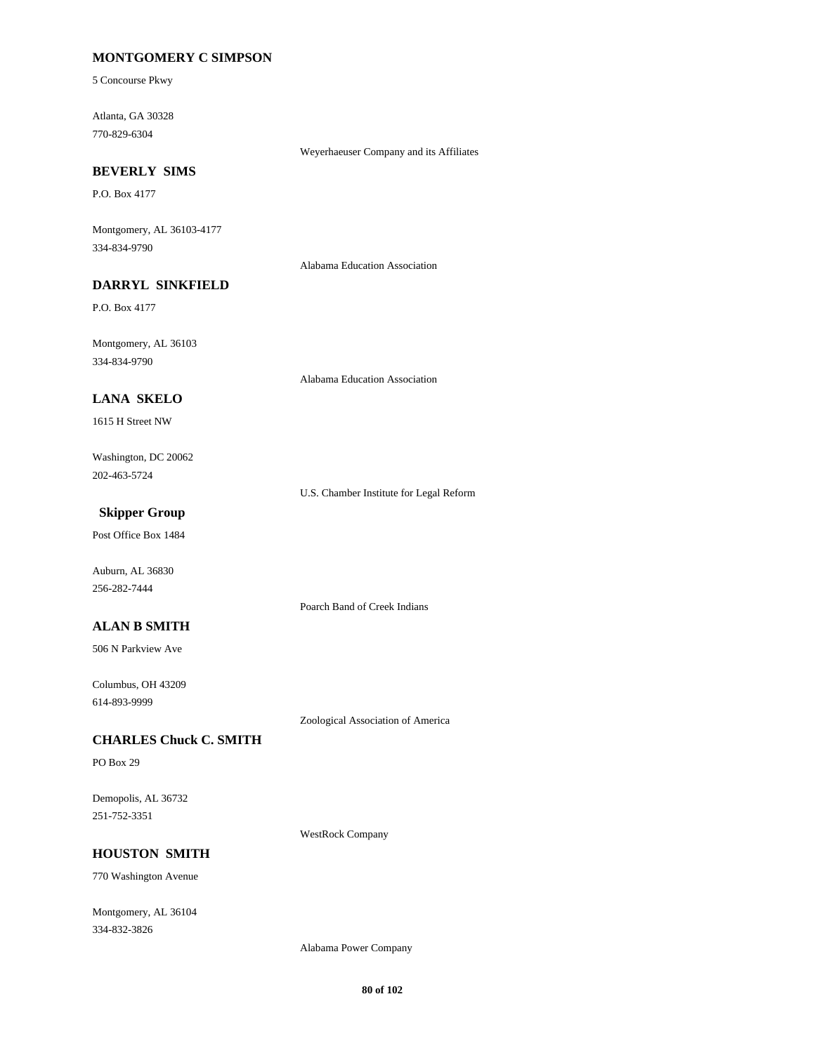**MONTGOMERY C SIMPSON**

5 Concourse Pkwy

Atlanta, GA 30328
770-829-6304

Weyerhaeuser Company and its Affiliates

**BEVERLY SIMS**

P.O. Box 4177

Montgomery, AL 36103-4177
334-834-9790

Alabama Education Association

**DARRYL SINKFIELD**

P.O. Box 4177

Montgomery, AL 36103
334-834-9790

Alabama Education Association

**LANA SKELO**

1615 H Street NW

Washington, DC 20062
202-463-5724

U.S. Chamber Institute for Legal Reform

**Skipper Group**

Post Office Box 1484

Auburn, AL 36830
256-282-7444

Poarch Band of Creek Indians

**ALAN B SMITH**

506 N Parkview Ave

Columbus, OH 43209
614-893-9999

Zoological Association of America

**CHARLES Chuck C. SMITH**

PO Box 29

Demopolis, AL 36732
251-752-3351

WestRock Company

**HOUSTON SMITH**

770 Washington Avenue

Montgomery, AL 36104
334-832-3826

Alabama Power Company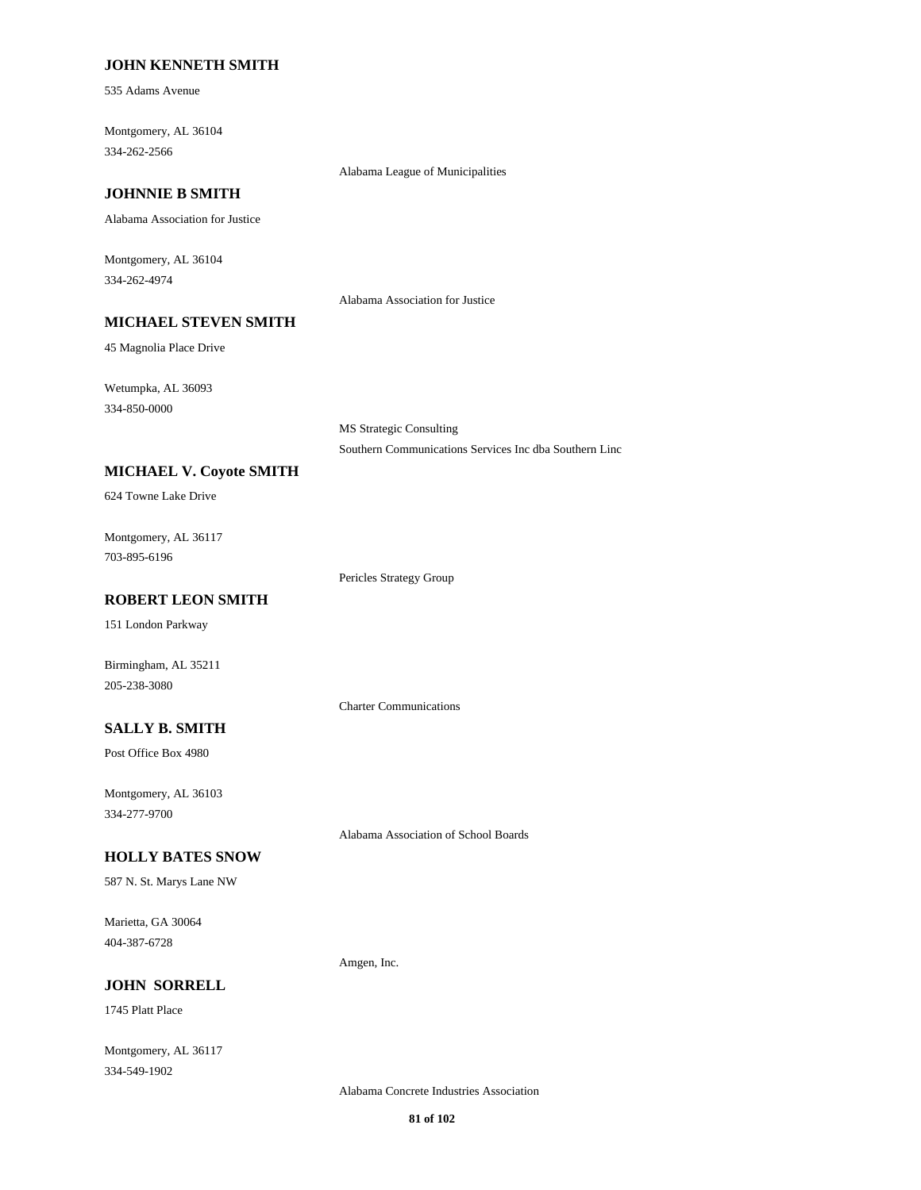**JOHN KENNETH SMITH**

535 Adams Avenue

Montgomery, AL 36104
334-262-2566

Alabama League of Municipalities

**JOHNNIE B SMITH**

Alabama Association for Justice

Montgomery, AL 36104
334-262-4974

Alabama Association for Justice

**MICHAEL STEVEN SMITH**

45 Magnolia Place Drive

Wetumpka, AL 36093
334-850-0000

MS Strategic Consulting
Southern Communications Services Inc dba Southern Linc

**MICHAEL V. Coyote SMITH**

624 Towne Lake Drive

Montgomery, AL 36117
703-895-6196

Pericles Strategy Group

**ROBERT LEON SMITH**

151 London Parkway

Birmingham, AL 35211
205-238-3080

Charter Communications

**SALLY B. SMITH**

Post Office Box 4980

Montgomery, AL 36103
334-277-9700

Alabama Association of School Boards

**HOLLY BATES SNOW**

587 N. St. Marys Lane NW

Marietta, GA 30064
404-387-6728

Amgen, Inc.

**JOHN SORRELL**

1745 Platt Place

Montgomery, AL 36117
334-549-1902

Alabama Concrete Industries Association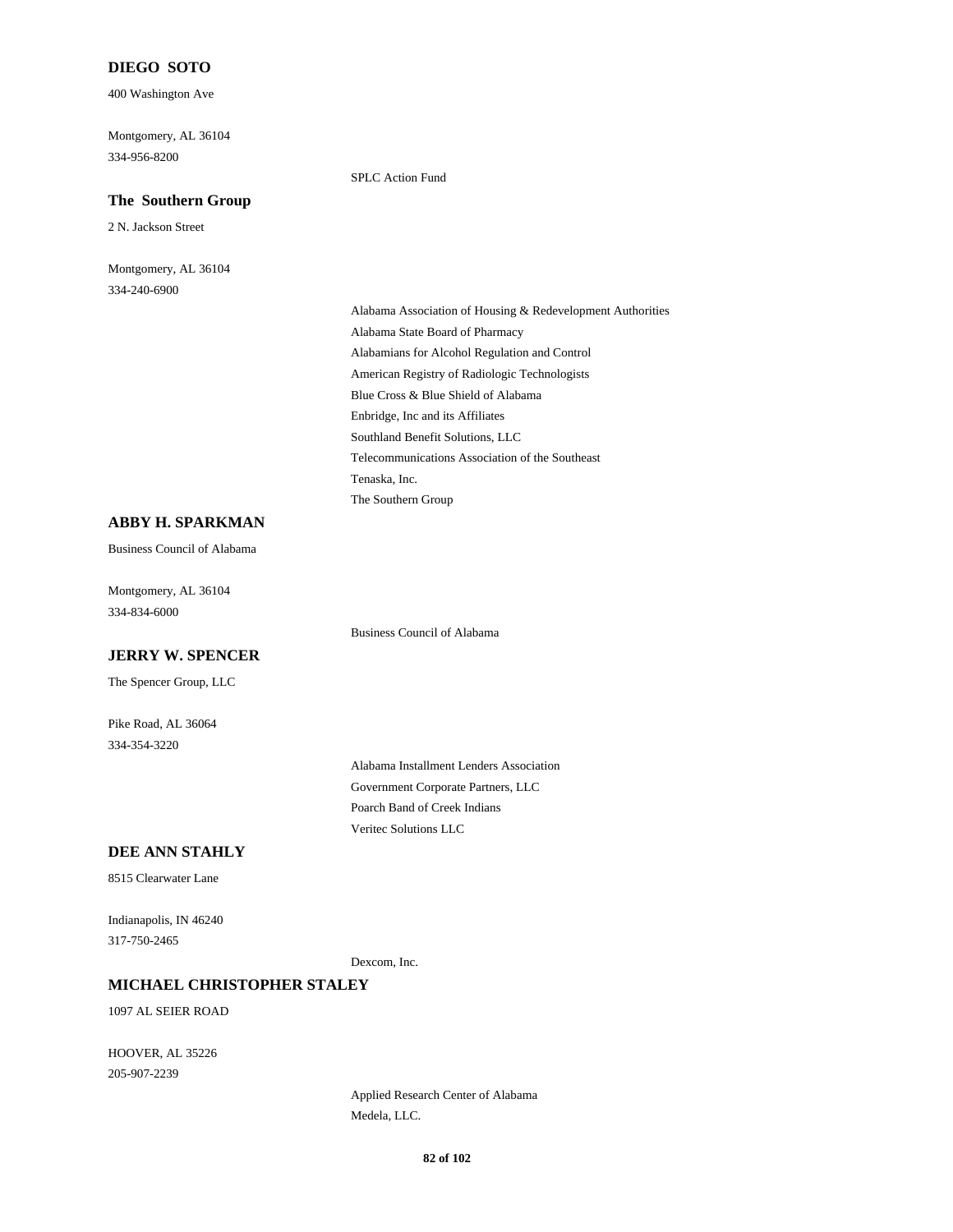**DIEGO SOTO**

400 Washington Ave

Montgomery, AL 36104
334-956-8200

SPLC Action Fund

**The Southern Group**

2 N. Jackson Street

Montgomery, AL 36104
334-240-6900

Alabama Association of Housing & Redevelopment Authorities
Alabama State Board of Pharmacy
Alabamians for Alcohol Regulation and Control
American Registry of Radiologic Technologists
Blue Cross & Blue Shield of Alabama
Enbridge, Inc and its Affiliates
Southland Benefit Solutions, LLC
Telecommunications Association of the Southeast
Tenaska, Inc.
The Southern Group

**ABBY H. SPARKMAN**

Business Council of Alabama

Montgomery, AL 36104
334-834-6000

Business Council of Alabama

**JERRY W. SPENCER**

The Spencer Group, LLC

Pike Road, AL 36064
334-354-3220

Alabama Installment Lenders Association
Government Corporate Partners, LLC
Poarch Band of Creek Indians
Veritec Solutions LLC

**DEE ANN STAHLY**

8515 Clearwater Lane

Indianapolis, IN 46240
317-750-2465

Dexcom, Inc.

**MICHAEL CHRISTOPHER STALEY**

1097 AL SEIER ROAD

HOOVER, AL 35226
205-907-2239

Applied Research Center of Alabama
Medela, LLC.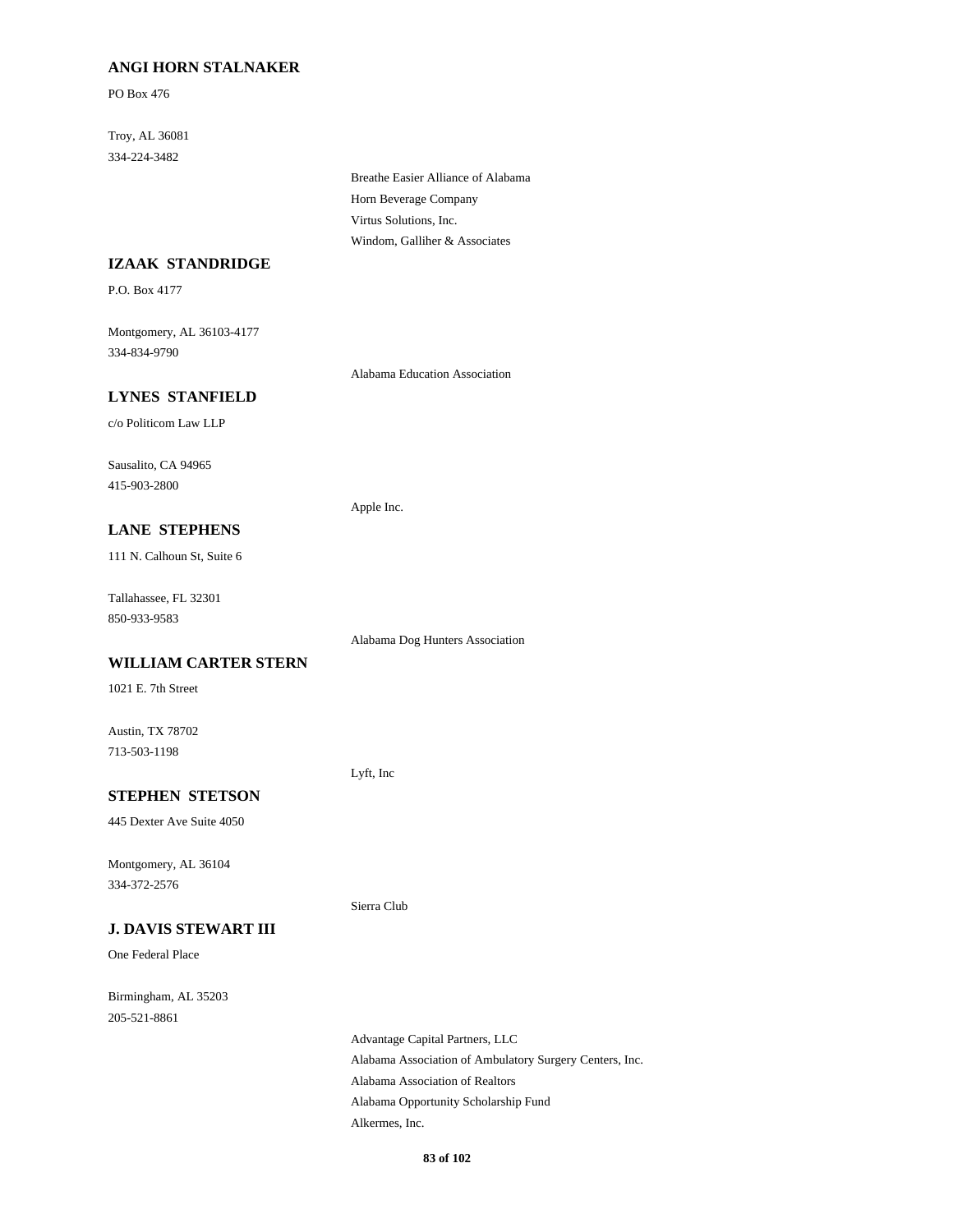**ANGI HORN STALNAKER**

PO Box 476

Troy, AL 36081
334-224-3482

Breathe Easier Alliance of Alabama
Horn Beverage Company
Virtus Solutions, Inc.
Windom, Galliher & Associates

**IZAAK STANDRIDGE**

P.O. Box 4177

Montgomery, AL 36103-4177
334-834-9790

Alabama Education Association

**LYNES STANFIELD**

c/o Politicom Law LLP

Sausalito, CA 94965
415-903-2800

Apple Inc.

**LANE STEPHENS**

111 N. Calhoun St, Suite 6

Tallahassee, FL 32301
850-933-9583

Alabama Dog Hunters Association

**WILLIAM CARTER STERN**

1021 E. 7th Street

Austin, TX 78702
713-503-1198

Lyft, Inc

**STEPHEN STETSON**

445 Dexter Ave Suite 4050

Montgomery, AL 36104
334-372-2576

Sierra Club

**J. DAVIS STEWART III**

One Federal Place

Birmingham, AL 35203
205-521-8861

Advantage Capital Partners, LLC
Alabama Association of Ambulatory Surgery Centers, Inc.
Alabama Association of Realtors
Alabama Opportunity Scholarship Fund
Alkermes, Inc.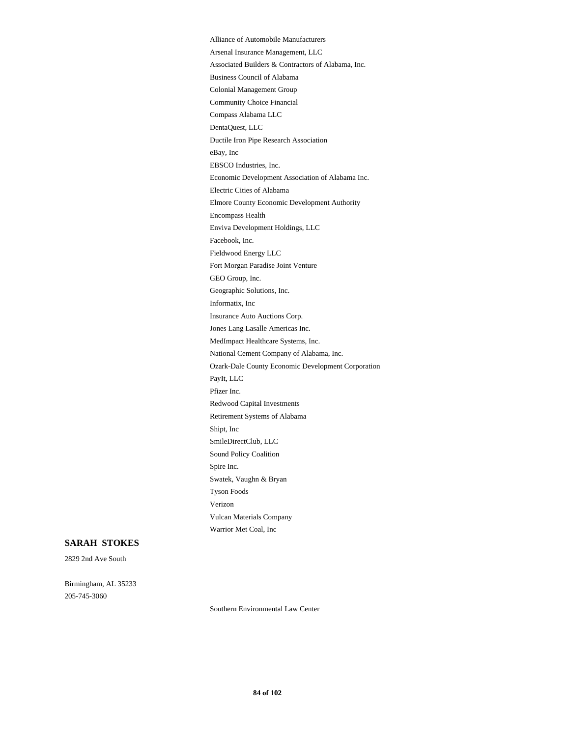Alliance of Automobile Manufacturers
Arsenal Insurance Management, LLC
Associated Builders & Contractors of Alabama, Inc.
Business Council of Alabama
Colonial Management Group
Community Choice Financial
Compass Alabama LLC
DentaQuest, LLC
Ductile Iron Pipe Research Association
eBay, Inc
EBSCO Industries, Inc.
Economic Development Association of Alabama Inc.
Electric Cities of Alabama
Elmore County Economic Development Authority
Encompass Health
Enviva Development Holdings, LLC
Facebook, Inc.
Fieldwood Energy LLC
Fort Morgan Paradise Joint Venture
GEO Group, Inc.
Geographic Solutions, Inc.
Informatix, Inc
Insurance Auto Auctions Corp.
Jones Lang Lasalle Americas Inc.
MedImpact Healthcare Systems, Inc.
National Cement Company of Alabama, Inc.
Ozark-Dale County Economic Development Corporation
PayIt, LLC
Pfizer Inc.
Redwood Capital Investments
Retirement Systems of Alabama
Shipt, Inc
SmileDirectClub, LLC
Sound Policy Coalition
Spire Inc.
Swatek, Vaughn & Bryan
Tyson Foods
Verizon
Vulcan Materials Company
Warrior Met Coal, Inc

**SARAH STOKES**

2829 2nd Ave South

Birmingham, AL 35233
205-745-3060

Southern Environmental Law Center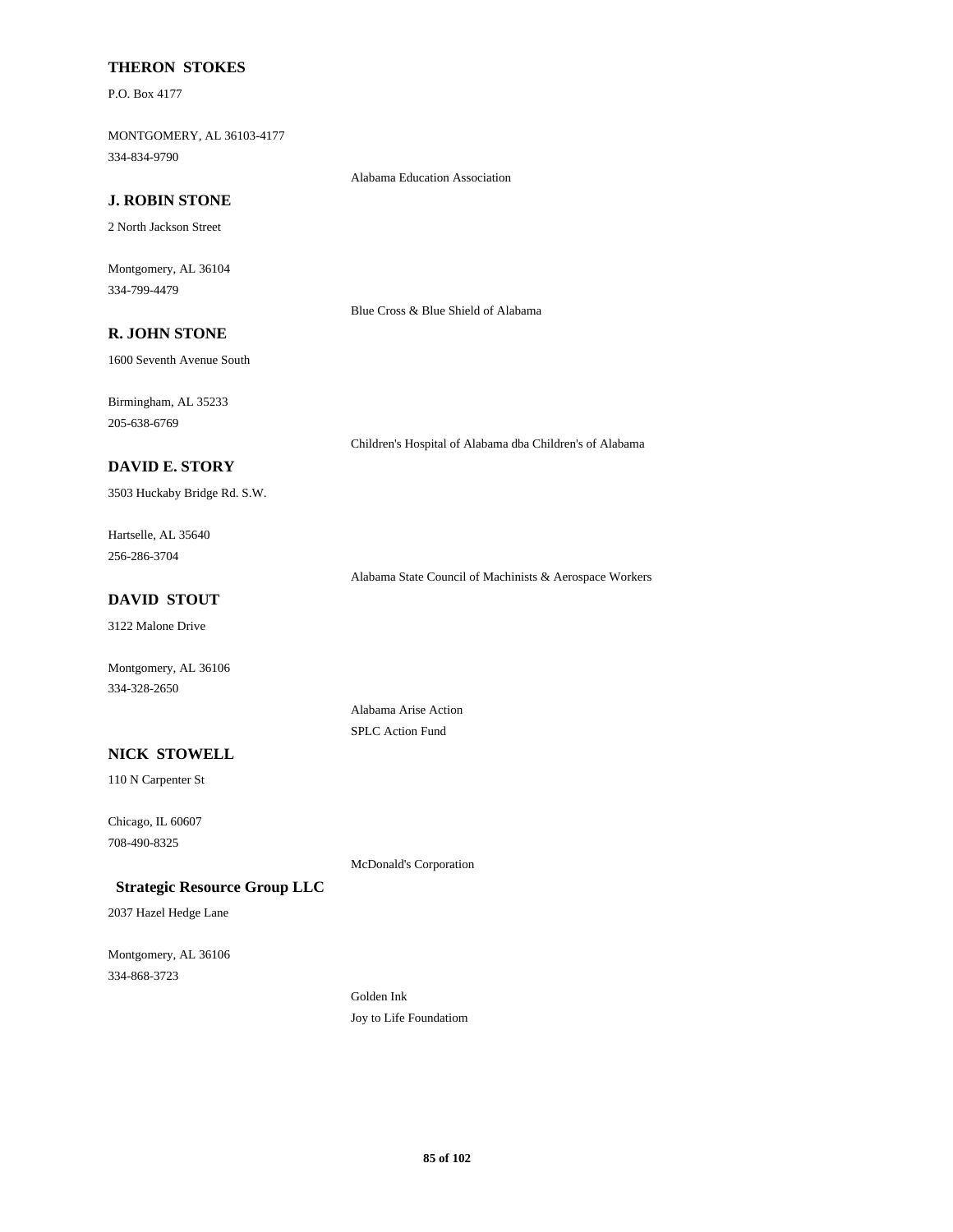**THERON STOKES**

P.O. Box 4177

MONTGOMERY, AL 36103-4177
334-834-9790

Alabama Education Association

**J. ROBIN STONE**

2 North Jackson Street

Montgomery, AL 36104
334-799-4479

Blue Cross & Blue Shield of Alabama

**R. JOHN STONE**

1600 Seventh Avenue South

Birmingham, AL 35233
205-638-6769

Children's Hospital of Alabama dba Children's of Alabama

**DAVID E. STORY**

3503 Huckaby Bridge Rd. S.W.

Hartselle, AL 35640
256-286-3704

Alabama State Council of Machinists & Aerospace Workers

**DAVID STOUT**

3122 Malone Drive

Montgomery, AL 36106
334-328-2650

Alabama Arise Action
SPLC Action Fund

**NICK STOWELL**

110 N Carpenter St

Chicago, IL 60607
708-490-8325

McDonald's Corporation

**Strategic Resource Group LLC**

2037 Hazel Hedge Lane

Montgomery, AL 36106
334-868-3723

Golden Ink
Joy to Life Foundatiom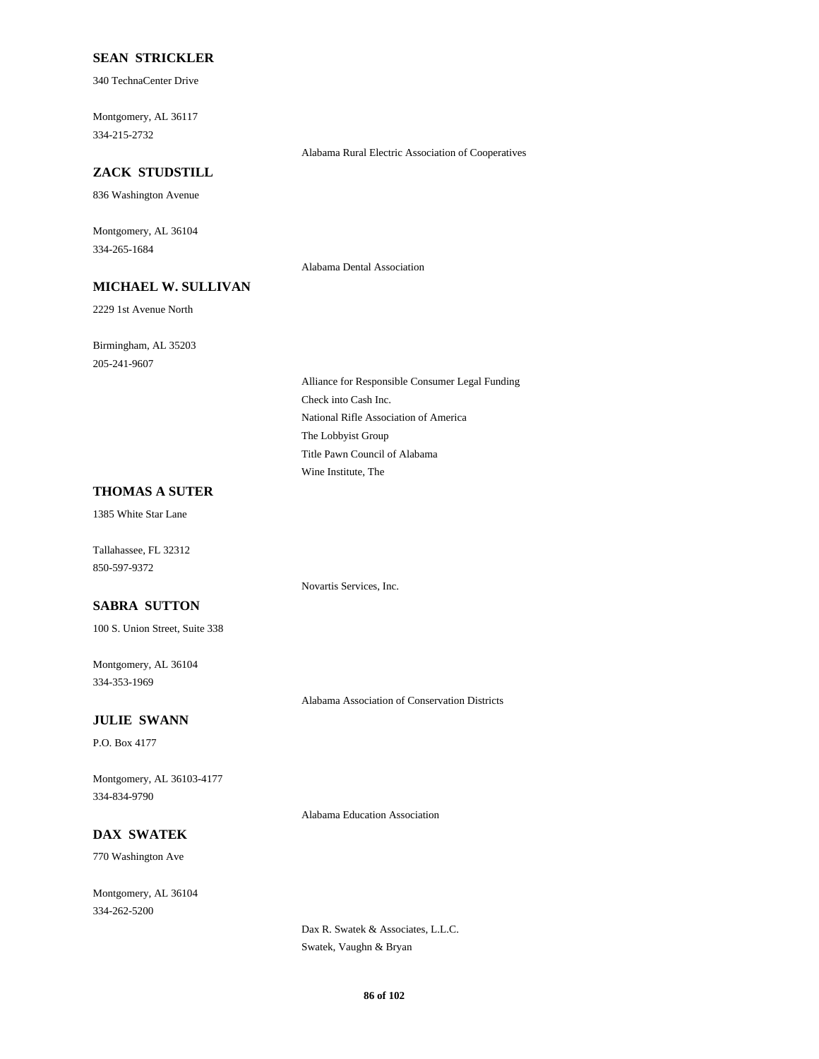**SEAN STRICKLER**

340 TechnaCenter Drive

Montgomery, AL 36117
334-215-2732

Alabama Rural Electric Association of Cooperatives

**ZACK STUDSTILL**

836 Washington Avenue

Montgomery, AL 36104
334-265-1684

Alabama Dental Association

**MICHAEL W. SULLIVAN**

2229 1st Avenue North

Birmingham, AL 35203
205-241-9607

Alliance for Responsible Consumer Legal Funding
Check into Cash Inc.
National Rifle Association of America
The Lobbyist Group
Title Pawn Council of Alabama
Wine Institute, The

**THOMAS A SUTER**

1385 White Star Lane

Tallahassee, FL 32312
850-597-9372

Novartis Services, Inc.

**SABRA SUTTON**

100 S. Union Street, Suite 338

Montgomery, AL 36104
334-353-1969

Alabama Association of Conservation Districts

**JULIE SWANN**

P.O. Box 4177

Montgomery, AL 36103-4177
334-834-9790

Alabama Education Association

**DAX SWATEK**

770 Washington Ave

Montgomery, AL 36104
334-262-5200

Dax R. Swatek & Associates, L.L.C.
Swatek, Vaughn & Bryan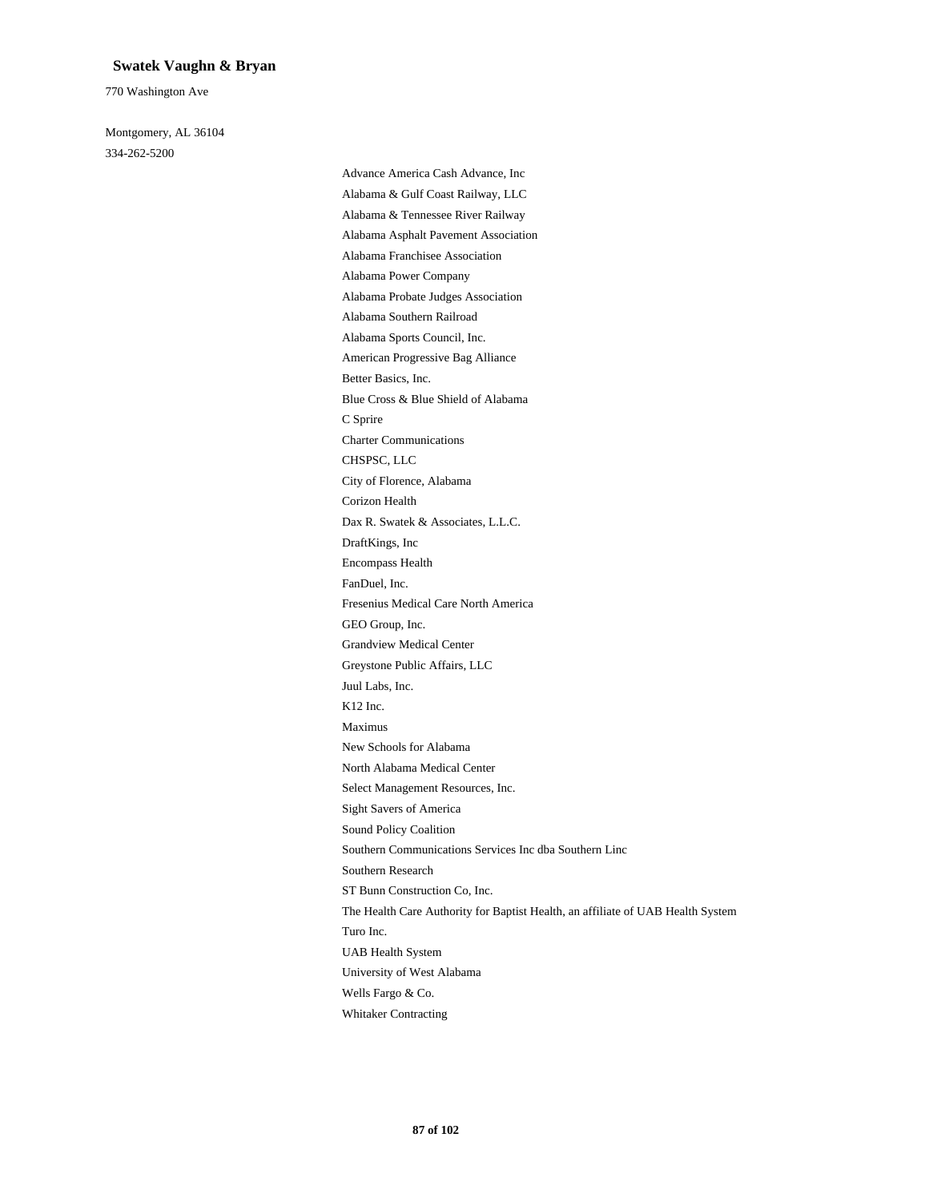## Swatek Vaughn & Bryan

770 Washington Ave

Montgomery, AL 36104

334-262-5200

- Advance America Cash Advance, Inc
- Alabama & Gulf Coast Railway, LLC
- Alabama & Tennessee River Railway
- Alabama Asphalt Pavement Association
- Alabama Franchisee Association
- Alabama Power Company
- Alabama Probate Judges Association
- Alabama Southern Railroad
- Alabama Sports Council, Inc.
- American Progressive Bag Alliance
- Better Basics, Inc.
- Blue Cross & Blue Shield of Alabama
- C Sprire
- Charter Communications
- CHSPSC, LLC
- City of Florence, Alabama
- Corizon Health
- Dax R. Swatek & Associates, L.L.C.
- DraftKings, Inc
- Encompass Health
- FanDuel, Inc.
- Fresenius Medical Care North America
- GEO Group, Inc.
- Grandview Medical Center
- Greystone Public Affairs, LLC
- Juul Labs, Inc.
- K12 Inc.
- Maximus
- New Schools for Alabama
- North Alabama Medical Center
- Select Management Resources, Inc.
- Sight Savers of America
- Sound Policy Coalition
- Southern Communications Services Inc dba Southern Linc
- Southern Research
- ST Bunn Construction Co, Inc.
- The Health Care Authority for Baptist Health, an affiliate of UAB Health System
- Turo Inc.
- UAB Health System
- University of West Alabama
- Wells Fargo & Co.
- Whitaker Contracting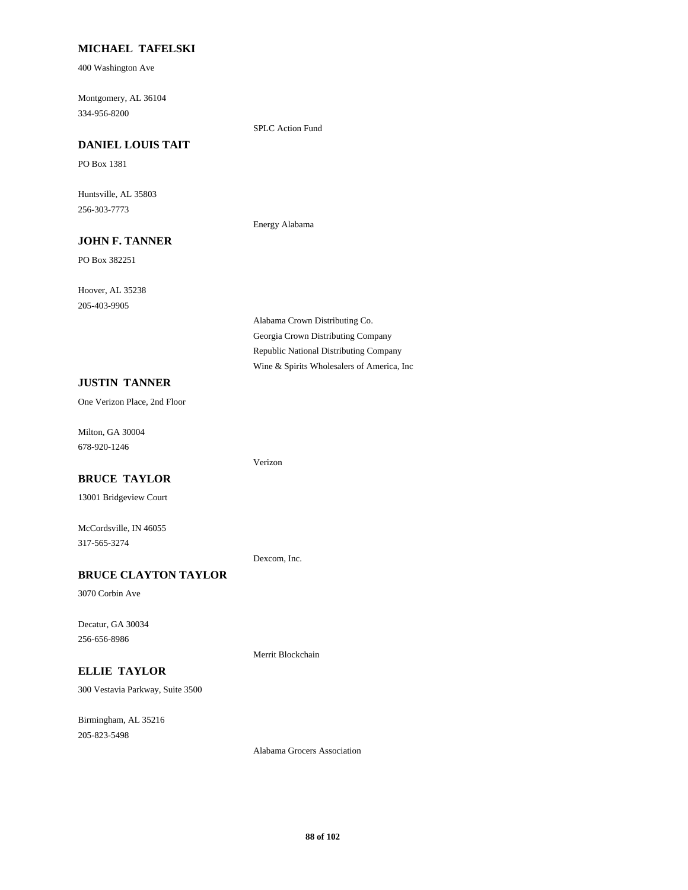**MICHAEL TAFELSKI**

400 Washington Ave

Montgomery, AL 36104
334-956-8200

SPLC Action Fund

**DANIEL LOUIS TAIT**

PO Box 1381

Huntsville, AL 35803
256-303-7773

Energy Alabama

**JOHN F. TANNER**

PO Box 382251

Hoover, AL 35238
205-403-9905

Alabama Crown Distributing Co.
Georgia Crown Distributing Company
Republic National Distributing Company
Wine & Spirits Wholesalers of America, Inc

**JUSTIN TANNER**

One Verizon Place, 2nd Floor

Milton, GA 30004
678-920-1246

Verizon

**BRUCE TAYLOR**

13001 Bridgeview Court

McCordsville, IN 46055
317-565-3274

Dexcom, Inc.

**BRUCE CLAYTON TAYLOR**

3070 Corbin Ave

Decatur, GA 30034
256-656-8986

Merrit Blockchain

**ELLIE TAYLOR**

300 Vestavia Parkway, Suite 3500

Birmingham, AL 35216
205-823-5498

Alabama Grocers Association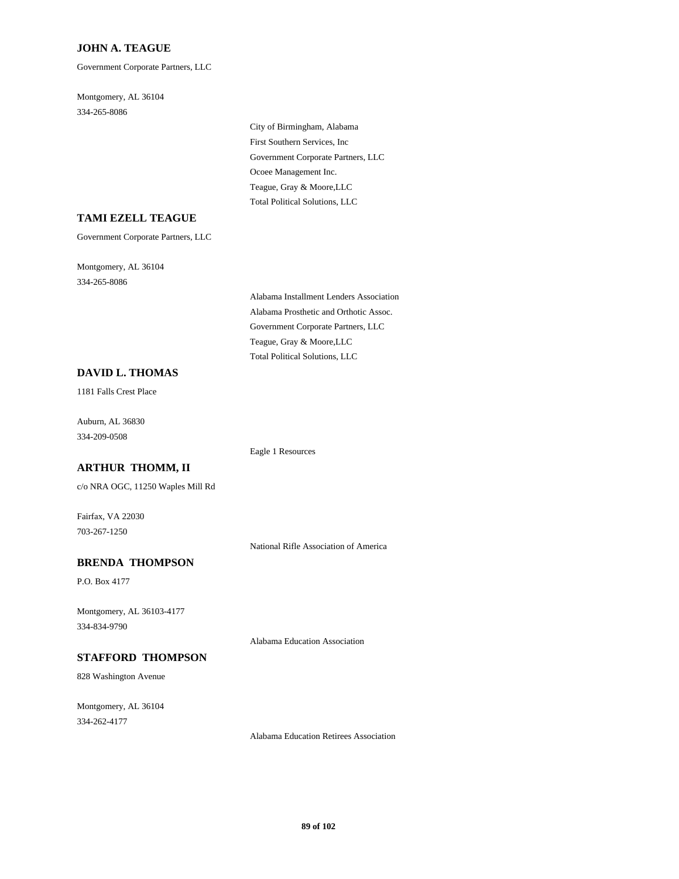**JOHN A. TEAGUE**

Government Corporate Partners, LLC

Montgomery, AL 36104
334-265-8086

City of Birmingham, Alabama
First Southern Services, Inc
Government Corporate Partners, LLC
Ocoee Management Inc.
Teague, Gray & Moore,LLC
Total Political Solutions, LLC

**TAMI EZELL TEAGUE**

Government Corporate Partners, LLC

Montgomery, AL 36104
334-265-8086

Alabama Installment Lenders Association
Alabama Prosthetic and Orthotic Assoc.
Government Corporate Partners, LLC
Teague, Gray & Moore,LLC
Total Political Solutions, LLC

**DAVID L. THOMAS**

1181 Falls Crest Place

Auburn, AL 36830
334-209-0508

Eagle 1 Resources

**ARTHUR THOMM, II**

c/o NRA OGC, 11250 Waples Mill Rd

Fairfax, VA 22030
703-267-1250

National Rifle Association of America

**BRENDA THOMPSON**

P.O. Box 4177

Montgomery, AL 36103-4177
334-834-9790

Alabama Education Association

**STAFFORD THOMPSON**

828 Washington Avenue

Montgomery, AL 36104
334-262-4177

Alabama Education Retirees Association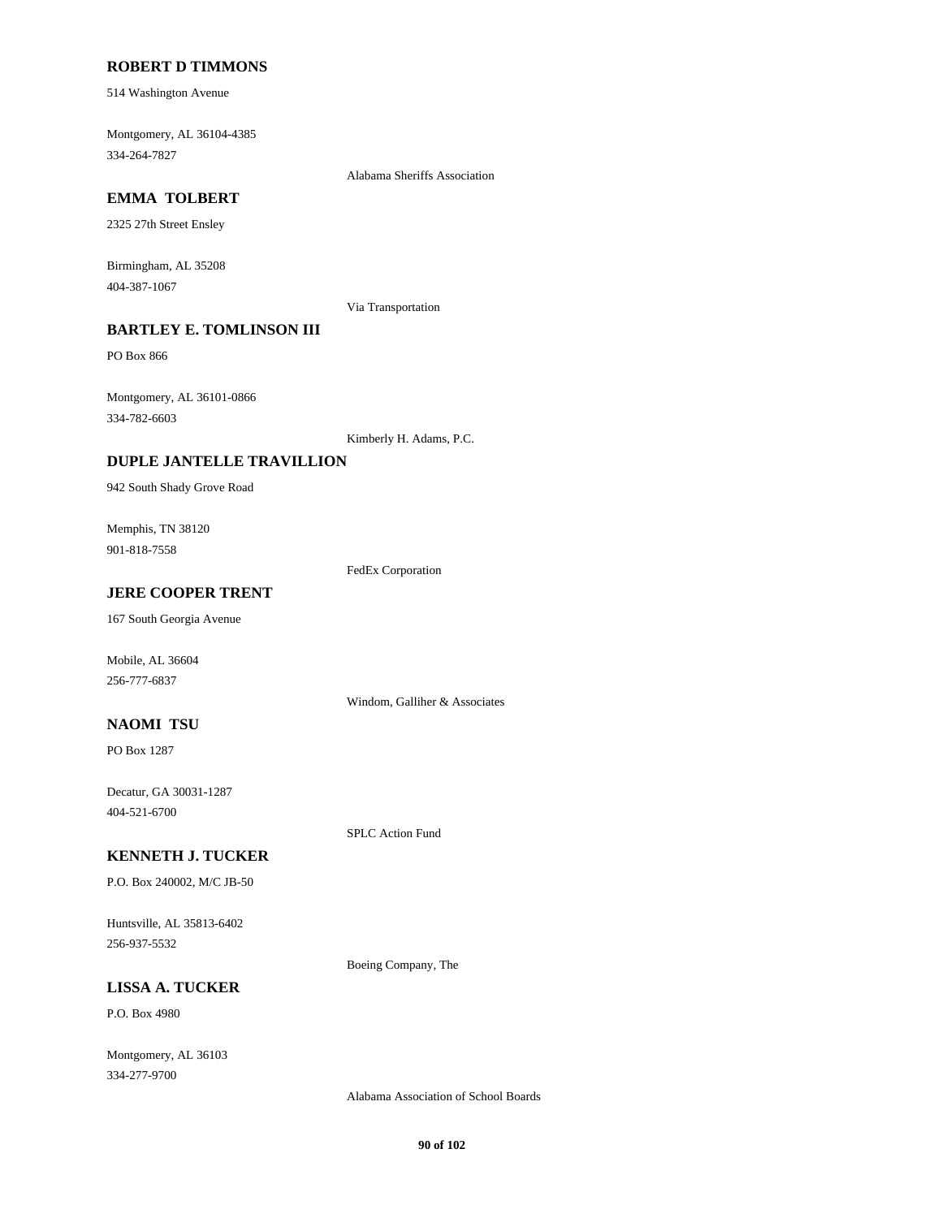**ROBERT D TIMMONS**

514 Washington Avenue

Montgomery, AL 36104-4385
334-264-7827

Alabama Sheriffs Association

**EMMA TOLBERT**

2325 27th Street Ensley

Birmingham, AL 35208
404-387-1067

Via Transportation

**BARTLEY E. TOMLINSON III**

PO Box 866

Montgomery, AL 36101-0866
334-782-6603

Kimberly H. Adams, P.C.

**DUPLE JANTELLE TRAVILLION**

942 South Shady Grove Road

Memphis, TN 38120
901-818-7558

FedEx Corporation

**JERE COOPER TRENT**

167 South Georgia Avenue

Mobile, AL 36604
256-777-6837

Windom, Galliher & Associates

**NAOMI TSU**

PO Box 1287

Decatur, GA 30031-1287
404-521-6700

SPLC Action Fund

**KENNETH J. TUCKER**

P.O. Box 240002, M/C JB-50

Huntsville, AL 35813-6402
256-937-5532

Boeing Company, The

**LISSA A. TUCKER**

P.O. Box 4980

Montgomery, AL 36103
334-277-9700

Alabama Association of School Boards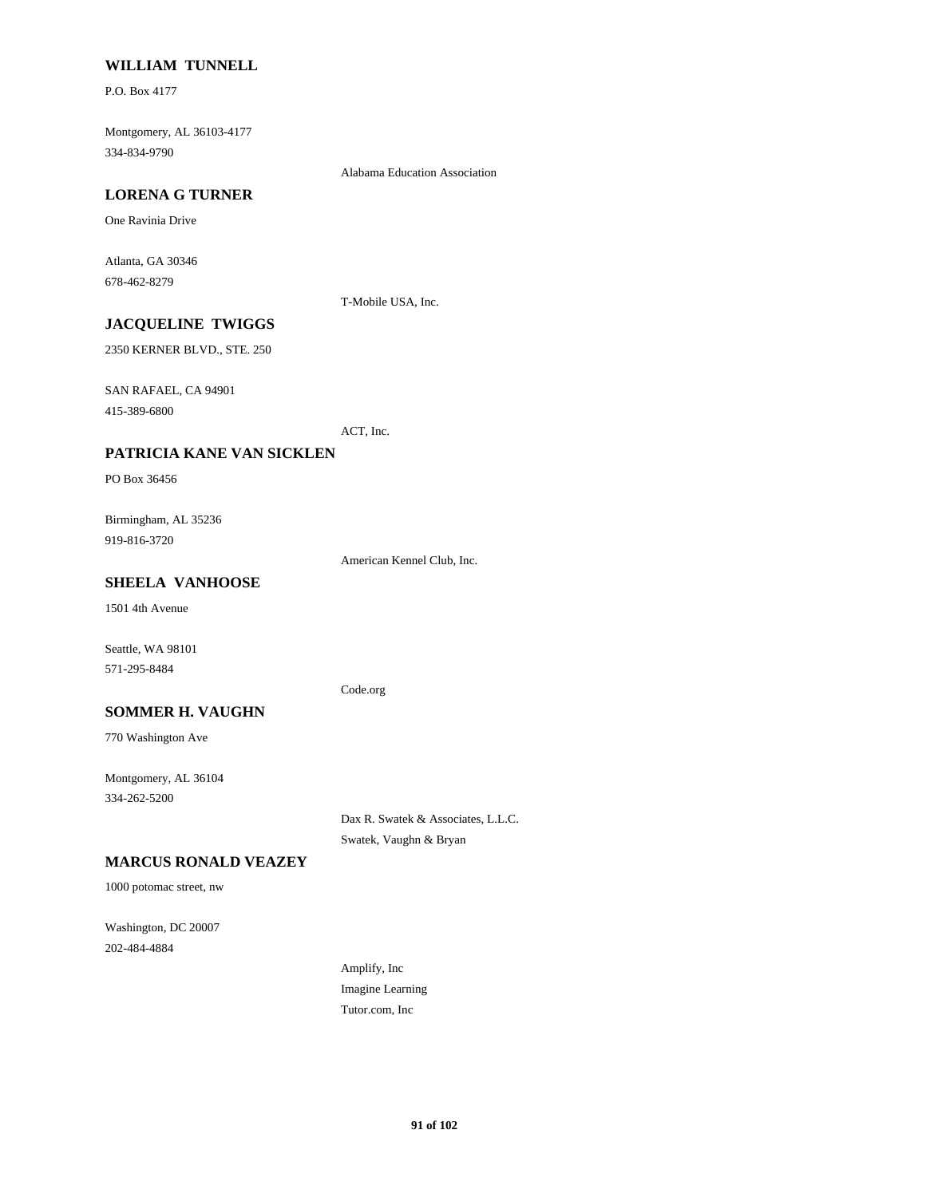**WILLIAM TUNNELL**

P.O. Box 4177

Montgomery, AL 36103-4177
334-834-9790

Alabama Education Association

**LORENA G TURNER**

One Ravinia Drive

Atlanta, GA 30346
678-462-8279

T-Mobile USA, Inc.

**JACQUELINE TWIGGS**

2350 KERNER BLVD., STE. 250

SAN RAFAEL, CA 94901
415-389-6800

ACT, Inc.

**PATRICIA KANE VAN SICKLEN**

PO Box 36456

Birmingham, AL 35236
919-816-3720

American Kennel Club, Inc.

**SHEELA VANHOOSE**

1501 4th Avenue

Seattle, WA 98101
571-295-8484

Code.org

**SOMMER H. VAUGHN**

770 Washington Ave

Montgomery, AL 36104
334-262-5200

Dax R. Swatek & Associates, L.L.C.
Swatek, Vaughn & Bryan

**MARCUS RONALD VEAZEY**

1000 potomac street, nw

Washington, DC 20007
202-484-4884

Amplify, Inc
Imagine Learning
Tutor.com, Inc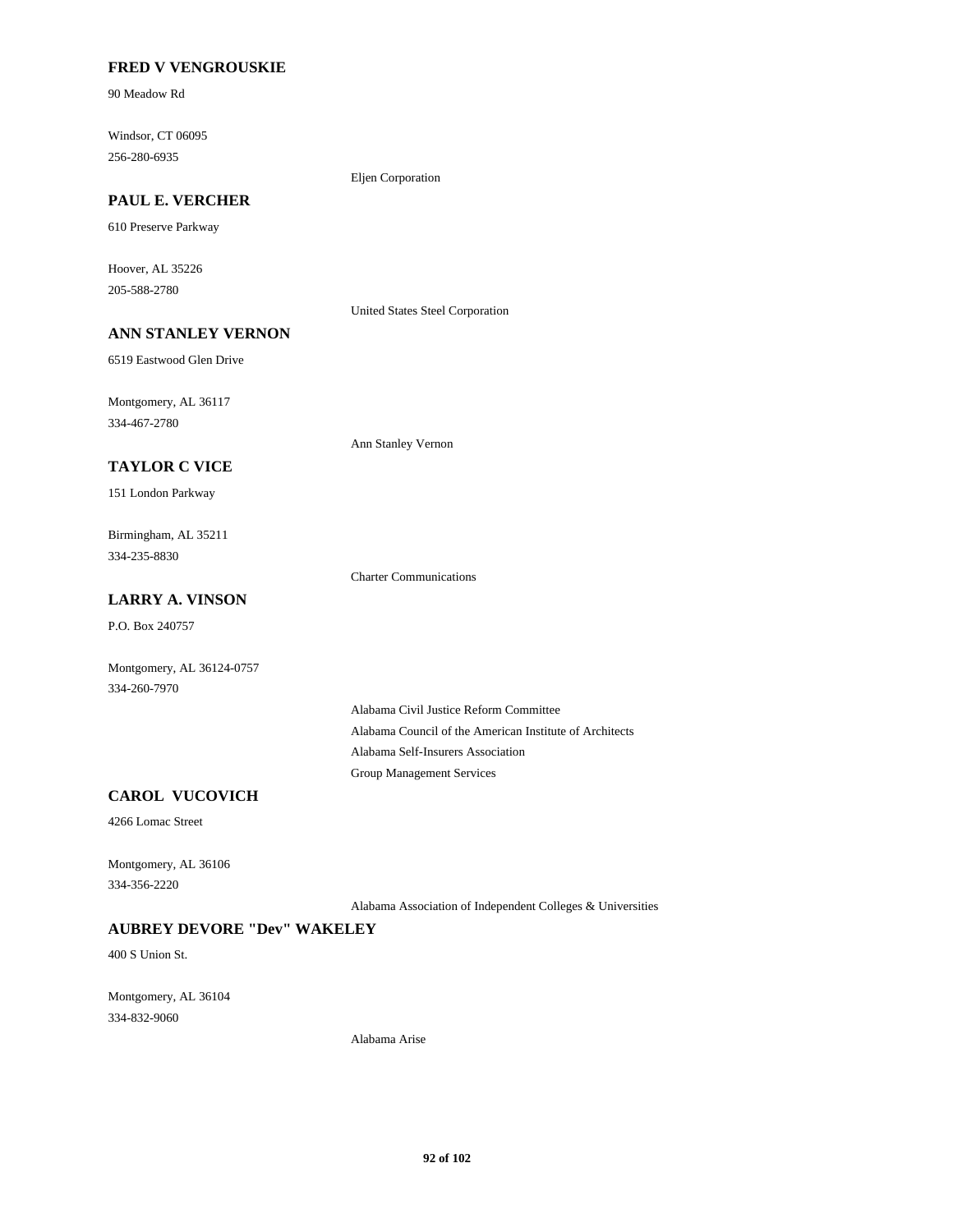**FRED V VENGROUSKIE**

90 Meadow Rd

Windsor, CT 06095
256-280-6935

Eljen Corporation

**PAUL E. VERCHER**

610 Preserve Parkway

Hoover, AL 35226
205-588-2780

United States Steel Corporation

**ANN STANLEY VERNON**

6519 Eastwood Glen Drive

Montgomery, AL 36117
334-467-2780

Ann Stanley Vernon

**TAYLOR C VICE**

151 London Parkway

Birmingham, AL 35211
334-235-8830

Charter Communications

**LARRY A. VINSON**

P.O. Box 240757

Montgomery, AL 36124-0757
334-260-7970

Alabama Civil Justice Reform Committee
Alabama Council of the American Institute of Architects
Alabama Self-Insurers Association
Group Management Services

**CAROL VUCOVICH**

4266 Lomac Street

Montgomery, AL 36106
334-356-2220

Alabama Association of Independent Colleges & Universities

**AUBREY DEVORE "Dev" WAKELEY**

400 S Union St.

Montgomery, AL 36104
334-832-9060

Alabama Arise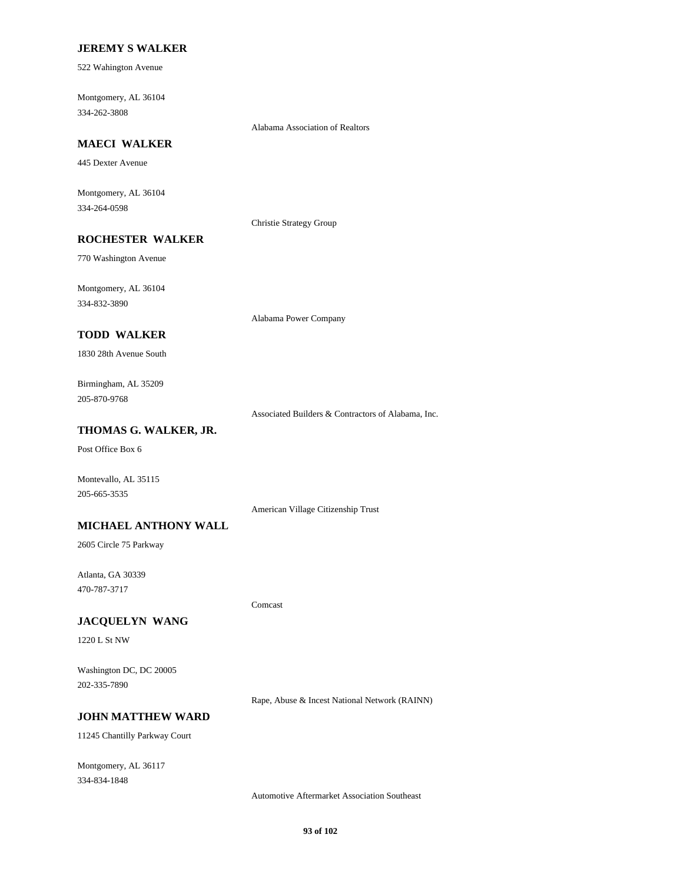**JEREMY S WALKER**

522 Wahington Avenue

Montgomery, AL 36104
334-262-3808

Alabama Association of Realtors

**MAECI WALKER**

445 Dexter Avenue

Montgomery, AL 36104
334-264-0598

Christie Strategy Group

**ROCHESTER WALKER**

770 Washington Avenue

Montgomery, AL 36104
334-832-3890

Alabama Power Company

**TODD WALKER**

1830 28th Avenue South

Birmingham, AL 35209
205-870-9768

Associated Builders & Contractors of Alabama, Inc.

**THOMAS G. WALKER, JR.**

Post Office Box 6

Montevallo, AL 35115
205-665-3535

American Village Citizenship Trust

**MICHAEL ANTHONY WALL**

2605 Circle 75 Parkway

Atlanta, GA 30339
470-787-3717

Comcast

**JACQUELYN WANG**

1220 L St NW

Washington DC, DC 20005
202-335-7890

Rape, Abuse & Incest National Network (RAINN)

**JOHN MATTHEW WARD**

11245 Chantilly Parkway Court

Montgomery, AL 36117
334-834-1848

Automotive Aftermarket Association Southeast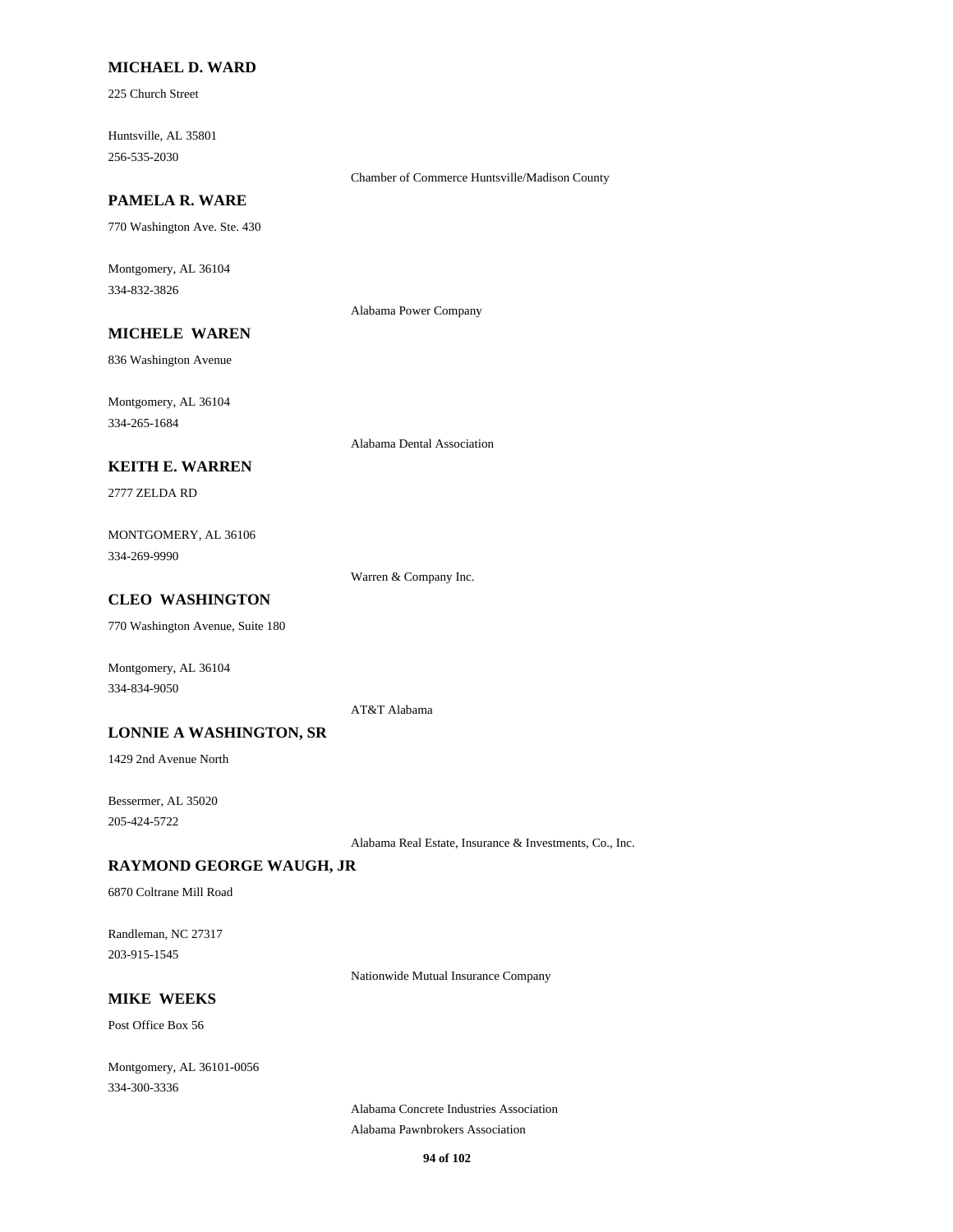**MICHAEL D. WARD**

225 Church Street

Huntsville, AL 35801
256-535-2030

Chamber of Commerce Huntsville/Madison County

**PAMELA R. WARE**

770 Washington Ave. Ste. 430

Montgomery, AL 36104
334-832-3826

Alabama Power Company

**MICHELE WAREN**

836 Washington Avenue

Montgomery, AL 36104
334-265-1684

Alabama Dental Association

**KEITH E. WARREN**

2777 ZELDA RD

MONTGOMERY, AL 36106
334-269-9990

Warren & Company Inc.

**CLEO WASHINGTON**

770 Washington Avenue, Suite 180

Montgomery, AL 36104
334-834-9050

AT&T Alabama

**LONNIE A WASHINGTON, SR**

1429 2nd Avenue North

Bessermer, AL 35020
205-424-5722

Alabama Real Estate, Insurance & Investments, Co., Inc.

**RAYMOND GEORGE WAUGH, JR**

6870 Coltrane Mill Road

Randleman, NC 27317
203-915-1545

Nationwide Mutual Insurance Company

**MIKE WEEKS**

Post Office Box 56

Montgomery, AL 36101-0056
334-300-3336

Alabama Concrete Industries Association
Alabama Pawnbrokers Association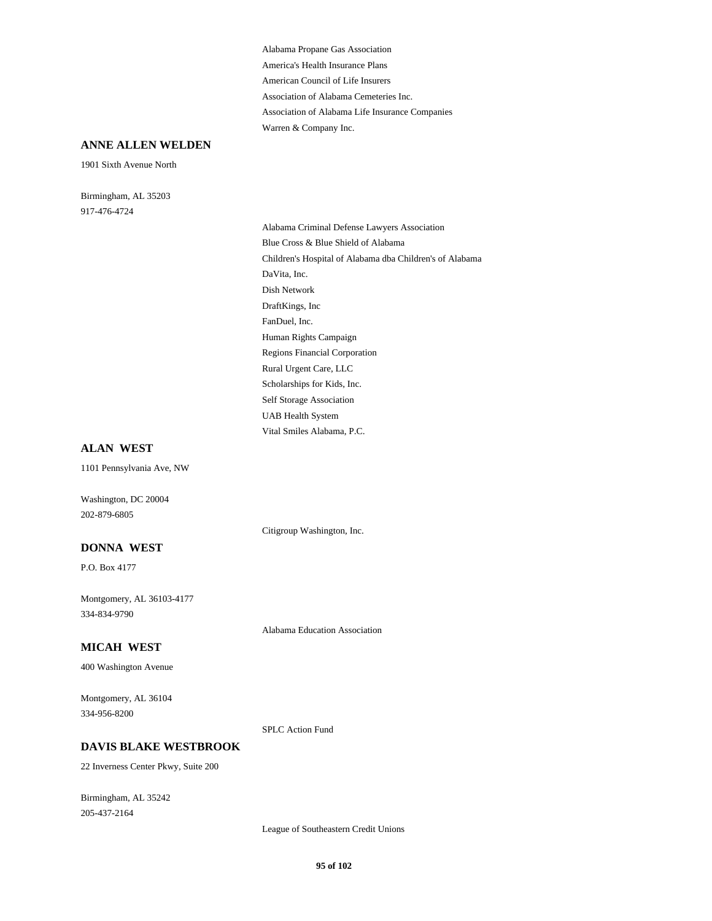Alabama Propane Gas Association
America's Health Insurance Plans
American Council of Life Insurers
Association of Alabama Cemeteries Inc.
Association of Alabama Life Insurance Companies
Warren & Company Inc.

**ANNE ALLEN WELDEN**

1901 Sixth Avenue North

Birmingham, AL 35203
917-476-4724

Alabama Criminal Defense Lawyers Association
Blue Cross & Blue Shield of Alabama
Children's Hospital of Alabama dba Children's of Alabama
DaVita, Inc.
Dish Network
DraftKings, Inc
FanDuel, Inc.
Human Rights Campaign
Regions Financial Corporation
Rural Urgent Care, LLC
Scholarships for Kids, Inc.
Self Storage Association
UAB Health System
Vital Smiles Alabama, P.C.

**ALAN WEST**

1101 Pennsylvania Ave, NW

Washington, DC 20004
202-879-6805

Citigroup Washington, Inc.

**DONNA WEST**

P.O. Box 4177

Montgomery, AL 36103-4177
334-834-9790

Alabama Education Association

**MICAH WEST**

400 Washington Avenue

Montgomery, AL 36104
334-956-8200

SPLC Action Fund

**DAVIS BLAKE WESTBROOK**

22 Inverness Center Pkwy, Suite 200

Birmingham, AL 35242
205-437-2164

League of Southeastern Credit Unions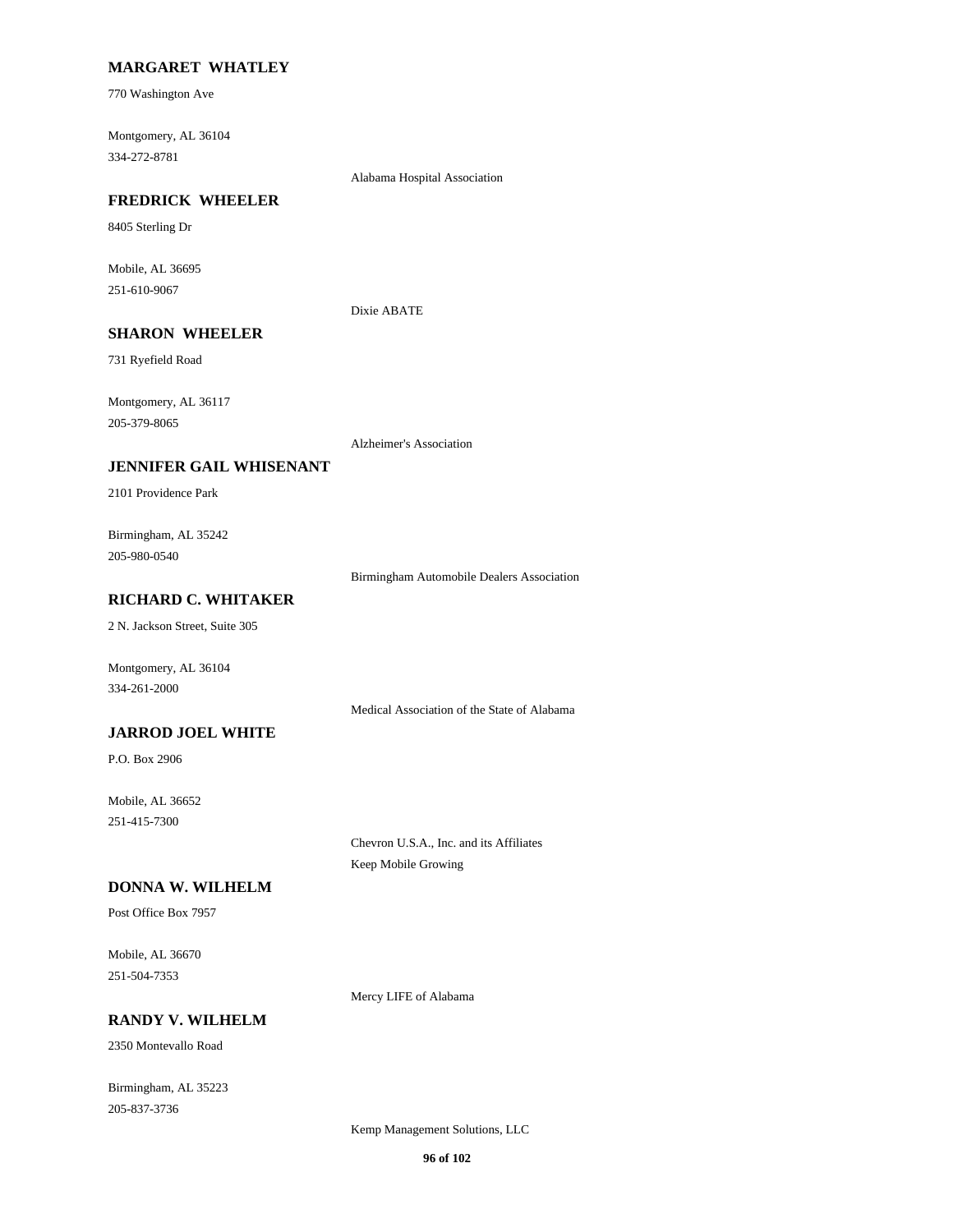**MARGARET WHATLEY**

770 Washington Ave

Montgomery, AL 36104
334-272-8781

Alabama Hospital Association

**FREDRICK WHEELER**

8405 Sterling Dr

Mobile, AL 36695
251-610-9067

Dixie ABATE

**SHARON WHEELER**

731 Ryefield Road

Montgomery, AL 36117
205-379-8065

Alzheimer's Association

**JENNIFER GAIL WHISENANT**

2101 Providence Park

Birmingham, AL 35242
205-980-0540

Birmingham Automobile Dealers Association

**RICHARD C. WHITAKER**

2 N. Jackson Street, Suite 305

Montgomery, AL 36104
334-261-2000

Medical Association of the State of Alabama

**JARROD JOEL WHITE**

P.O. Box 2906

Mobile, AL 36652
251-415-7300

Chevron U.S.A., Inc. and its Affiliates
Keep Mobile Growing

**DONNA W. WILHELM**

Post Office Box 7957

Mobile, AL 36670
251-504-7353

Mercy LIFE of Alabama

**RANDY V. WILHELM**

2350 Montevallo Road

Birmingham, AL 35223
205-837-3736

Kemp Management Solutions, LLC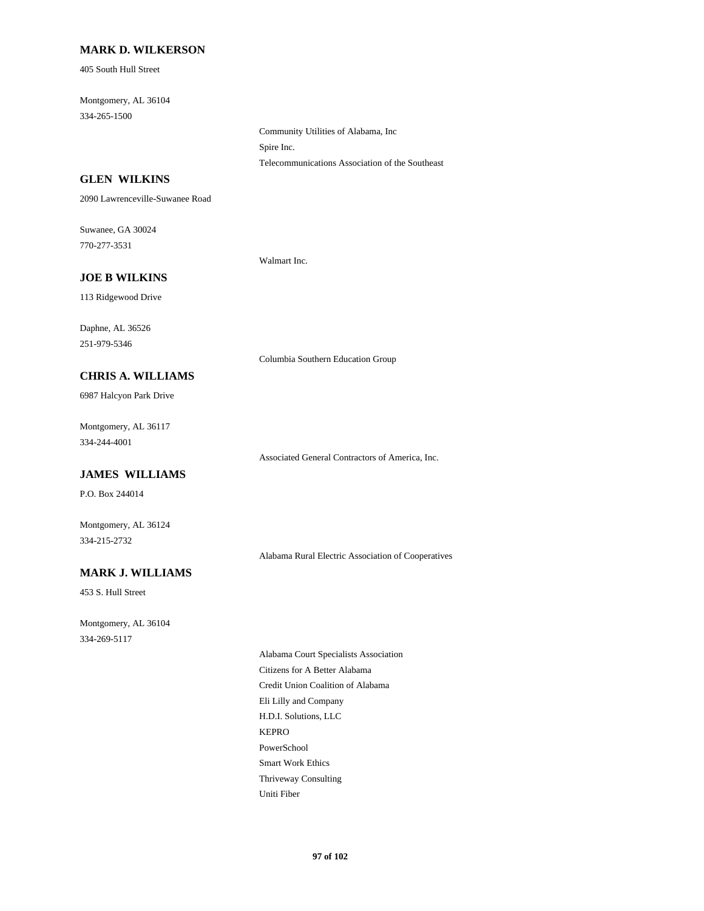**MARK D. WILKERSON**

405 South Hull Street

Montgomery, AL 36104
334-265-1500

Community Utilities of Alabama, Inc
Spire Inc.
Telecommunications Association of the Southeast

**GLEN WILKINS**

2090 Lawrenceville-Suwanee Road

Suwanee, GA 30024
770-277-3531

Walmart Inc.

**JOE B WILKINS**

113 Ridgewood Drive

Daphne, AL 36526
251-979-5346

Columbia Southern Education Group

**CHRIS A. WILLIAMS**

6987 Halcyon Park Drive

Montgomery, AL 36117
334-244-4001

Associated General Contractors of America, Inc.

**JAMES WILLIAMS**

P.O. Box 244014

Montgomery, AL 36124
334-215-2732

Alabama Rural Electric Association of Cooperatives

**MARK J. WILLIAMS**

453 S. Hull Street

Montgomery, AL 36104
334-269-5117

Alabama Court Specialists Association
Citizens for A Better Alabama
Credit Union Coalition of Alabama
Eli Lilly and Company
H.D.I. Solutions, LLC
KEPRO
PowerSchool
Smart Work Ethics
Thriveway Consulting
Uniti Fiber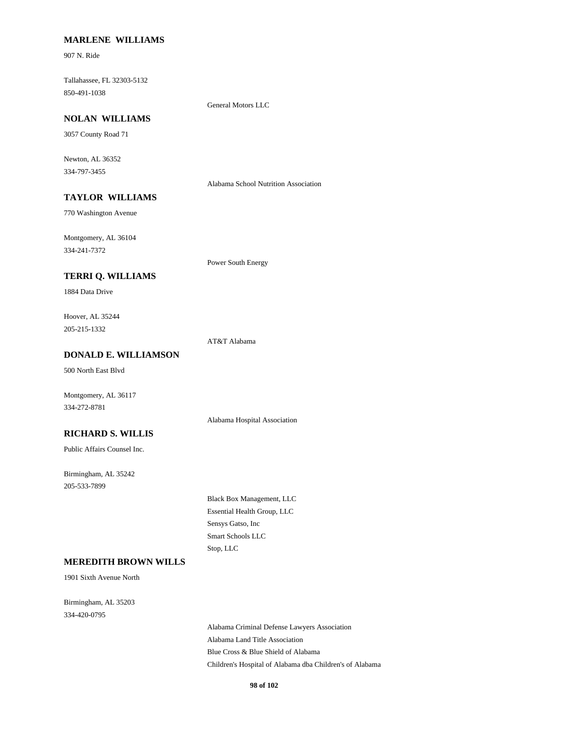**MARLENE WILLIAMS**

907 N. Ride

Tallahassee, FL 32303-5132
850-491-1038

General Motors LLC

**NOLAN WILLIAMS**

3057 County Road 71

Newton, AL 36352
334-797-3455

Alabama School Nutrition Association

**TAYLOR WILLIAMS**

770 Washington Avenue

Montgomery, AL 36104
334-241-7372

Power South Energy

**TERRI Q. WILLIAMS**

1884 Data Drive

Hoover, AL 35244
205-215-1332

AT&T Alabama

**DONALD E. WILLIAMSON**

500 North East Blvd

Montgomery, AL 36117
334-272-8781

Alabama Hospital Association

**RICHARD S. WILLIS**

Public Affairs Counsel Inc.

Birmingham, AL 35242
205-533-7899

Black Box Management, LLC
Essential Health Group, LLC
Sensys Gatso, Inc
Smart Schools LLC
Stop, LLC

**MEREDITH BROWN WILLS**

1901 Sixth Avenue North

Birmingham, AL 35203
334-420-0795

Alabama Criminal Defense Lawyers Association
Alabama Land Title Association
Blue Cross & Blue Shield of Alabama
Children's Hospital of Alabama dba Children's of Alabama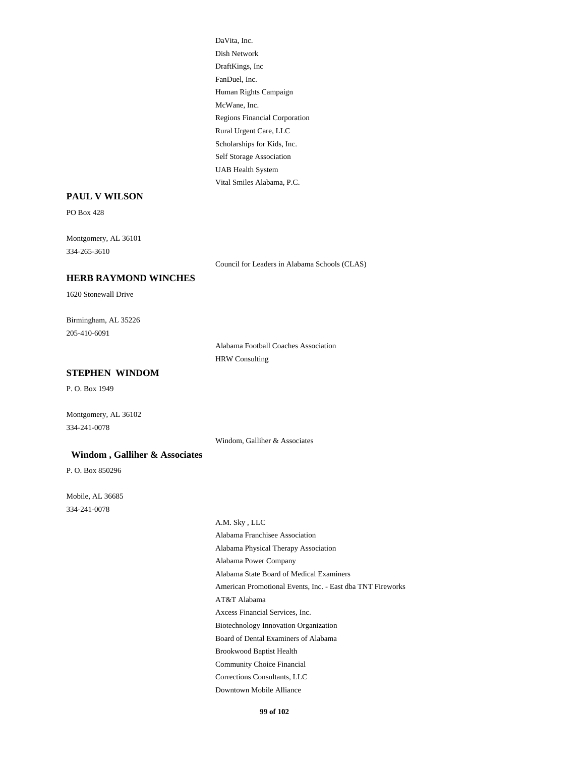DaVita, Inc.
Dish Network
DraftKings, Inc
FanDuel, Inc.
Human Rights Campaign
McWane, Inc.
Regions Financial Corporation
Rural Urgent Care, LLC
Scholarships for Kids, Inc.
Self Storage Association
UAB Health System
Vital Smiles Alabama, P.C.

**PAUL V WILSON**

PO Box 428

Montgomery, AL 36101
334-265-3610

Council for Leaders in Alabama Schools (CLAS)

**HERB RAYMOND WINCHES**

1620 Stonewall Drive

Birmingham, AL 35226
205-410-6091

Alabama Football Coaches Association
HRW Consulting

**STEPHEN WINDOM**

P. O. Box 1949

Montgomery, AL 36102
334-241-0078

Windom, Galliher & Associates

**Windom , Galliher & Associates**

P. O. Box 850296

Mobile, AL 36685
334-241-0078

A.M. Sky , LLC
Alabama Franchisee Association
Alabama Physical Therapy Association
Alabama Power Company
Alabama State Board of Medical Examiners
American Promotional Events, Inc. - East dba TNT Fireworks
AT&T Alabama
Axcess Financial Services, Inc.
Biotechnology Innovation Organization
Board of Dental Examiners of Alabama
Brookwood Baptist Health
Community Choice Financial
Corrections Consultants, LLC
Downtown Mobile Alliance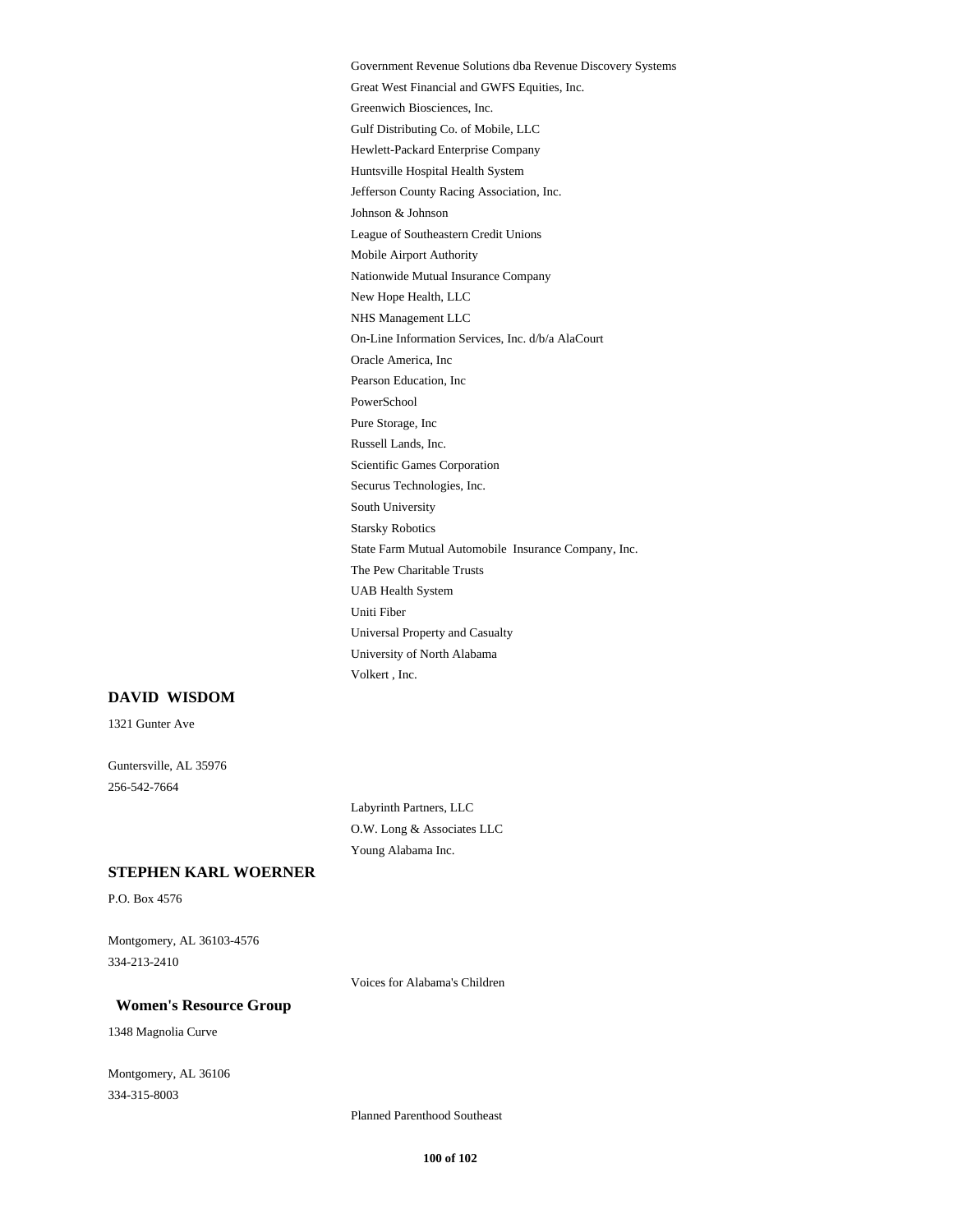Government Revenue Solutions dba Revenue Discovery Systems
Great West Financial and GWFS Equities, Inc.
Greenwich Biosciences, Inc.
Gulf Distributing Co. of Mobile, LLC
Hewlett-Packard Enterprise Company
Huntsville Hospital Health System
Jefferson County Racing Association, Inc.
Johnson & Johnson
League of Southeastern Credit Unions
Mobile Airport Authority
Nationwide Mutual Insurance Company
New Hope Health, LLC
NHS Management LLC
On-Line Information Services, Inc. d/b/a AlaCourt
Oracle America, Inc
Pearson Education, Inc
PowerSchool
Pure Storage, Inc
Russell Lands, Inc.
Scientific Games Corporation
Securus Technologies, Inc.
South University
Starsky Robotics
State Farm Mutual Automobile Insurance Company, Inc.
The Pew Charitable Trusts
UAB Health System
Uniti Fiber
Universal Property and Casualty
University of North Alabama
Volkert , Inc.

**DAVID WISDOM**

1321 Gunter Ave

Guntersville, AL 35976
256-542-7664

Labyrinth Partners, LLC
O.W. Long & Associates LLC
Young Alabama Inc.

**STEPHEN KARL WOERNER**

P.O. Box 4576

Montgomery, AL 36103-4576
334-213-2410

Voices for Alabama's Children

**Women's Resource Group**

1348 Magnolia Curve

Montgomery, AL 36106
334-315-8003

Planned Parenthood Southeast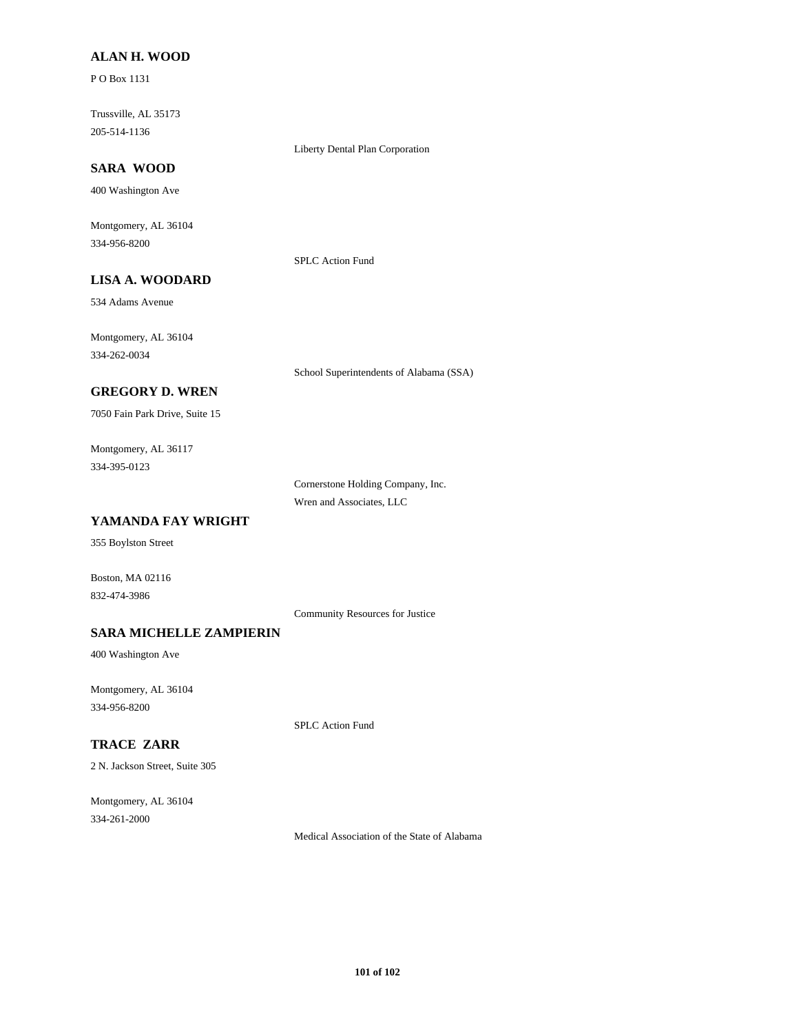**ALAN H. WOOD**

P O Box 1131

Trussville, AL 35173

205-514-1136

Liberty Dental Plan Corporation

**SARA WOOD**

400 Washington Ave

Montgomery, AL 36104

334-956-8200

SPLC Action Fund

**LISA A. WOODARD**

534 Adams Avenue

Montgomery, AL 36104

334-262-0034

School Superintendents of Alabama (SSA)

**GREGORY D. WREN**

7050 Fain Park Drive, Suite 15

Montgomery, AL 36117

334-395-0123

Cornerstone Holding Company, Inc.

Wren and Associates, LLC

**YAMANDA FAY WRIGHT**

355 Boylston Street

Boston, MA 02116

832-474-3986

Community Resources for Justice

**SARA MICHELLE ZAMPIERIN**

400 Washington Ave

Montgomery, AL 36104

334-956-8200

SPLC Action Fund

**TRACE ZARR**

2 N. Jackson Street, Suite 305

Montgomery, AL 36104

334-261-2000

Medical Association of the State of Alabama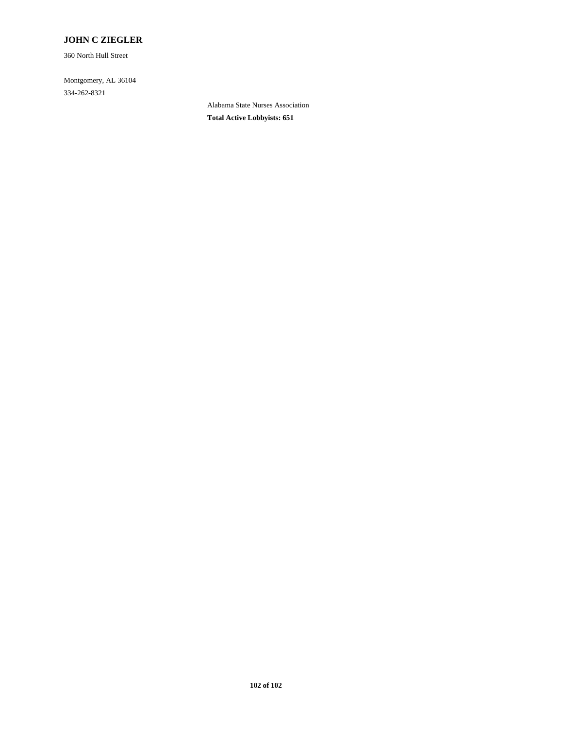**JOHN C ZIEGLER**

360 North Hull Street

Montgomery, AL 36104

334-262-8321

Alabama State Nurses Association

**Total Active Lobbyists: 651**